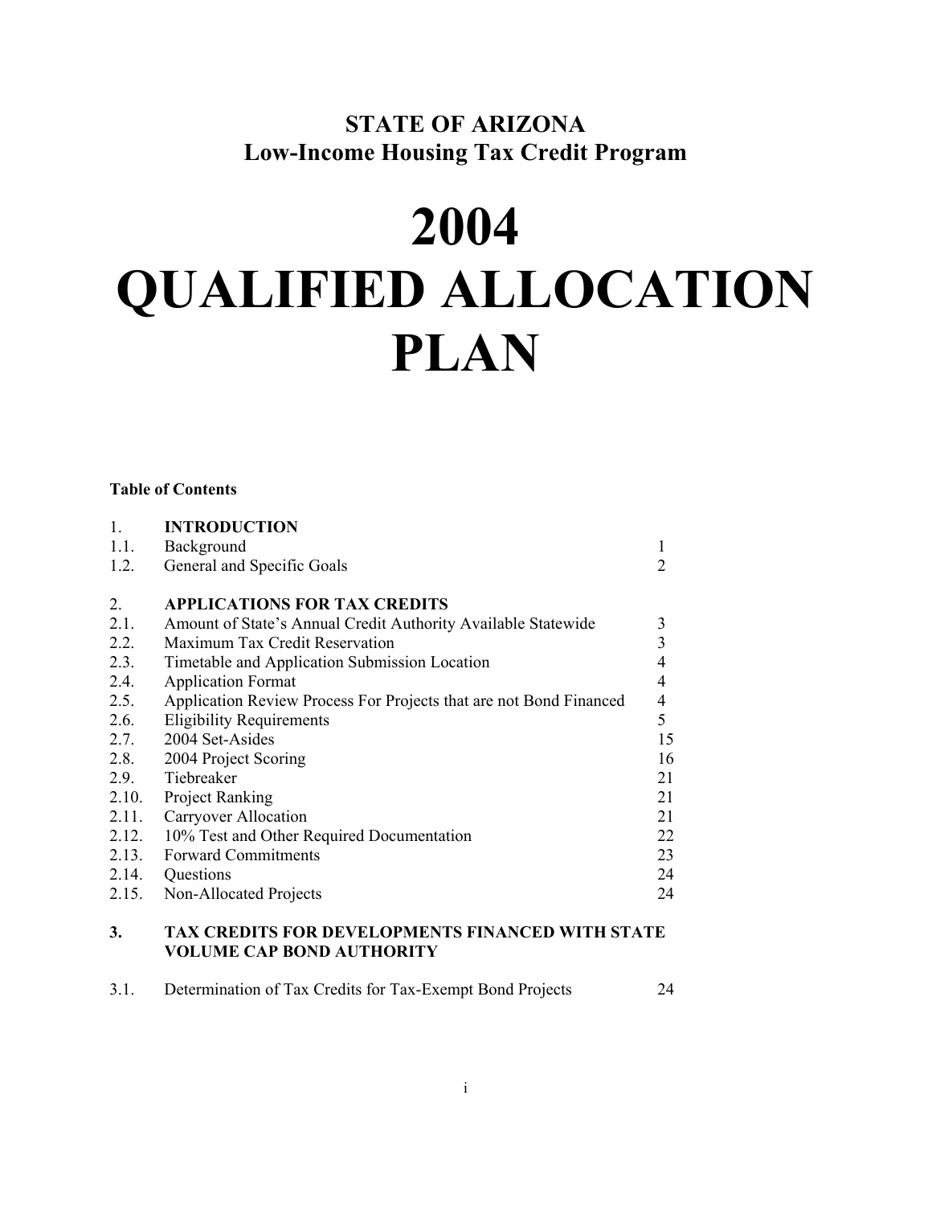## STATE OF ARIZONA
## Low-Income Housing Tax Credit Program

# 2004
# QUALIFIED ALLOCATION PLAN

**Table of Contents**

| | | |
|---|---|---|
| 1. | **INTRODUCTION** | |
| 1.1. | Background | 1 |
| 1.2. | General and Specific Goals | 2 |
| | | |
| 2. | **APPLICATIONS FOR TAX CREDITS** | |
| 2.1. | Amount of State's Annual Credit Authority Available Statewide | 3 |
| 2.2. | Maximum Tax Credit Reservation | 3 |
| 2.3. | Timetable and Application Submission Location | 4 |
| 2.4. | Application Format | 4 |
| 2.5. | Application Review Process For Projects that are not Bond Financed | 4 |
| 2.6. | Eligibility Requirements | 5 |
| 2.7. | 2004 Set-Asides | 15 |
| 2.8. | 2004 Project Scoring | 16 |
| 2.9. | Tiebreaker | 21 |
| 2.10. | Project Ranking | 21 |
| 2.11. | Carryover Allocation | 21 |
| 2.12. | 10% Test and Other Required Documentation | 22 |
| 2.13. | Forward Commitments | 23 |
| 2.14. | Questions | 24 |
| 2.15. | Non-Allocated Projects | 24 |
| | | |
| **3.** | **TAX CREDITS FOR DEVELOPMENTS FINANCED WITH STATE VOLUME CAP BOND AUTHORITY** | |
| | | |
| 3.1. | Determination of Tax Credits for Tax-Exempt Bond Projects | 24 |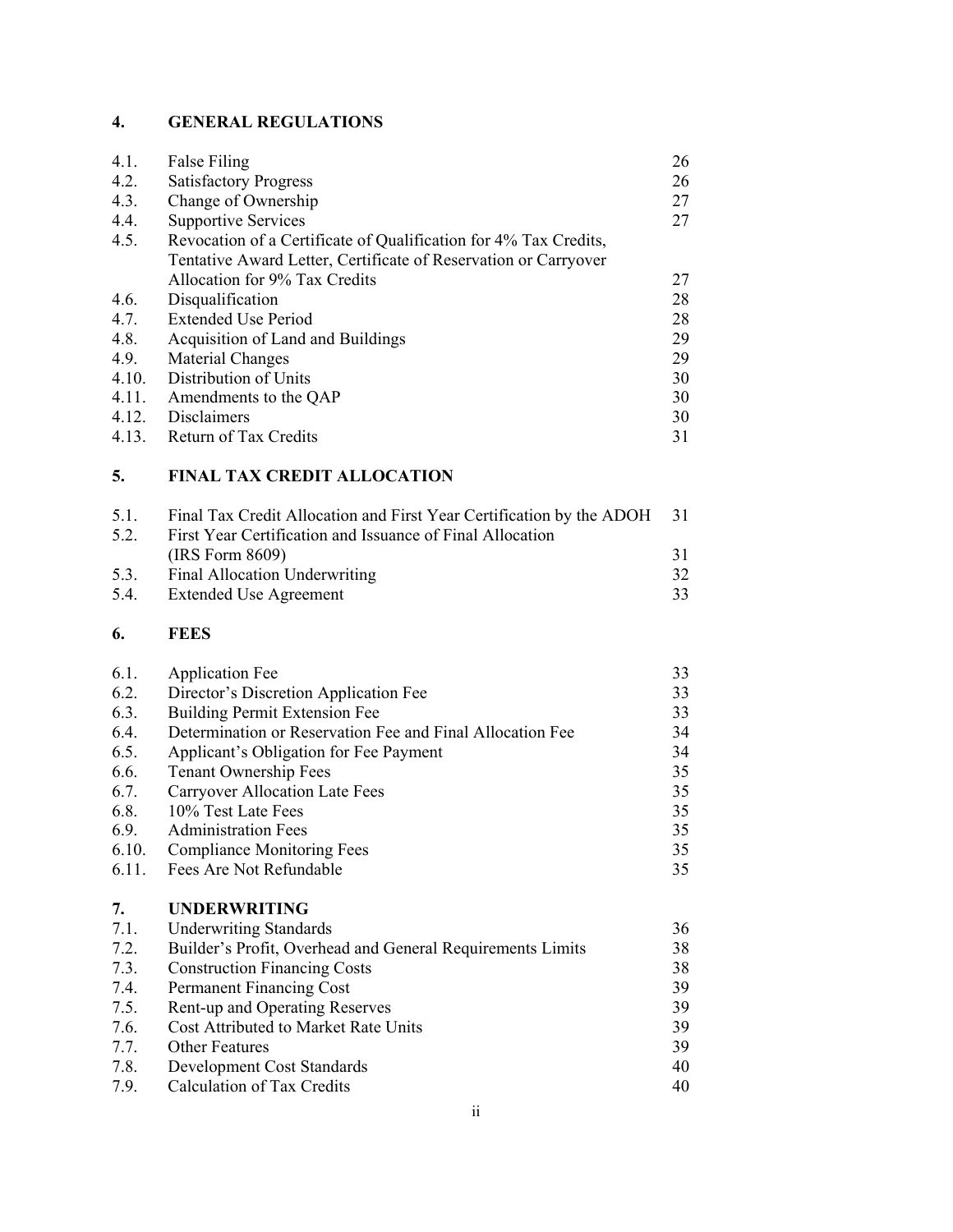## 4. GENERAL REGULATIONS

| | | |
|---|---|---|
| 4.1. | False Filing | 26 |
| 4.2. | Satisfactory Progress | 26 |
| 4.3. | Change of Ownership | 27 |
| 4.4. | Supportive Services | 27 |
| 4.5. | Revocation of a Certificate of Qualification for 4% Tax Credits, Tentative Award Letter, Certificate of Reservation or Carryover Allocation for 9% Tax Credits | 27 |
| 4.6. | Disqualification | 28 |
| 4.7. | Extended Use Period | 28 |
| 4.8. | Acquisition of Land and Buildings | 29 |
| 4.9. | Material Changes | 29 |
| 4.10. | Distribution of Units | 30 |
| 4.11. | Amendments to the QAP | 30 |
| 4.12. | Disclaimers | 30 |
| 4.13. | Return of Tax Credits | 31 |

## 5. FINAL TAX CREDIT ALLOCATION

| | | |
|---|---|---|
| 5.1. | Final Tax Credit Allocation and First Year Certification by the ADOH | 31 |
| 5.2. | First Year Certification and Issuance of Final Allocation (IRS Form 8609) | 31 |
| 5.3. | Final Allocation Underwriting | 32 |
| 5.4. | Extended Use Agreement | 33 |

## 6. FEES

| | | |
|---|---|---|
| 6.1. | Application Fee | 33 |
| 6.2. | Director's Discretion Application Fee | 33 |
| 6.3. | Building Permit Extension Fee | 33 |
| 6.4. | Determination or Reservation Fee and Final Allocation Fee | 34 |
| 6.5. | Applicant's Obligation for Fee Payment | 34 |
| 6.6. | Tenant Ownership Fees | 35 |
| 6.7. | Carryover Allocation Late Fees | 35 |
| 6.8. | 10% Test Late Fees | 35 |
| 6.9. | Administration Fees | 35 |
| 6.10. | Compliance Monitoring Fees | 35 |
| 6.11. | Fees Are Not Refundable | 35 |

## 7. UNDERWRITING

| | | |
|---|---|---|
| 7.1. | Underwriting Standards | 36 |
| 7.2. | Builder's Profit, Overhead and General Requirements Limits | 38 |
| 7.3. | Construction Financing Costs | 38 |
| 7.4. | Permanent Financing Cost | 39 |
| 7.5. | Rent-up and Operating Reserves | 39 |
| 7.6. | Cost Attributed to Market Rate Units | 39 |
| 7.7. | Other Features | 39 |
| 7.8. | Development Cost Standards | 40 |
| 7.9. | Calculation of Tax Credits | 40 |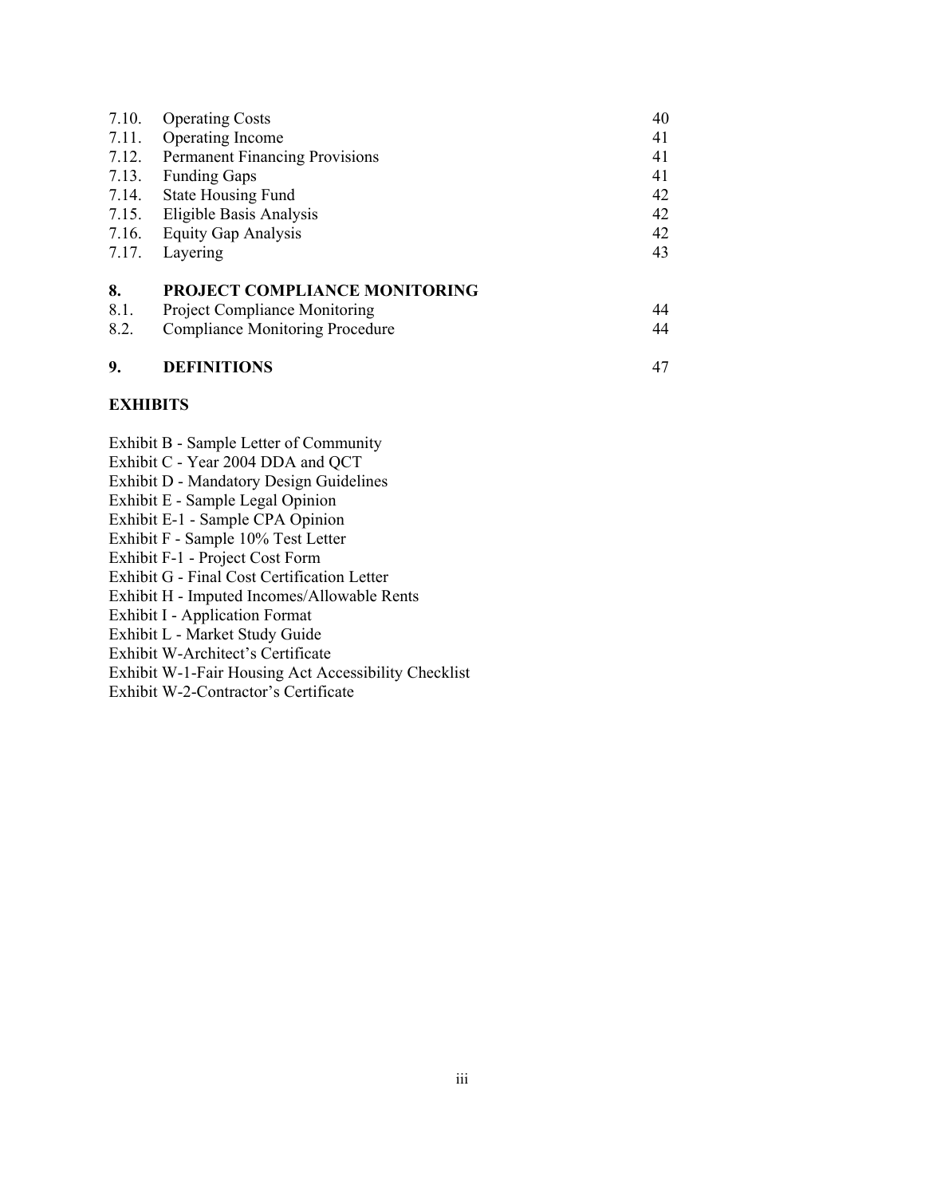| | | |
|---|---|---|
| 7.10. | Operating Costs | 40 |
| 7.11. | Operating Income | 41 |
| 7.12. | Permanent Financing Provisions | 41 |
| 7.13. | Funding Gaps | 41 |
| 7.14. | State Housing Fund | 42 |
| 7.15. | Eligible Basis Analysis | 42 |
| 7.16. | Equity Gap Analysis | 42 |
| 7.17. | Layering | 43 |
| **8.** | **PROJECT COMPLIANCE MONITORING** | |
| 8.1. | Project Compliance Monitoring | 44 |
| 8.2. | Compliance Monitoring Procedure | 44 |
| **9.** | **DEFINITIONS** | 47 |

**EXHIBITS**

Exhibit B - Sample Letter of Community
Exhibit C - Year 2004 DDA and QCT
Exhibit D - Mandatory Design Guidelines
Exhibit E - Sample Legal Opinion
Exhibit E-1 - Sample CPA Opinion
Exhibit F - Sample 10% Test Letter
Exhibit F-1 - Project Cost Form
Exhibit G - Final Cost Certification Letter
Exhibit H - Imputed Incomes/Allowable Rents
Exhibit I - Application Format
Exhibit L - Market Study Guide
Exhibit W-Architect's Certificate
Exhibit W-1-Fair Housing Act Accessibility Checklist
Exhibit W-2-Contractor's Certificate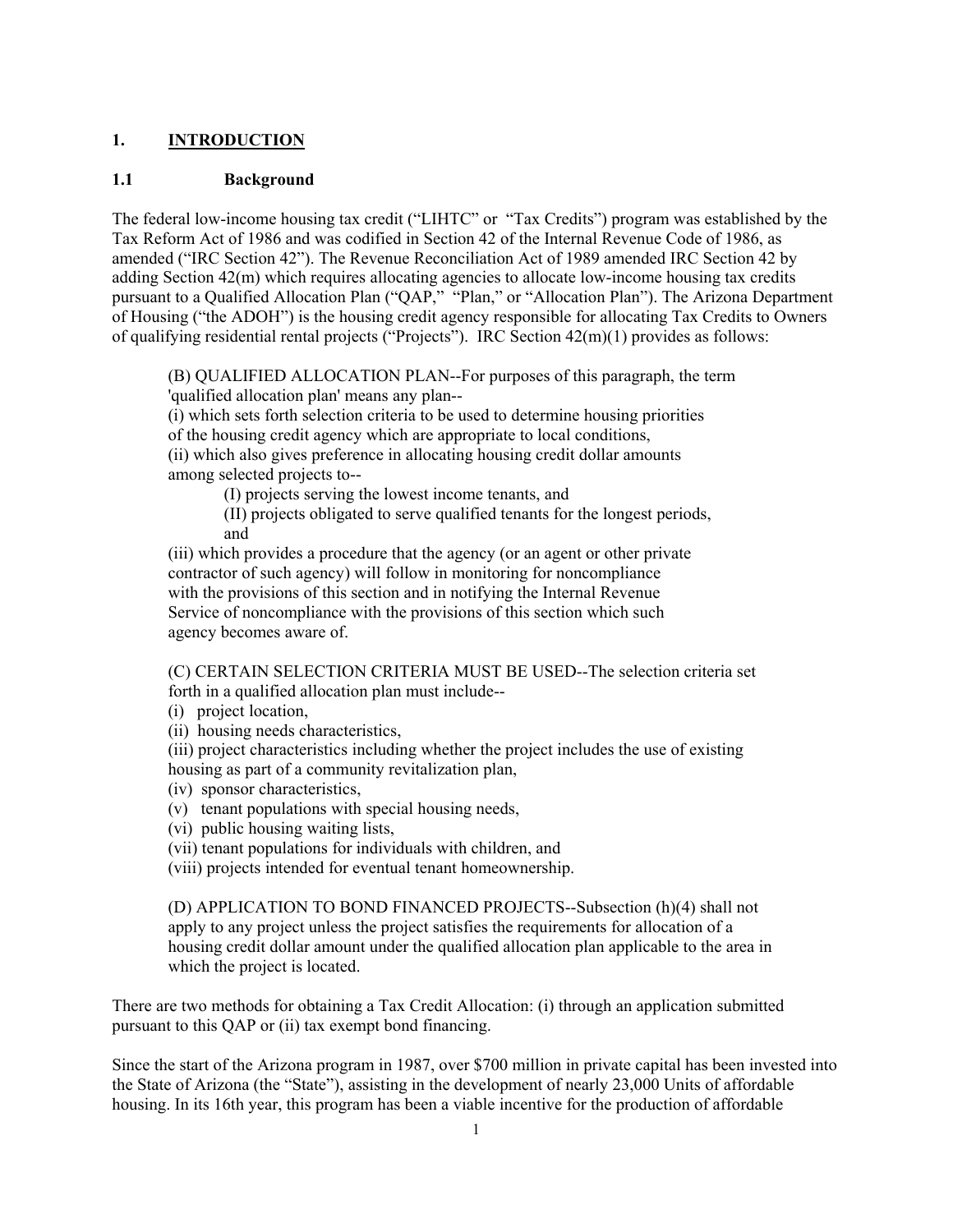# 1. INTRODUCTION

## 1.1 Background

The federal low-income housing tax credit ("LIHTC" or "Tax Credits") program was established by the Tax Reform Act of 1986 and was codified in Section 42 of the Internal Revenue Code of 1986, as amended ("IRC Section 42"). The Revenue Reconciliation Act of 1989 amended IRC Section 42 by adding Section 42(m) which requires allocating agencies to allocate low-income housing tax credits pursuant to a Qualified Allocation Plan ("QAP," "Plan," or "Allocation Plan"). The Arizona Department of Housing ("the ADOH") is the housing credit agency responsible for allocating Tax Credits to Owners of qualifying residential rental projects ("Projects"). IRC Section 42(m)(1) provides as follows:

> (B) QUALIFIED ALLOCATION PLAN--For purposes of this paragraph, the term 'qualified allocation plan' means any plan--
> (i) which sets forth selection criteria to be used to determine housing priorities of the housing credit agency which are appropriate to local conditions,
> (ii) which also gives preference in allocating housing credit dollar amounts among selected projects to--
>   (I) projects serving the lowest income tenants, and
>   (II) projects obligated to serve qualified tenants for the longest periods, and
> (iii) which provides a procedure that the agency (or an agent or other private contractor of such agency) will follow in monitoring for noncompliance with the provisions of this section and in notifying the Internal Revenue Service of noncompliance with the provisions of this section which such agency becomes aware of.
>
> (C) CERTAIN SELECTION CRITERIA MUST BE USED--The selection criteria set forth in a qualified allocation plan must include--
> (i) project location,
> (ii) housing needs characteristics,
> (iii) project characteristics including whether the project includes the use of existing housing as part of a community revitalization plan,
> (iv) sponsor characteristics,
> (v) tenant populations with special housing needs,
> (vi) public housing waiting lists,
> (vii) tenant populations for individuals with children, and
> (viii) projects intended for eventual tenant homeownership.
>
> (D) APPLICATION TO BOND FINANCED PROJECTS--Subsection (h)(4) shall not apply to any project unless the project satisfies the requirements for allocation of a housing credit dollar amount under the qualified allocation plan applicable to the area in which the project is located.

There are two methods for obtaining a Tax Credit Allocation: (i) through an application submitted pursuant to this QAP or (ii) tax exempt bond financing.

Since the start of the Arizona program in 1987, over $700 million in private capital has been invested into the State of Arizona (the "State"), assisting in the development of nearly 23,000 Units of affordable housing. In its 16th year, this program has been a viable incentive for the production of affordable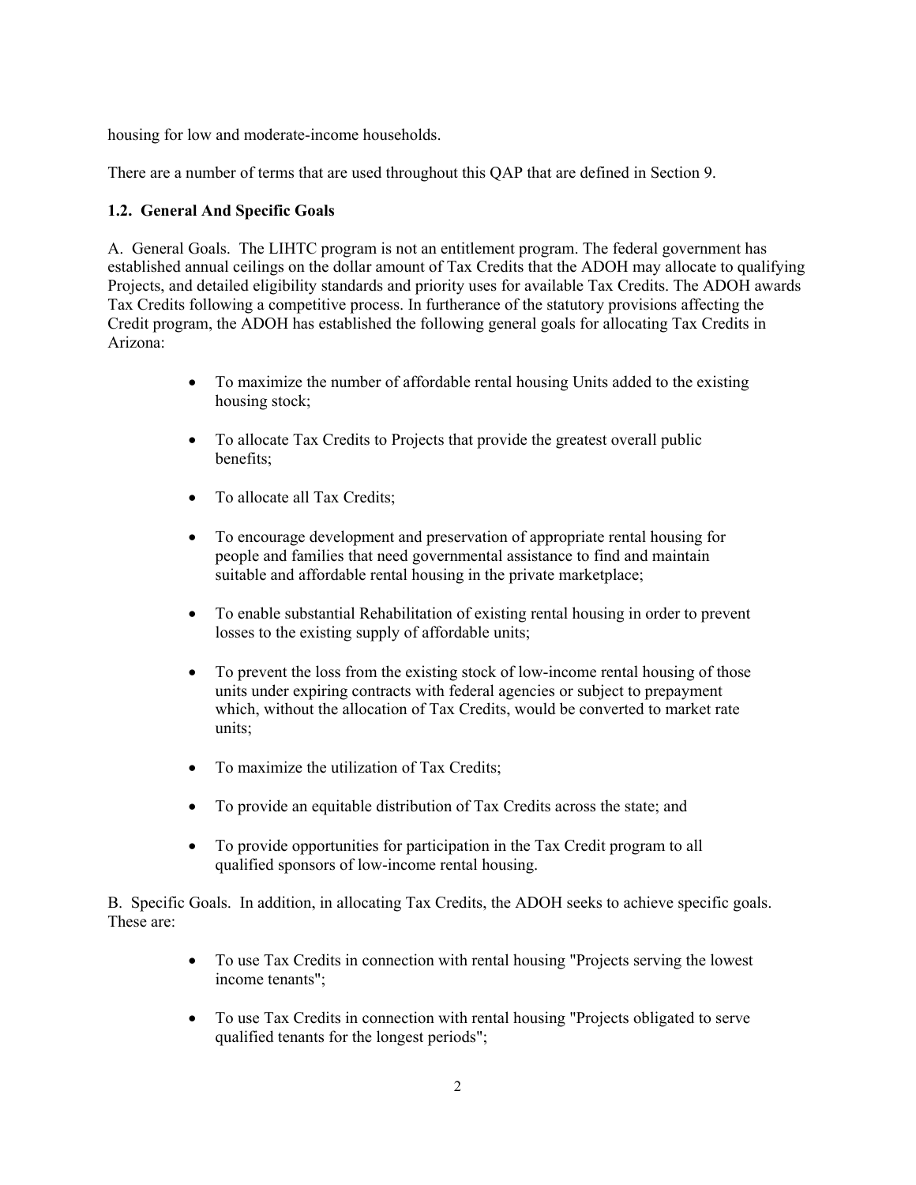housing for low and moderate-income households.

There are a number of terms that are used throughout this QAP that are defined in Section 9.

### 1.2. General And Specific Goals

A. General Goals. The LIHTC program is not an entitlement program. The federal government has established annual ceilings on the dollar amount of Tax Credits that the ADOH may allocate to qualifying Projects, and detailed eligibility standards and priority uses for available Tax Credits. The ADOH awards Tax Credits following a competitive process. In furtherance of the statutory provisions affecting the Credit program, the ADOH has established the following general goals for allocating Tax Credits in Arizona:

- To maximize the number of affordable rental housing Units added to the existing housing stock;
- To allocate Tax Credits to Projects that provide the greatest overall public benefits;
- To allocate all Tax Credits;
- To encourage development and preservation of appropriate rental housing for people and families that need governmental assistance to find and maintain suitable and affordable rental housing in the private marketplace;
- To enable substantial Rehabilitation of existing rental housing in order to prevent losses to the existing supply of affordable units;
- To prevent the loss from the existing stock of low-income rental housing of those units under expiring contracts with federal agencies or subject to prepayment which, without the allocation of Tax Credits, would be converted to market rate units;
- To maximize the utilization of Tax Credits;
- To provide an equitable distribution of Tax Credits across the state; and
- To provide opportunities for participation in the Tax Credit program to all qualified sponsors of low-income rental housing.

B. Specific Goals. In addition, in allocating Tax Credits, the ADOH seeks to achieve specific goals. These are:

- To use Tax Credits in connection with rental housing "Projects serving the lowest income tenants";
- To use Tax Credits in connection with rental housing "Projects obligated to serve qualified tenants for the longest periods";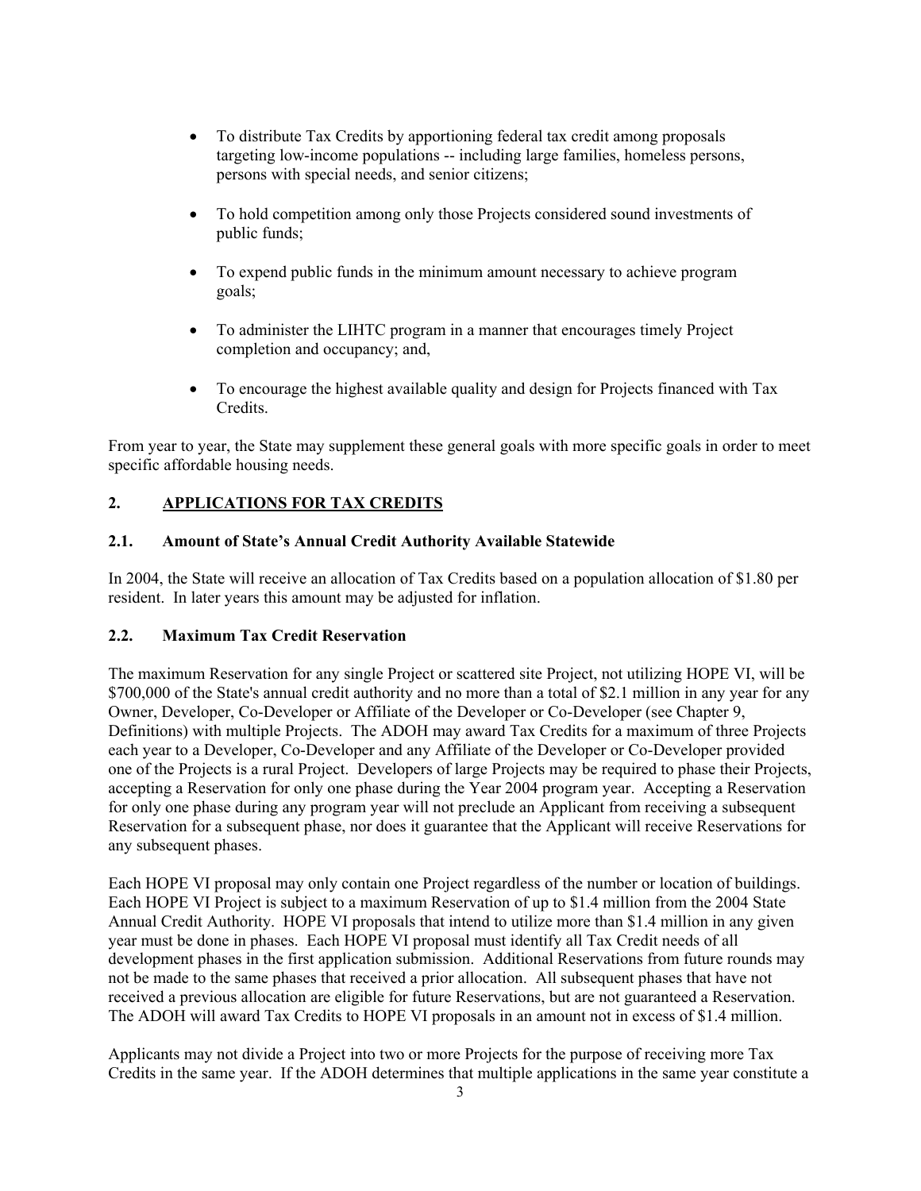- To distribute Tax Credits by apportioning federal tax credit among proposals targeting low-income populations -- including large families, homeless persons, persons with special needs, and senior citizens;
- To hold competition among only those Projects considered sound investments of public funds;
- To expend public funds in the minimum amount necessary to achieve program goals;
- To administer the LIHTC program in a manner that encourages timely Project completion and occupancy; and,
- To encourage the highest available quality and design for Projects financed with Tax Credits.

From year to year, the State may supplement these general goals with more specific goals in order to meet specific affordable housing needs.

## 2. APPLICATIONS FOR TAX CREDITS

### 2.1. Amount of State's Annual Credit Authority Available Statewide

In 2004, the State will receive an allocation of Tax Credits based on a population allocation of $1.80 per resident. In later years this amount may be adjusted for inflation.

### 2.2. Maximum Tax Credit Reservation

The maximum Reservation for any single Project or scattered site Project, not utilizing HOPE VI, will be $700,000 of the State's annual credit authority and no more than a total of $2.1 million in any year for any Owner, Developer, Co-Developer or Affiliate of the Developer or Co-Developer (see Chapter 9, Definitions) with multiple Projects. The ADOH may award Tax Credits for a maximum of three Projects each year to a Developer, Co-Developer and any Affiliate of the Developer or Co-Developer provided one of the Projects is a rural Project. Developers of large Projects may be required to phase their Projects, accepting a Reservation for only one phase during the Year 2004 program year. Accepting a Reservation for only one phase during any program year will not preclude an Applicant from receiving a subsequent Reservation for a subsequent phase, nor does it guarantee that the Applicant will receive Reservations for any subsequent phases.

Each HOPE VI proposal may only contain one Project regardless of the number or location of buildings. Each HOPE VI Project is subject to a maximum Reservation of up to $1.4 million from the 2004 State Annual Credit Authority. HOPE VI proposals that intend to utilize more than $1.4 million in any given year must be done in phases. Each HOPE VI proposal must identify all Tax Credit needs of all development phases in the first application submission. Additional Reservations from future rounds may not be made to the same phases that received a prior allocation. All subsequent phases that have not received a previous allocation are eligible for future Reservations, but are not guaranteed a Reservation. The ADOH will award Tax Credits to HOPE VI proposals in an amount not in excess of $1.4 million.

Applicants may not divide a Project into two or more Projects for the purpose of receiving more Tax Credits in the same year. If the ADOH determines that multiple applications in the same year constitute a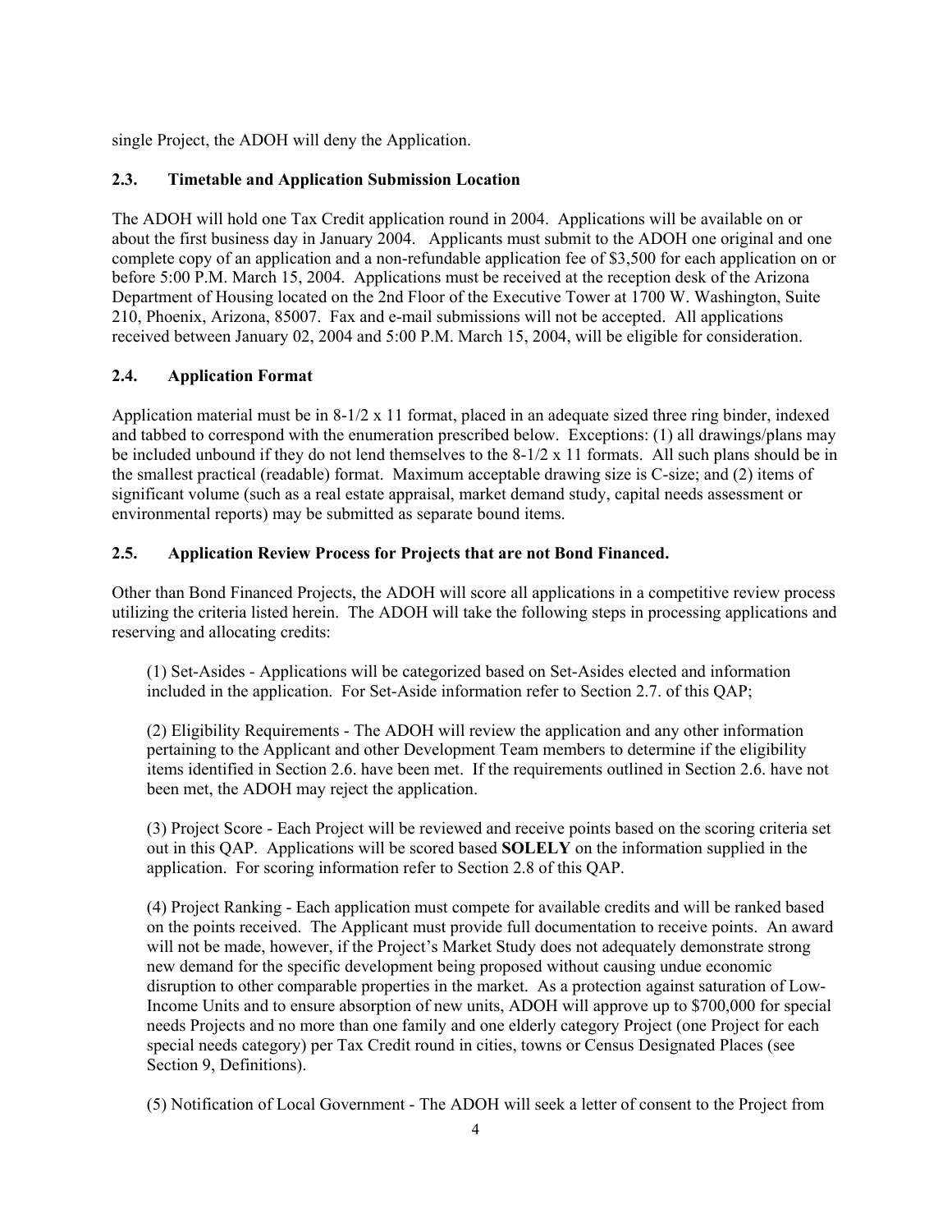single Project, the ADOH will deny the Application.

### 2.3. Timetable and Application Submission Location

The ADOH will hold one Tax Credit application round in 2004. Applications will be available on or about the first business day in January 2004. Applicants must submit to the ADOH one original and one complete copy of an application and a non-refundable application fee of $3,500 for each application on or before 5:00 P.M. March 15, 2004. Applications must be received at the reception desk of the Arizona Department of Housing located on the 2nd Floor of the Executive Tower at 1700 W. Washington, Suite 210, Phoenix, Arizona, 85007. Fax and e-mail submissions will not be accepted. All applications received between January 02, 2004 and 5:00 P.M. March 15, 2004, will be eligible for consideration.

### 2.4. Application Format

Application material must be in 8-1/2 x 11 format, placed in an adequate sized three ring binder, indexed and tabbed to correspond with the enumeration prescribed below. Exceptions: (1) all drawings/plans may be included unbound if they do not lend themselves to the 8-1/2 x 11 formats. All such plans should be in the smallest practical (readable) format. Maximum acceptable drawing size is C-size; and (2) items of significant volume (such as a real estate appraisal, market demand study, capital needs assessment or environmental reports) may be submitted as separate bound items.

### 2.5. Application Review Process for Projects that are not Bond Financed.

Other than Bond Financed Projects, the ADOH will score all applications in a competitive review process utilizing the criteria listed herein. The ADOH will take the following steps in processing applications and reserving and allocating credits:

(1) Set-Asides - Applications will be categorized based on Set-Asides elected and information included in the application. For Set-Aside information refer to Section 2.7. of this QAP;

(2) Eligibility Requirements - The ADOH will review the application and any other information pertaining to the Applicant and other Development Team members to determine if the eligibility items identified in Section 2.6. have been met. If the requirements outlined in Section 2.6. have not been met, the ADOH may reject the application.

(3) Project Score - Each Project will be reviewed and receive points based on the scoring criteria set out in this QAP. Applications will be scored based **SOLELY** on the information supplied in the application. For scoring information refer to Section 2.8 of this QAP.

(4) Project Ranking - Each application must compete for available credits and will be ranked based on the points received. The Applicant must provide full documentation to receive points. An award will not be made, however, if the Project's Market Study does not adequately demonstrate strong new demand for the specific development being proposed without causing undue economic disruption to other comparable properties in the market. As a protection against saturation of Low-Income Units and to ensure absorption of new units, ADOH will approve up to $700,000 for special needs Projects and no more than one family and one elderly category Project (one Project for each special needs category) per Tax Credit round in cities, towns or Census Designated Places (see Section 9, Definitions).

(5) Notification of Local Government - The ADOH will seek a letter of consent to the Project from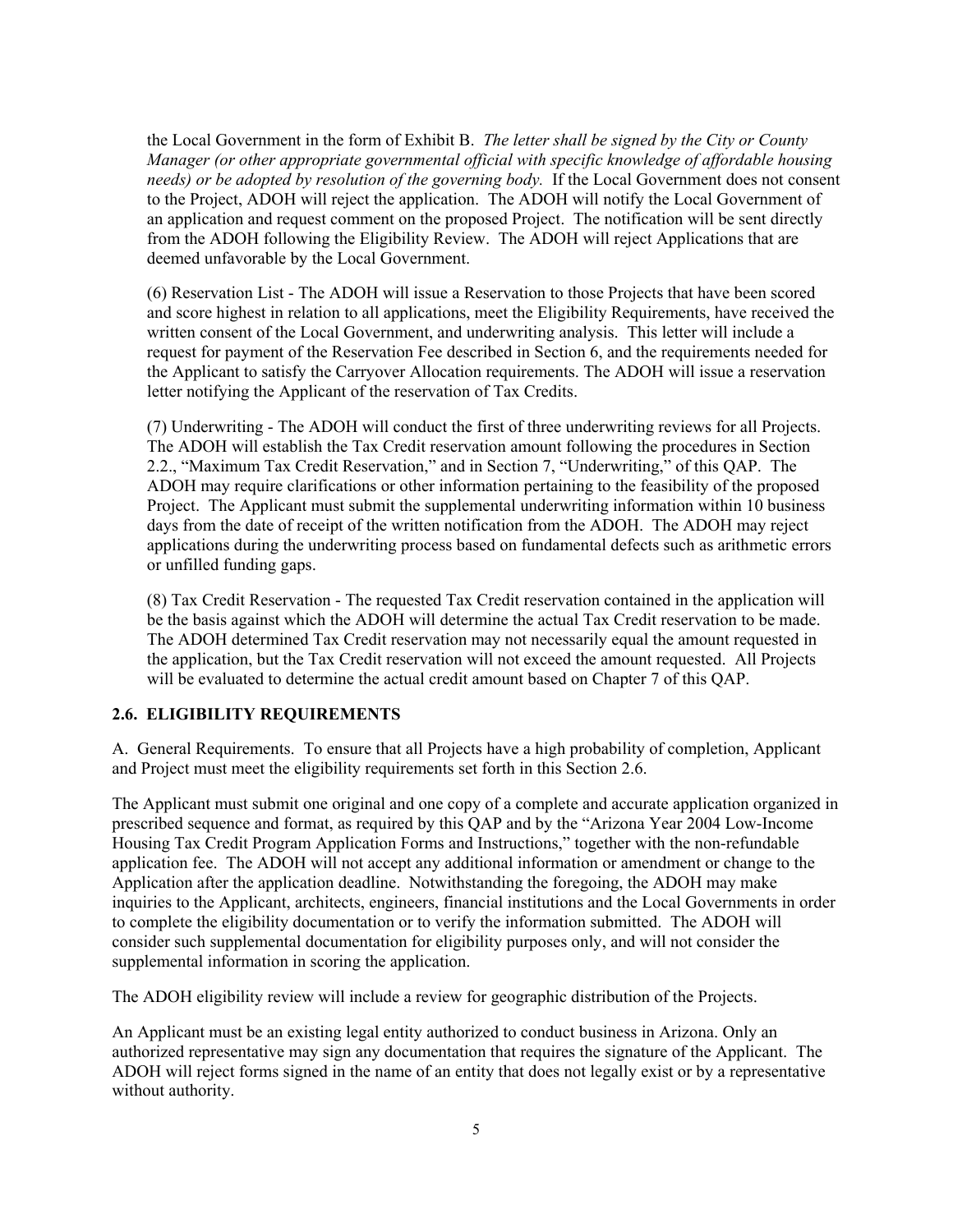the Local Government in the form of Exhibit B. *The letter shall be signed by the City or County Manager (or other appropriate governmental official with specific knowledge of affordable housing needs) or be adopted by resolution of the governing body.* If the Local Government does not consent to the Project, ADOH will reject the application. The ADOH will notify the Local Government of an application and request comment on the proposed Project. The notification will be sent directly from the ADOH following the Eligibility Review. The ADOH will reject Applications that are deemed unfavorable by the Local Government.

(6) Reservation List - The ADOH will issue a Reservation to those Projects that have been scored and score highest in relation to all applications, meet the Eligibility Requirements, have received the written consent of the Local Government, and underwriting analysis. This letter will include a request for payment of the Reservation Fee described in Section 6, and the requirements needed for the Applicant to satisfy the Carryover Allocation requirements. The ADOH will issue a reservation letter notifying the Applicant of the reservation of Tax Credits.

(7) Underwriting - The ADOH will conduct the first of three underwriting reviews for all Projects. The ADOH will establish the Tax Credit reservation amount following the procedures in Section 2.2., "Maximum Tax Credit Reservation," and in Section 7, "Underwriting," of this QAP. The ADOH may require clarifications or other information pertaining to the feasibility of the proposed Project. The Applicant must submit the supplemental underwriting information within 10 business days from the date of receipt of the written notification from the ADOH. The ADOH may reject applications during the underwriting process based on fundamental defects such as arithmetic errors or unfilled funding gaps.

(8) Tax Credit Reservation - The requested Tax Credit reservation contained in the application will be the basis against which the ADOH will determine the actual Tax Credit reservation to be made. The ADOH determined Tax Credit reservation may not necessarily equal the amount requested in the application, but the Tax Credit reservation will not exceed the amount requested. All Projects will be evaluated to determine the actual credit amount based on Chapter 7 of this QAP.

### 2.6. ELIGIBILITY REQUIREMENTS

A. General Requirements. To ensure that all Projects have a high probability of completion, Applicant and Project must meet the eligibility requirements set forth in this Section 2.6.

The Applicant must submit one original and one copy of a complete and accurate application organized in prescribed sequence and format, as required by this QAP and by the "Arizona Year 2004 Low-Income Housing Tax Credit Program Application Forms and Instructions," together with the non-refundable application fee. The ADOH will not accept any additional information or amendment or change to the Application after the application deadline. Notwithstanding the foregoing, the ADOH may make inquiries to the Applicant, architects, engineers, financial institutions and the Local Governments in order to complete the eligibility documentation or to verify the information submitted. The ADOH will consider such supplemental documentation for eligibility purposes only, and will not consider the supplemental information in scoring the application.

The ADOH eligibility review will include a review for geographic distribution of the Projects.

An Applicant must be an existing legal entity authorized to conduct business in Arizona. Only an authorized representative may sign any documentation that requires the signature of the Applicant. The ADOH will reject forms signed in the name of an entity that does not legally exist or by a representative without authority.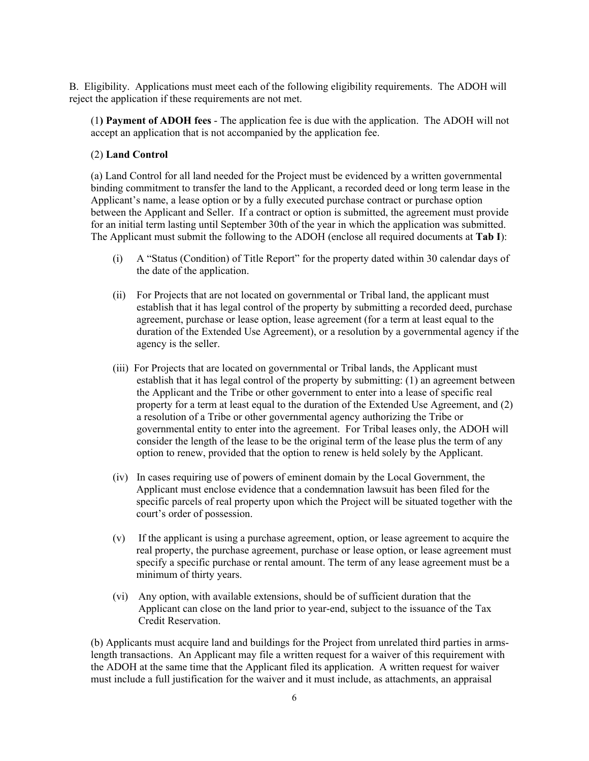B. Eligibility. Applications must meet each of the following eligibility requirements. The ADOH will reject the application if these requirements are not met.

(1**) Payment of ADOH fees** - The application fee is due with the application. The ADOH will not accept an application that is not accompanied by the application fee.

(2) **Land Control**

(a) Land Control for all land needed for the Project must be evidenced by a written governmental binding commitment to transfer the land to the Applicant, a recorded deed or long term lease in the Applicant's name, a lease option or by a fully executed purchase contract or purchase option between the Applicant and Seller. If a contract or option is submitted, the agreement must provide for an initial term lasting until September 30th of the year in which the application was submitted. The Applicant must submit the following to the ADOH (enclose all required documents at **Tab I**):

(i) A "Status (Condition) of Title Report" for the property dated within 30 calendar days of the date of the application.

(ii) For Projects that are not located on governmental or Tribal land, the applicant must establish that it has legal control of the property by submitting a recorded deed, purchase agreement, purchase or lease option, lease agreement (for a term at least equal to the duration of the Extended Use Agreement), or a resolution by a governmental agency if the agency is the seller.

(iii) For Projects that are located on governmental or Tribal lands, the Applicant must establish that it has legal control of the property by submitting: (1) an agreement between the Applicant and the Tribe or other government to enter into a lease of specific real property for a term at least equal to the duration of the Extended Use Agreement, and (2) a resolution of a Tribe or other governmental agency authorizing the Tribe or governmental entity to enter into the agreement. For Tribal leases only, the ADOH will consider the length of the lease to be the original term of the lease plus the term of any option to renew, provided that the option to renew is held solely by the Applicant.

(iv) In cases requiring use of powers of eminent domain by the Local Government, the Applicant must enclose evidence that a condemnation lawsuit has been filed for the specific parcels of real property upon which the Project will be situated together with the court's order of possession.

(v) If the applicant is using a purchase agreement, option, or lease agreement to acquire the real property, the purchase agreement, purchase or lease option, or lease agreement must specify a specific purchase or rental amount. The term of any lease agreement must be a minimum of thirty years.

(vi) Any option, with available extensions, should be of sufficient duration that the Applicant can close on the land prior to year-end, subject to the issuance of the Tax Credit Reservation.

(b) Applicants must acquire land and buildings for the Project from unrelated third parties in arms-length transactions. An Applicant may file a written request for a waiver of this requirement with the ADOH at the same time that the Applicant filed its application. A written request for waiver must include a full justification for the waiver and it must include, as attachments, an appraisal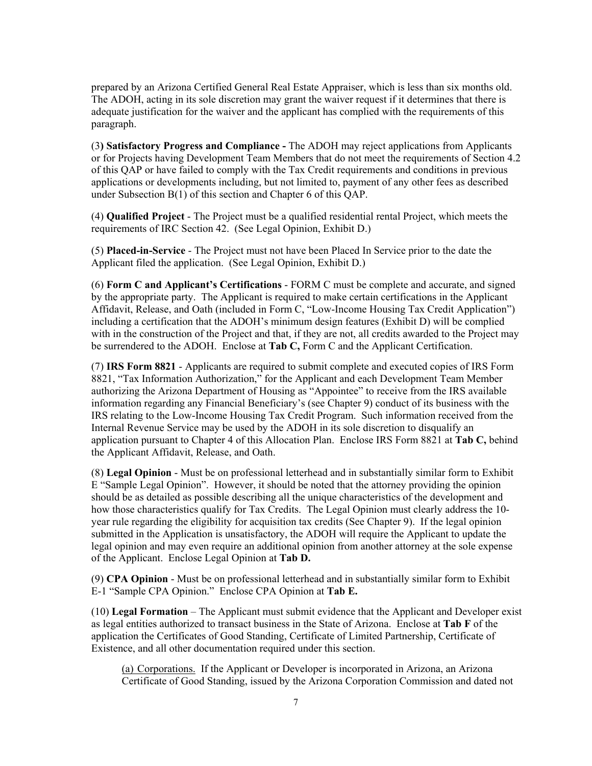prepared by an Arizona Certified General Real Estate Appraiser, which is less than six months old. The ADOH, acting in its sole discretion may grant the waiver request if it determines that there is adequate justification for the waiver and the applicant has complied with the requirements of this paragraph.

(3**) Satisfactory Progress and Compliance -** The ADOH may reject applications from Applicants or for Projects having Development Team Members that do not meet the requirements of Section 4.2 of this QAP or have failed to comply with the Tax Credit requirements and conditions in previous applications or developments including, but not limited to, payment of any other fees as described under Subsection B(1) of this section and Chapter 6 of this QAP.

(4) **Qualified Project** - The Project must be a qualified residential rental Project, which meets the requirements of IRC Section 42. (See Legal Opinion, Exhibit D.)

(5) **Placed-in-Service** - The Project must not have been Placed In Service prior to the date the Applicant filed the application. (See Legal Opinion, Exhibit D.)

(6) **Form C and Applicant's Certifications** - FORM C must be complete and accurate, and signed by the appropriate party. The Applicant is required to make certain certifications in the Applicant Affidavit, Release, and Oath (included in Form C, "Low-Income Housing Tax Credit Application") including a certification that the ADOH's minimum design features (Exhibit D) will be complied with in the construction of the Project and that, if they are not, all credits awarded to the Project may be surrendered to the ADOH. Enclose at **Tab C,** Form C and the Applicant Certification.

(7) **IRS Form 8821** - Applicants are required to submit complete and executed copies of IRS Form 8821, "Tax Information Authorization," for the Applicant and each Development Team Member authorizing the Arizona Department of Housing as "Appointee" to receive from the IRS available information regarding any Financial Beneficiary's (see Chapter 9) conduct of its business with the IRS relating to the Low-Income Housing Tax Credit Program. Such information received from the Internal Revenue Service may be used by the ADOH in its sole discretion to disqualify an application pursuant to Chapter 4 of this Allocation Plan. Enclose IRS Form 8821 at **Tab C,** behind the Applicant Affidavit, Release, and Oath.

(8) **Legal Opinion** - Must be on professional letterhead and in substantially similar form to Exhibit E "Sample Legal Opinion". However, it should be noted that the attorney providing the opinion should be as detailed as possible describing all the unique characteristics of the development and how those characteristics qualify for Tax Credits. The Legal Opinion must clearly address the 10-year rule regarding the eligibility for acquisition tax credits (See Chapter 9). If the legal opinion submitted in the Application is unsatisfactory, the ADOH will require the Applicant to update the legal opinion and may even require an additional opinion from another attorney at the sole expense of the Applicant. Enclose Legal Opinion at **Tab D.**

(9) **CPA Opinion** - Must be on professional letterhead and in substantially similar form to Exhibit E-1 "Sample CPA Opinion." Enclose CPA Opinion at **Tab E.**

(10) **Legal Formation** – The Applicant must submit evidence that the Applicant and Developer exist as legal entities authorized to transact business in the State of Arizona. Enclose at **Tab F** of the application the Certificates of Good Standing, Certificate of Limited Partnership, Certificate of Existence, and all other documentation required under this section.

(a) Corporations. If the Applicant or Developer is incorporated in Arizona, an Arizona Certificate of Good Standing, issued by the Arizona Corporation Commission and dated not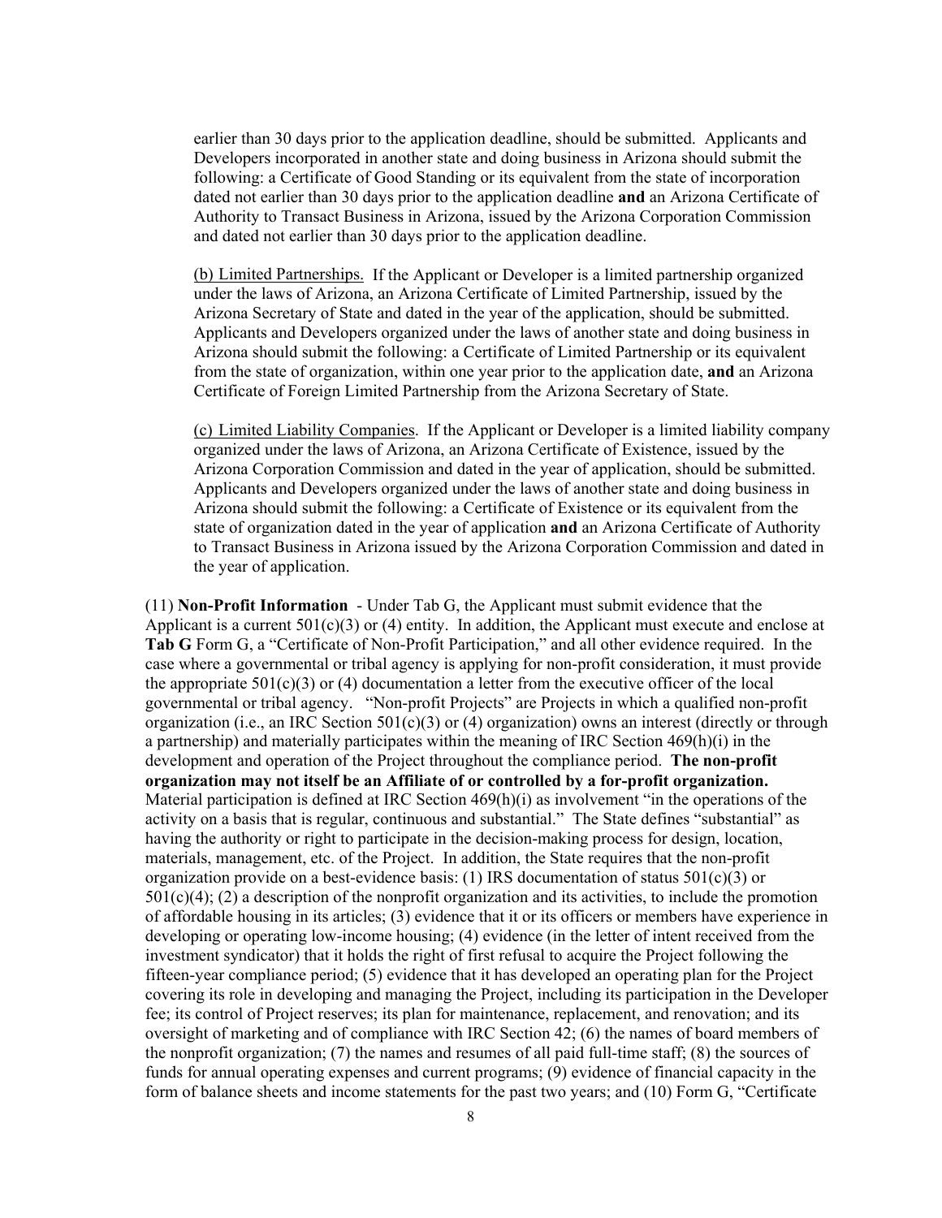earlier than 30 days prior to the application deadline, should be submitted. Applicants and Developers incorporated in another state and doing business in Arizona should submit the following: a Certificate of Good Standing or its equivalent from the state of incorporation dated not earlier than 30 days prior to the application deadline **and** an Arizona Certificate of Authority to Transact Business in Arizona, issued by the Arizona Corporation Commission and dated not earlier than 30 days prior to the application deadline.

(b) Limited Partnerships. If the Applicant or Developer is a limited partnership organized under the laws of Arizona, an Arizona Certificate of Limited Partnership, issued by the Arizona Secretary of State and dated in the year of the application, should be submitted. Applicants and Developers organized under the laws of another state and doing business in Arizona should submit the following: a Certificate of Limited Partnership or its equivalent from the state of organization, within one year prior to the application date, **and** an Arizona Certificate of Foreign Limited Partnership from the Arizona Secretary of State.

(c) Limited Liability Companies. If the Applicant or Developer is a limited liability company organized under the laws of Arizona, an Arizona Certificate of Existence, issued by the Arizona Corporation Commission and dated in the year of application, should be submitted. Applicants and Developers organized under the laws of another state and doing business in Arizona should submit the following: a Certificate of Existence or its equivalent from the state of organization dated in the year of application **and** an Arizona Certificate of Authority to Transact Business in Arizona issued by the Arizona Corporation Commission and dated in the year of application.

(11) **Non-Profit Information** - Under Tab G, the Applicant must submit evidence that the Applicant is a current 501(c)(3) or (4) entity. In addition, the Applicant must execute and enclose at **Tab G** Form G, a "Certificate of Non-Profit Participation," and all other evidence required. In the case where a governmental or tribal agency is applying for non-profit consideration, it must provide the appropriate 501(c)(3) or (4) documentation a letter from the executive officer of the local governmental or tribal agency. "Non-profit Projects" are Projects in which a qualified non-profit organization (i.e., an IRC Section 501(c)(3) or (4) organization) owns an interest (directly or through a partnership) and materially participates within the meaning of IRC Section 469(h)(i) in the development and operation of the Project throughout the compliance period. **The non-profit organization may not itself be an Affiliate of or controlled by a for-profit organization.** Material participation is defined at IRC Section 469(h)(i) as involvement "in the operations of the activity on a basis that is regular, continuous and substantial." The State defines "substantial" as having the authority or right to participate in the decision-making process for design, location, materials, management, etc. of the Project. In addition, the State requires that the non-profit organization provide on a best-evidence basis: (1) IRS documentation of status 501(c)(3) or 501(c)(4); (2) a description of the nonprofit organization and its activities, to include the promotion of affordable housing in its articles; (3) evidence that it or its officers or members have experience in developing or operating low-income housing; (4) evidence (in the letter of intent received from the investment syndicator) that it holds the right of first refusal to acquire the Project following the fifteen-year compliance period; (5) evidence that it has developed an operating plan for the Project covering its role in developing and managing the Project, including its participation in the Developer fee; its control of Project reserves; its plan for maintenance, replacement, and renovation; and its oversight of marketing and of compliance with IRC Section 42; (6) the names of board members of the nonprofit organization; (7) the names and resumes of all paid full-time staff; (8) the sources of funds for annual operating expenses and current programs; (9) evidence of financial capacity in the form of balance sheets and income statements for the past two years; and (10) Form G, "Certificate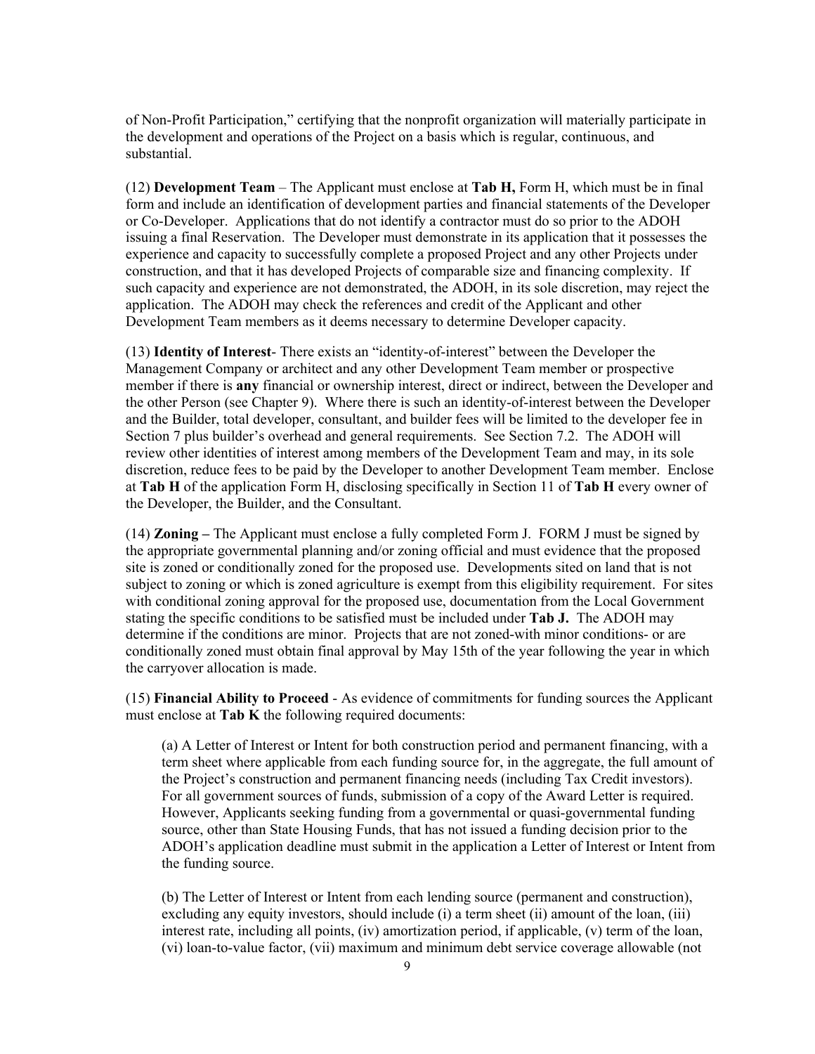of Non-Profit Participation," certifying that the nonprofit organization will materially participate in the development and operations of the Project on a basis which is regular, continuous, and substantial.

(12) **Development Team** – The Applicant must enclose at **Tab H,** Form H, which must be in final form and include an identification of development parties and financial statements of the Developer or Co-Developer. Applications that do not identify a contractor must do so prior to the ADOH issuing a final Reservation. The Developer must demonstrate in its application that it possesses the experience and capacity to successfully complete a proposed Project and any other Projects under construction, and that it has developed Projects of comparable size and financing complexity. If such capacity and experience are not demonstrated, the ADOH, in its sole discretion, may reject the application. The ADOH may check the references and credit of the Applicant and other Development Team members as it deems necessary to determine Developer capacity.

(13) **Identity of Interest**- There exists an "identity-of-interest" between the Developer the Management Company or architect and any other Development Team member or prospective member if there is **any** financial or ownership interest, direct or indirect, between the Developer and the other Person (see Chapter 9). Where there is such an identity-of-interest between the Developer and the Builder, total developer, consultant, and builder fees will be limited to the developer fee in Section 7 plus builder's overhead and general requirements. See Section 7.2. The ADOH will review other identities of interest among members of the Development Team and may, in its sole discretion, reduce fees to be paid by the Developer to another Development Team member. Enclose at **Tab H** of the application Form H, disclosing specifically in Section 11 of **Tab H** every owner of the Developer, the Builder, and the Consultant.

(14) **Zoning –** The Applicant must enclose a fully completed Form J. FORM J must be signed by the appropriate governmental planning and/or zoning official and must evidence that the proposed site is zoned or conditionally zoned for the proposed use. Developments sited on land that is not subject to zoning or which is zoned agriculture is exempt from this eligibility requirement. For sites with conditional zoning approval for the proposed use, documentation from the Local Government stating the specific conditions to be satisfied must be included under **Tab J.** The ADOH may determine if the conditions are minor. Projects that are not zoned-with minor conditions- or are conditionally zoned must obtain final approval by May 15th of the year following the year in which the carryover allocation is made.

(15) **Financial Ability to Proceed** - As evidence of commitments for funding sources the Applicant must enclose at **Tab K** the following required documents:

(a) A Letter of Interest or Intent for both construction period and permanent financing, with a term sheet where applicable from each funding source for, in the aggregate, the full amount of the Project's construction and permanent financing needs (including Tax Credit investors). For all government sources of funds, submission of a copy of the Award Letter is required. However, Applicants seeking funding from a governmental or quasi-governmental funding source, other than State Housing Funds, that has not issued a funding decision prior to the ADOH's application deadline must submit in the application a Letter of Interest or Intent from the funding source.

(b) The Letter of Interest or Intent from each lending source (permanent and construction), excluding any equity investors, should include (i) a term sheet (ii) amount of the loan, (iii) interest rate, including all points, (iv) amortization period, if applicable, (v) term of the loan, (vi) loan-to-value factor, (vii) maximum and minimum debt service coverage allowable (not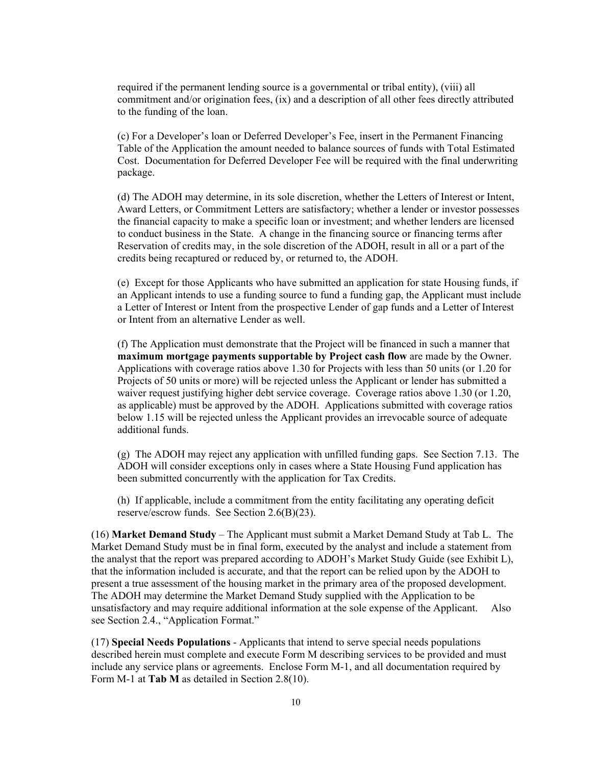required if the permanent lending source is a governmental or tribal entity), (viii) all commitment and/or origination fees, (ix) and a description of all other fees directly attributed to the funding of the loan.

(c) For a Developer's loan or Deferred Developer's Fee, insert in the Permanent Financing Table of the Application the amount needed to balance sources of funds with Total Estimated Cost. Documentation for Deferred Developer Fee will be required with the final underwriting package.

(d) The ADOH may determine, in its sole discretion, whether the Letters of Interest or Intent, Award Letters, or Commitment Letters are satisfactory; whether a lender or investor possesses the financial capacity to make a specific loan or investment; and whether lenders are licensed to conduct business in the State. A change in the financing source or financing terms after Reservation of credits may, in the sole discretion of the ADOH, result in all or a part of the credits being recaptured or reduced by, or returned to, the ADOH.

(e) Except for those Applicants who have submitted an application for state Housing funds, if an Applicant intends to use a funding source to fund a funding gap, the Applicant must include a Letter of Interest or Intent from the prospective Lender of gap funds and a Letter of Interest or Intent from an alternative Lender as well.

(f) The Application must demonstrate that the Project will be financed in such a manner that **maximum mortgage payments supportable by Project cash flow** are made by the Owner. Applications with coverage ratios above 1.30 for Projects with less than 50 units (or 1.20 for Projects of 50 units or more) will be rejected unless the Applicant or lender has submitted a waiver request justifying higher debt service coverage. Coverage ratios above 1.30 (or 1.20, as applicable) must be approved by the ADOH. Applications submitted with coverage ratios below 1.15 will be rejected unless the Applicant provides an irrevocable source of adequate additional funds.

(g) The ADOH may reject any application with unfilled funding gaps. See Section 7.13. The ADOH will consider exceptions only in cases where a State Housing Fund application has been submitted concurrently with the application for Tax Credits.

(h) If applicable, include a commitment from the entity facilitating any operating deficit reserve/escrow funds. See Section 2.6(B)(23).

(16) **Market Demand Study** – The Applicant must submit a Market Demand Study at Tab L. The Market Demand Study must be in final form, executed by the analyst and include a statement from the analyst that the report was prepared according to ADOH's Market Study Guide (see Exhibit L), that the information included is accurate, and that the report can be relied upon by the ADOH to present a true assessment of the housing market in the primary area of the proposed development. The ADOH may determine the Market Demand Study supplied with the Application to be unsatisfactory and may require additional information at the sole expense of the Applicant. Also see Section 2.4., "Application Format."

(17) **Special Needs Populations** - Applicants that intend to serve special needs populations described herein must complete and execute Form M describing services to be provided and must include any service plans or agreements. Enclose Form M-1, and all documentation required by Form M-1 at **Tab M** as detailed in Section 2.8(10).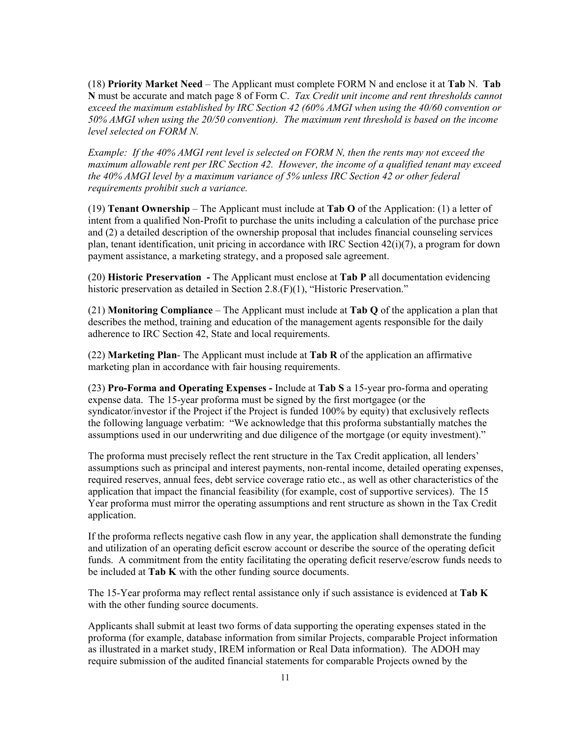(18) **Priority Market Need** – The Applicant must complete FORM N and enclose it at **Tab** N. **Tab N** must be accurate and match page 8 of Form C. *Tax Credit unit income and rent thresholds cannot exceed the maximum established by IRC Section 42 (60% AMGI when using the 40/60 convention or 50% AMGI when using the 20/50 convention). The maximum rent threshold is based on the income level selected on FORM N.*

*Example: If the 40% AMGI rent level is selected on FORM N, then the rents may not exceed the maximum allowable rent per IRC Section 42. However, the income of a qualified tenant may exceed the 40% AMGI level by a maximum variance of 5% unless IRC Section 42 or other federal requirements prohibit such a variance.*

(19) **Tenant Ownership** – The Applicant must include at **Tab O** of the Application: (1) a letter of intent from a qualified Non-Profit to purchase the units including a calculation of the purchase price and (2) a detailed description of the ownership proposal that includes financial counseling services plan, tenant identification, unit pricing in accordance with IRC Section 42(i)(7), a program for down payment assistance, a marketing strategy, and a proposed sale agreement.

(20) **Historic Preservation -** The Applicant must enclose at **Tab P** all documentation evidencing historic preservation as detailed in Section 2.8.(F)(1), "Historic Preservation."

(21) **Monitoring Compliance** – The Applicant must include at **Tab Q** of the application a plan that describes the method, training and education of the management agents responsible for the daily adherence to IRC Section 42, State and local requirements.

(22) **Marketing Plan**- The Applicant must include at **Tab R** of the application an affirmative marketing plan in accordance with fair housing requirements.

(23) **Pro-Forma and Operating Expenses -** Include at **Tab S** a 15-year pro-forma and operating expense data. The 15-year proforma must be signed by the first mortgagee (or the syndicator/investor if the Project if the Project is funded 100% by equity) that exclusively reflects the following language verbatim: "We acknowledge that this proforma substantially matches the assumptions used in our underwriting and due diligence of the mortgage (or equity investment)."

The proforma must precisely reflect the rent structure in the Tax Credit application, all lenders' assumptions such as principal and interest payments, non-rental income, detailed operating expenses, required reserves, annual fees, debt service coverage ratio etc., as well as other characteristics of the application that impact the financial feasibility (for example, cost of supportive services). The 15 Year proforma must mirror the operating assumptions and rent structure as shown in the Tax Credit application.

If the proforma reflects negative cash flow in any year, the application shall demonstrate the funding and utilization of an operating deficit escrow account or describe the source of the operating deficit funds. A commitment from the entity facilitating the operating deficit reserve/escrow funds needs to be included at **Tab K** with the other funding source documents.

The 15-Year proforma may reflect rental assistance only if such assistance is evidenced at **Tab K** with the other funding source documents.

Applicants shall submit at least two forms of data supporting the operating expenses stated in the proforma (for example, database information from similar Projects, comparable Project information as illustrated in a market study, IREM information or Real Data information). The ADOH may require submission of the audited financial statements for comparable Projects owned by the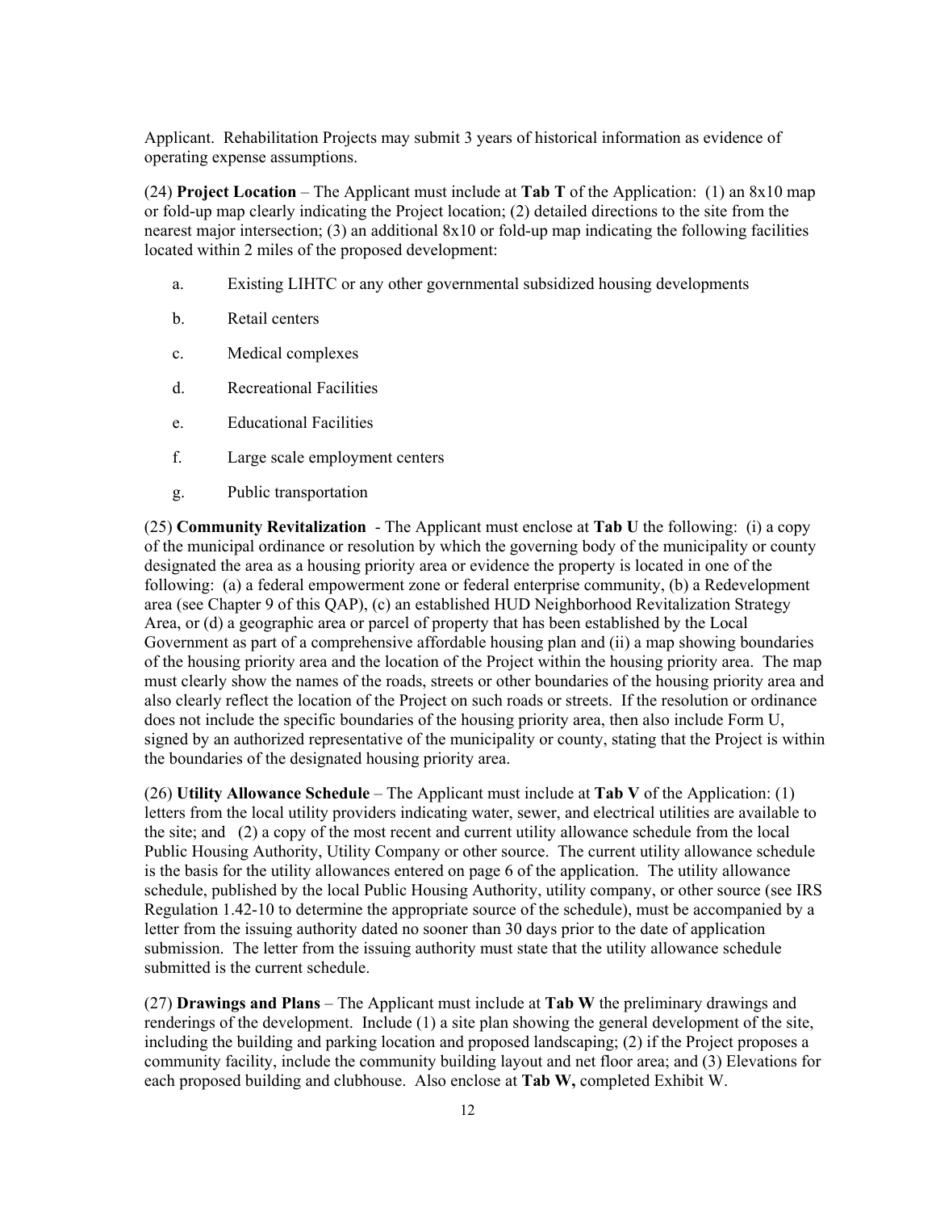Applicant. Rehabilitation Projects may submit 3 years of historical information as evidence of operating expense assumptions.

(24) **Project Location** – The Applicant must include at **Tab T** of the Application: (1) an 8x10 map or fold-up map clearly indicating the Project location; (2) detailed directions to the site from the nearest major intersection; (3) an additional 8x10 or fold-up map indicating the following facilities located within 2 miles of the proposed development:

a. Existing LIHTC or any other governmental subsidized housing developments

b. Retail centers

c. Medical complexes

d. Recreational Facilities

e. Educational Facilities

f. Large scale employment centers

g. Public transportation

(25) **Community Revitalization** - The Applicant must enclose at **Tab U** the following: (i) a copy of the municipal ordinance or resolution by which the governing body of the municipality or county designated the area as a housing priority area or evidence the property is located in one of the following: (a) a federal empowerment zone or federal enterprise community, (b) a Redevelopment area (see Chapter 9 of this QAP), (c) an established HUD Neighborhood Revitalization Strategy Area, or (d) a geographic area or parcel of property that has been established by the Local Government as part of a comprehensive affordable housing plan and (ii) a map showing boundaries of the housing priority area and the location of the Project within the housing priority area. The map must clearly show the names of the roads, streets or other boundaries of the housing priority area and also clearly reflect the location of the Project on such roads or streets. If the resolution or ordinance does not include the specific boundaries of the housing priority area, then also include Form U, signed by an authorized representative of the municipality or county, stating that the Project is within the boundaries of the designated housing priority area.

(26) **Utility Allowance Schedule** – The Applicant must include at **Tab V** of the Application: (1) letters from the local utility providers indicating water, sewer, and electrical utilities are available to the site; and (2) a copy of the most recent and current utility allowance schedule from the local Public Housing Authority, Utility Company or other source. The current utility allowance schedule is the basis for the utility allowances entered on page 6 of the application. The utility allowance schedule, published by the local Public Housing Authority, utility company, or other source (see IRS Regulation 1.42-10 to determine the appropriate source of the schedule), must be accompanied by a letter from the issuing authority dated no sooner than 30 days prior to the date of application submission. The letter from the issuing authority must state that the utility allowance schedule submitted is the current schedule.

(27) **Drawings and Plans** – The Applicant must include at **Tab W** the preliminary drawings and renderings of the development. Include (1) a site plan showing the general development of the site, including the building and parking location and proposed landscaping; (2) if the Project proposes a community facility, include the community building layout and net floor area; and (3) Elevations for each proposed building and clubhouse. Also enclose at **Tab W,** completed Exhibit W.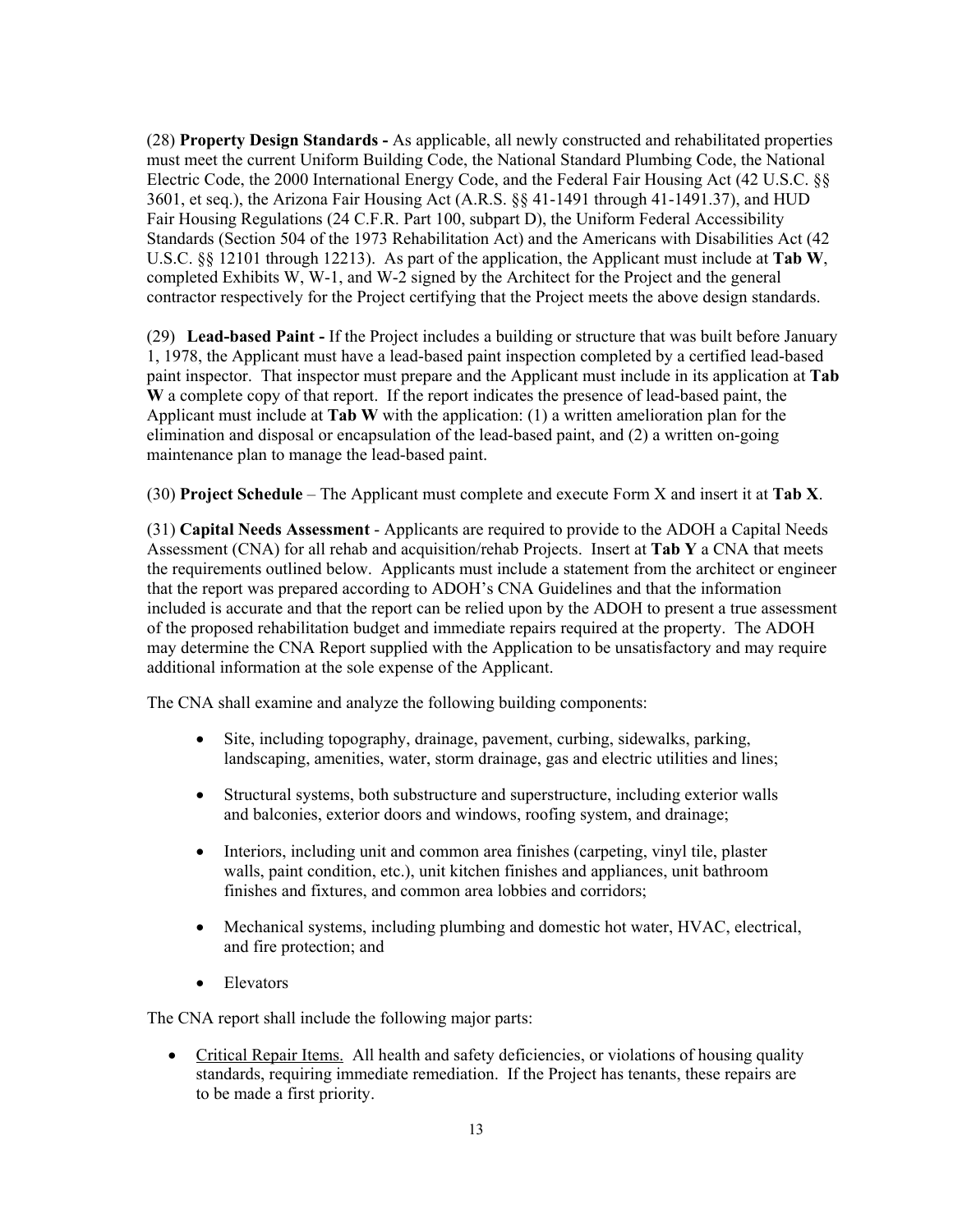(28) **Property Design Standards -** As applicable, all newly constructed and rehabilitated properties must meet the current Uniform Building Code, the National Standard Plumbing Code, the National Electric Code, the 2000 International Energy Code, and the Federal Fair Housing Act (42 U.S.C. §§ 3601, et seq.), the Arizona Fair Housing Act (A.R.S. §§ 41-1491 through 41-1491.37), and HUD Fair Housing Regulations (24 C.F.R. Part 100, subpart D), the Uniform Federal Accessibility Standards (Section 504 of the 1973 Rehabilitation Act) and the Americans with Disabilities Act (42 U.S.C. §§ 12101 through 12213). As part of the application, the Applicant must include at **Tab W**, completed Exhibits W, W-1, and W-2 signed by the Architect for the Project and the general contractor respectively for the Project certifying that the Project meets the above design standards.

(29) **Lead-based Paint -** If the Project includes a building or structure that was built before January 1, 1978, the Applicant must have a lead-based paint inspection completed by a certified lead-based paint inspector. That inspector must prepare and the Applicant must include in its application at **Tab W** a complete copy of that report. If the report indicates the presence of lead-based paint, the Applicant must include at **Tab W** with the application: (1) a written amelioration plan for the elimination and disposal or encapsulation of the lead-based paint, and (2) a written on-going maintenance plan to manage the lead-based paint.

(30) **Project Schedule** – The Applicant must complete and execute Form X and insert it at **Tab X**.

(31) **Capital Needs Assessment** - Applicants are required to provide to the ADOH a Capital Needs Assessment (CNA) for all rehab and acquisition/rehab Projects. Insert at **Tab Y** a CNA that meets the requirements outlined below. Applicants must include a statement from the architect or engineer that the report was prepared according to ADOH's CNA Guidelines and that the information included is accurate and that the report can be relied upon by the ADOH to present a true assessment of the proposed rehabilitation budget and immediate repairs required at the property. The ADOH may determine the CNA Report supplied with the Application to be unsatisfactory and may require additional information at the sole expense of the Applicant.

The CNA shall examine and analyze the following building components:

- Site, including topography, drainage, pavement, curbing, sidewalks, parking, landscaping, amenities, water, storm drainage, gas and electric utilities and lines;
- Structural systems, both substructure and superstructure, including exterior walls and balconies, exterior doors and windows, roofing system, and drainage;
- Interiors, including unit and common area finishes (carpeting, vinyl tile, plaster walls, paint condition, etc.), unit kitchen finishes and appliances, unit bathroom finishes and fixtures, and common area lobbies and corridors;
- Mechanical systems, including plumbing and domestic hot water, HVAC, electrical, and fire protection; and
- Elevators

The CNA report shall include the following major parts:

- Critical Repair Items. All health and safety deficiencies, or violations of housing quality standards, requiring immediate remediation. If the Project has tenants, these repairs are to be made a first priority.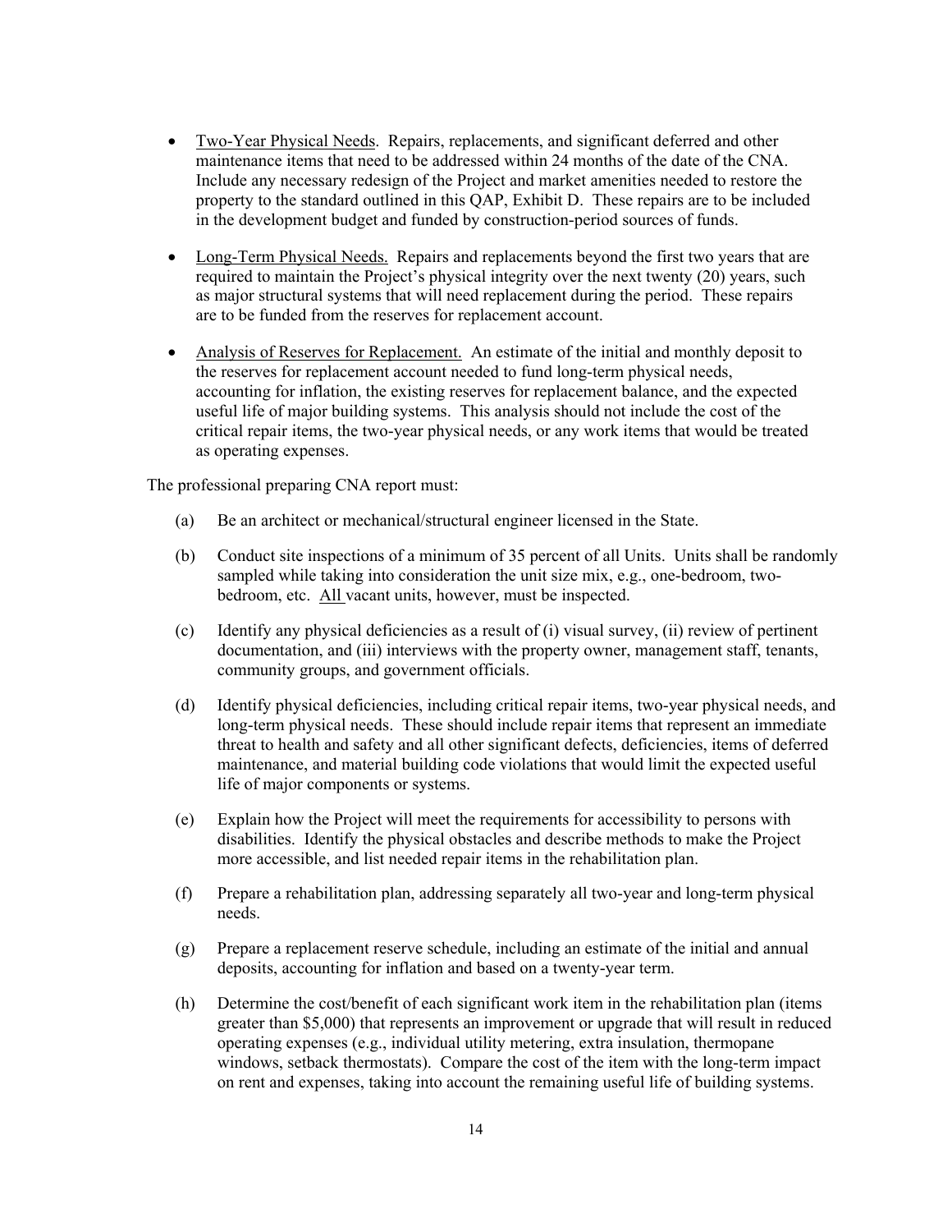- <u>Two-Year Physical Needs</u>. Repairs, replacements, and significant deferred and other maintenance items that need to be addressed within 24 months of the date of the CNA. Include any necessary redesign of the Project and market amenities needed to restore the property to the standard outlined in this QAP, Exhibit D. These repairs are to be included in the development budget and funded by construction-period sources of funds.

- <u>Long-Term Physical Needs.</u> Repairs and replacements beyond the first two years that are required to maintain the Project's physical integrity over the next twenty (20) years, such as major structural systems that will need replacement during the period. These repairs are to be funded from the reserves for replacement account.

- <u>Analysis of Reserves for Replacement.</u> An estimate of the initial and monthly deposit to the reserves for replacement account needed to fund long-term physical needs, accounting for inflation, the existing reserves for replacement balance, and the expected useful life of major building systems. This analysis should not include the cost of the critical repair items, the two-year physical needs, or any work items that would be treated as operating expenses.

The professional preparing CNA report must:

(a) Be an architect or mechanical/structural engineer licensed in the State.

(b) Conduct site inspections of a minimum of 35 percent of all Units. Units shall be randomly sampled while taking into consideration the unit size mix, e.g., one-bedroom, two-bedroom, etc. <u>All</u> vacant units, however, must be inspected.

(c) Identify any physical deficiencies as a result of (i) visual survey, (ii) review of pertinent documentation, and (iii) interviews with the property owner, management staff, tenants, community groups, and government officials.

(d) Identify physical deficiencies, including critical repair items, two-year physical needs, and long-term physical needs. These should include repair items that represent an immediate threat to health and safety and all other significant defects, deficiencies, items of deferred maintenance, and material building code violations that would limit the expected useful life of major components or systems.

(e) Explain how the Project will meet the requirements for accessibility to persons with disabilities. Identify the physical obstacles and describe methods to make the Project more accessible, and list needed repair items in the rehabilitation plan.

(f) Prepare a rehabilitation plan, addressing separately all two-year and long-term physical needs.

(g) Prepare a replacement reserve schedule, including an estimate of the initial and annual deposits, accounting for inflation and based on a twenty-year term.

(h) Determine the cost/benefit of each significant work item in the rehabilitation plan (items greater than $5,000) that represents an improvement or upgrade that will result in reduced operating expenses (e.g., individual utility metering, extra insulation, thermopane windows, setback thermostats). Compare the cost of the item with the long-term impact on rent and expenses, taking into account the remaining useful life of building systems.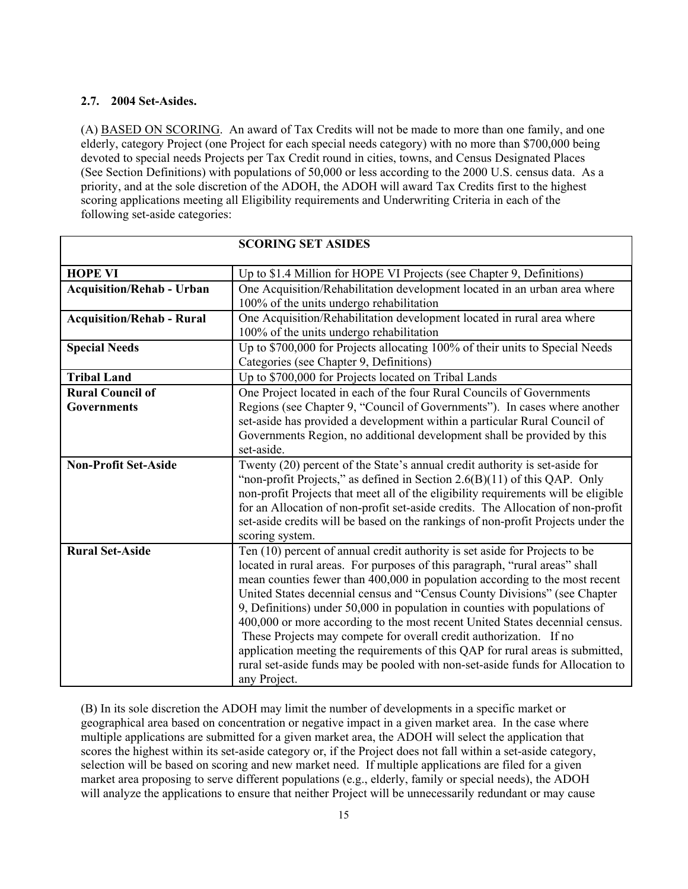**2.7. 2004 Set-Asides.**

(A) BASED ON SCORING. An award of Tax Credits will not be made to more than one family, and one elderly, category Project (one Project for each special needs category) with no more than $700,000 being devoted to special needs Projects per Tax Credit round in cities, towns, and Census Designated Places (See Section Definitions) with populations of 50,000 or less according to the 2000 U.S. census data. As a priority, and at the sole discretion of the ADOH, the ADOH will award Tax Credits first to the highest scoring applications meeting all Eligibility requirements and Underwriting Criteria in each of the following set-aside categories:

| **SCORING SET ASIDES** | |
|---|---|
| **HOPE VI** | Up to $1.4 Million for HOPE VI Projects (see Chapter 9, Definitions) |
| **Acquisition/Rehab - Urban** | One Acquisition/Rehabilitation development located in an urban area where 100% of the units undergo rehabilitation |
| **Acquisition/Rehab - Rural** | One Acquisition/Rehabilitation development located in rural area where 100% of the units undergo rehabilitation |
| **Special Needs** | Up to $700,000 for Projects allocating 100% of their units to Special Needs Categories (see Chapter 9, Definitions) |
| **Tribal Land** | Up to $700,000 for Projects located on Tribal Lands |
| **Rural Council of Governments** | One Project located in each of the four Rural Councils of Governments Regions (see Chapter 9, "Council of Governments"). In cases where another set-aside has provided a development within a particular Rural Council of Governments Region, no additional development shall be provided by this set-aside. |
| **Non-Profit Set-Aside** | Twenty (20) percent of the State's annual credit authority is set-aside for "non-profit Projects," as defined in Section 2.6(B)(11) of this QAP. Only non-profit Projects that meet all of the eligibility requirements will be eligible for an Allocation of non-profit set-aside credits. The Allocation of non-profit set-aside credits will be based on the rankings of non-profit Projects under the scoring system. |
| **Rural Set-Aside** | Ten (10) percent of annual credit authority is set aside for Projects to be located in rural areas. For purposes of this paragraph, "rural areas" shall mean counties fewer than 400,000 in population according to the most recent United States decennial census and "Census County Divisions" (see Chapter 9, Definitions) under 50,000 in population in counties with populations of 400,000 or more according to the most recent United States decennial census. These Projects may compete for overall credit authorization. If no application meeting the requirements of this QAP for rural areas is submitted, rural set-aside funds may be pooled with non-set-aside funds for Allocation to any Project. |

(B) In its sole discretion the ADOH may limit the number of developments in a specific market or geographical area based on concentration or negative impact in a given market area. In the case where multiple applications are submitted for a given market area, the ADOH will select the application that scores the highest within its set-aside category or, if the Project does not fall within a set-aside category, selection will be based on scoring and new market need. If multiple applications are filed for a given market area proposing to serve different populations (e.g., elderly, family or special needs), the ADOH will analyze the applications to ensure that neither Project will be unnecessarily redundant or may cause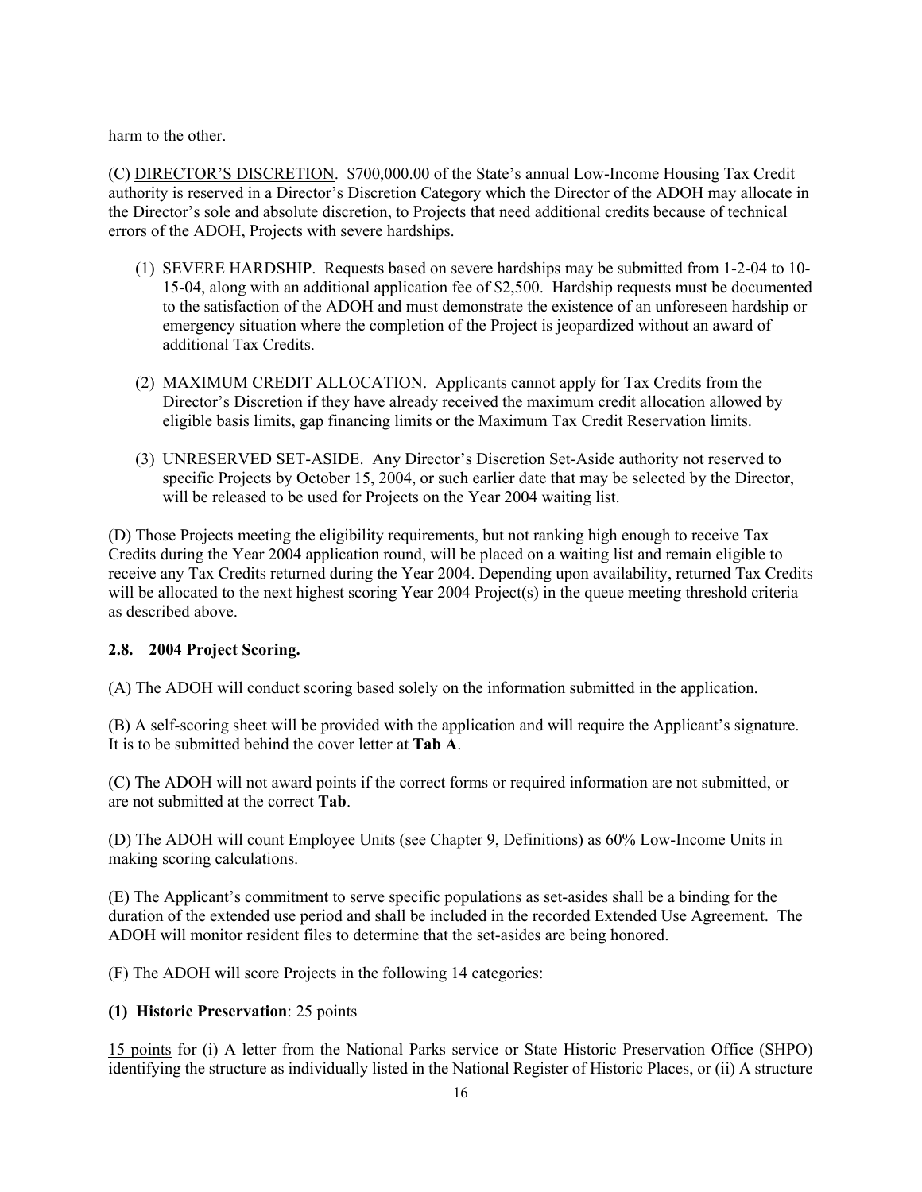harm to the other.

(C) DIRECTOR'S DISCRETION. $700,000.00 of the State's annual Low-Income Housing Tax Credit authority is reserved in a Director's Discretion Category which the Director of the ADOH may allocate in the Director's sole and absolute discretion, to Projects that need additional credits because of technical errors of the ADOH, Projects with severe hardships.

(1) SEVERE HARDSHIP. Requests based on severe hardships may be submitted from 1-2-04 to 10-15-04, along with an additional application fee of $2,500. Hardship requests must be documented to the satisfaction of the ADOH and must demonstrate the existence of an unforeseen hardship or emergency situation where the completion of the Project is jeopardized without an award of additional Tax Credits.

(2) MAXIMUM CREDIT ALLOCATION. Applicants cannot apply for Tax Credits from the Director's Discretion if they have already received the maximum credit allocation allowed by eligible basis limits, gap financing limits or the Maximum Tax Credit Reservation limits.

(3) UNRESERVED SET-ASIDE. Any Director's Discretion Set-Aside authority not reserved to specific Projects by October 15, 2004, or such earlier date that may be selected by the Director, will be released to be used for Projects on the Year 2004 waiting list.

(D) Those Projects meeting the eligibility requirements, but not ranking high enough to receive Tax Credits during the Year 2004 application round, will be placed on a waiting list and remain eligible to receive any Tax Credits returned during the Year 2004. Depending upon availability, returned Tax Credits will be allocated to the next highest scoring Year 2004 Project(s) in the queue meeting threshold criteria as described above.

### 2.8. 2004 Project Scoring.

(A) The ADOH will conduct scoring based solely on the information submitted in the application.

(B) A self-scoring sheet will be provided with the application and will require the Applicant's signature. It is to be submitted behind the cover letter at **Tab A**.

(C) The ADOH will not award points if the correct forms or required information are not submitted, or are not submitted at the correct **Tab**.

(D) The ADOH will count Employee Units (see Chapter 9, Definitions) as 60% Low-Income Units in making scoring calculations.

(E) The Applicant's commitment to serve specific populations as set-asides shall be a binding for the duration of the extended use period and shall be included in the recorded Extended Use Agreement. The ADOH will monitor resident files to determine that the set-asides are being honored.

(F) The ADOH will score Projects in the following 14 categories:

**(1) Historic Preservation**: 25 points

15 points for (i) A letter from the National Parks service or State Historic Preservation Office (SHPO) identifying the structure as individually listed in the National Register of Historic Places, or (ii) A structure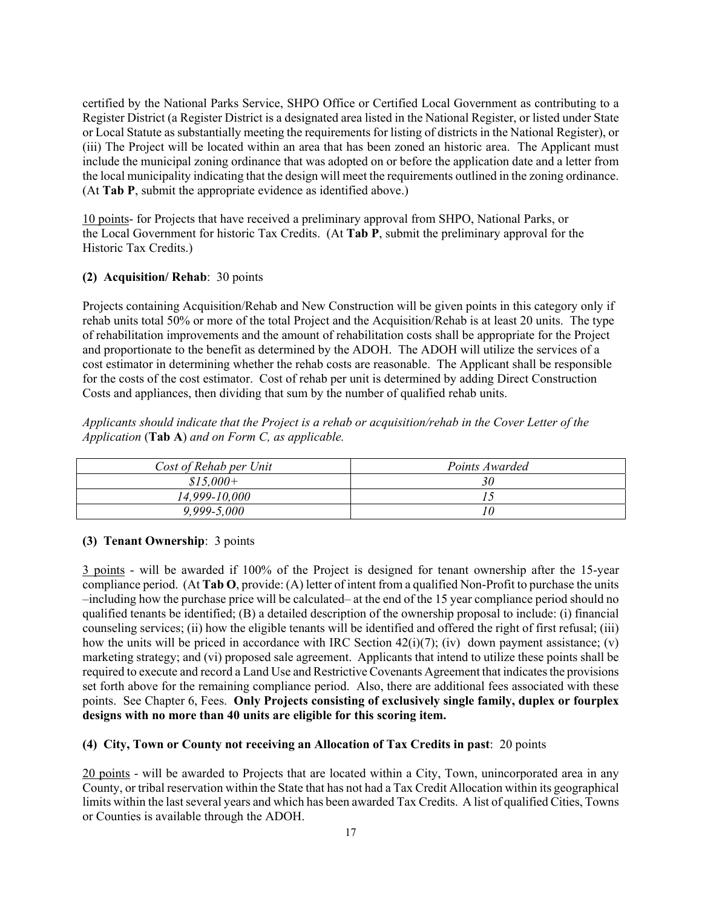certified by the National Parks Service, SHPO Office or Certified Local Government as contributing to a Register District (a Register District is a designated area listed in the National Register, or listed under State or Local Statute as substantially meeting the requirements for listing of districts in the National Register), or (iii) The Project will be located within an area that has been zoned an historic area. The Applicant must include the municipal zoning ordinance that was adopted on or before the application date and a letter from the local municipality indicating that the design will meet the requirements outlined in the zoning ordinance. (At **Tab P**, submit the appropriate evidence as identified above.)

10 points- for Projects that have received a preliminary approval from SHPO, National Parks, or the Local Government for historic Tax Credits. (At **Tab P**, submit the preliminary approval for the Historic Tax Credits.)

**(2) Acquisition/ Rehab**: 30 points

Projects containing Acquisition/Rehab and New Construction will be given points in this category only if rehab units total 50% or more of the total Project and the Acquisition/Rehab is at least 20 units. The type of rehabilitation improvements and the amount of rehabilitation costs shall be appropriate for the Project and proportionate to the benefit as determined by the ADOH. The ADOH will utilize the services of a cost estimator in determining whether the rehab costs are reasonable. The Applicant shall be responsible for the costs of the cost estimator. Cost of rehab per unit is determined by adding Direct Construction Costs and appliances, then dividing that sum by the number of qualified rehab units.

*Applicants should indicate that the Project is a rehab or acquisition/rehab in the Cover Letter of the Application* (**Tab A**) *and on Form C, as applicable.*

| *Cost of Rehab per Unit* | *Points Awarded* |
|---|---|
| *$15,000+* | *30* |
| *14,999-10,000* | *15* |
| *9,999-5,000* | *10* |

**(3) Tenant Ownership**: 3 points

3 points - will be awarded if 100% of the Project is designed for tenant ownership after the 15-year compliance period. (At **Tab O**, provide: (A) letter of intent from a qualified Non-Profit to purchase the units –including how the purchase price will be calculated– at the end of the 15 year compliance period should no qualified tenants be identified; (B) a detailed description of the ownership proposal to include: (i) financial counseling services; (ii) how the eligible tenants will be identified and offered the right of first refusal; (iii) how the units will be priced in accordance with IRC Section 42(i)(7); (iv) down payment assistance; (v) marketing strategy; and (vi) proposed sale agreement. Applicants that intend to utilize these points shall be required to execute and record a Land Use and Restrictive Covenants Agreement that indicates the provisions set forth above for the remaining compliance period. Also, there are additional fees associated with these points. See Chapter 6, Fees. **Only Projects consisting of exclusively single family, duplex or fourplex designs with no more than 40 units are eligible for this scoring item.**

**(4) City, Town or County not receiving an Allocation of Tax Credits in past**: 20 points

20 points - will be awarded to Projects that are located within a City, Town, unincorporated area in any County, or tribal reservation within the State that has not had a Tax Credit Allocation within its geographical limits within the last several years and which has been awarded Tax Credits. A list of qualified Cities, Towns or Counties is available through the ADOH.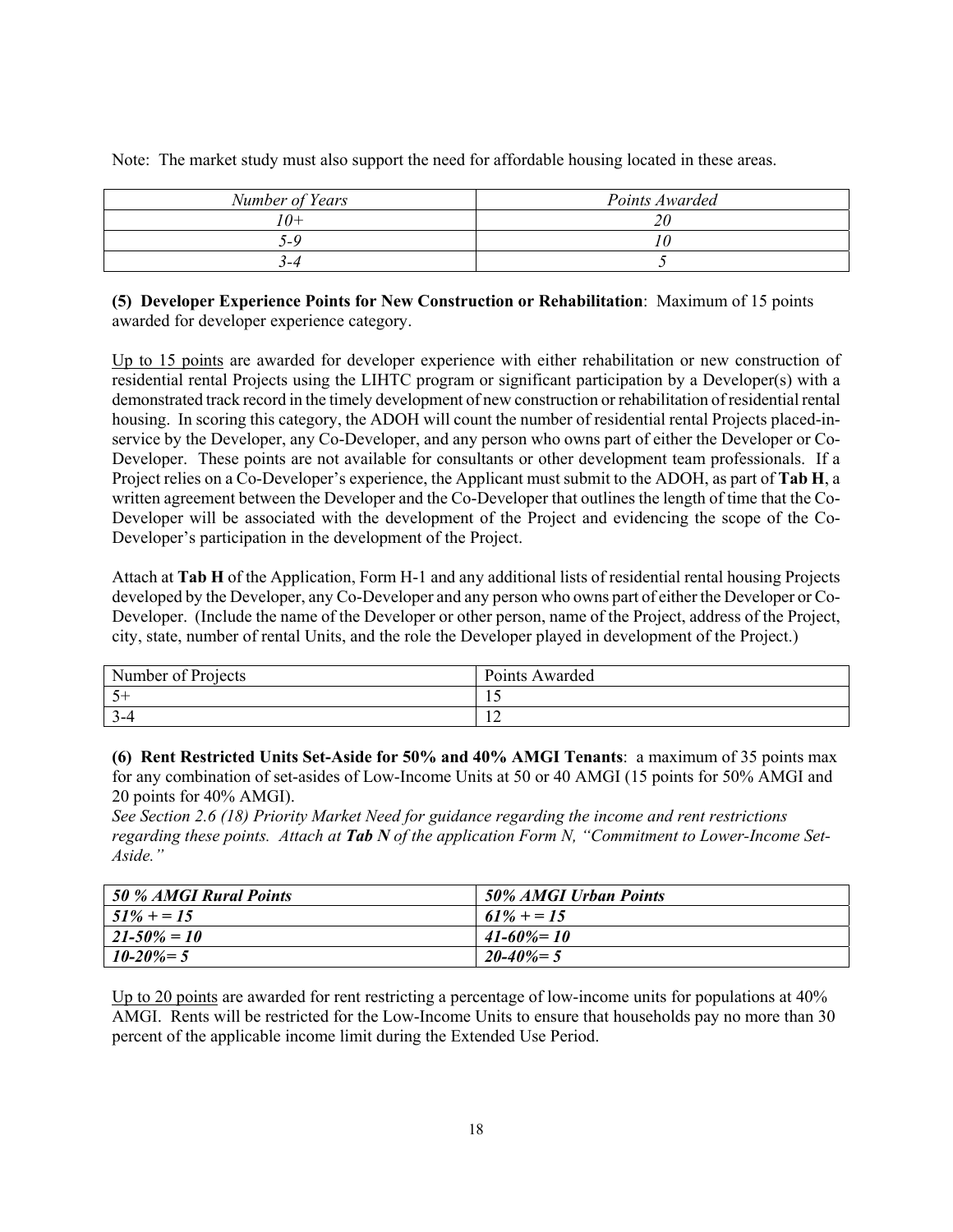Note: The market study must also support the need for affordable housing located in these areas.

| *Number of Years* | *Points Awarded* |
|---|---|
| *10+* | *20* |
| *5-9* | *10* |
| *3-4* | *5* |

**(5) Developer Experience Points for New Construction or Rehabilitation**: Maximum of 15 points awarded for developer experience category.

Up to 15 points are awarded for developer experience with either rehabilitation or new construction of residential rental Projects using the LIHTC program or significant participation by a Developer(s) with a demonstrated track record in the timely development of new construction or rehabilitation of residential rental housing. In scoring this category, the ADOH will count the number of residential rental Projects placed-in-service by the Developer, any Co-Developer, and any person who owns part of either the Developer or Co-Developer. These points are not available for consultants or other development team professionals. If a Project relies on a Co-Developer's experience, the Applicant must submit to the ADOH, as part of **Tab H**, a written agreement between the Developer and the Co-Developer that outlines the length of time that the Co-Developer will be associated with the development of the Project and evidencing the scope of the Co-Developer's participation in the development of the Project.

Attach at **Tab H** of the Application, Form H-1 and any additional lists of residential rental housing Projects developed by the Developer, any Co-Developer and any person who owns part of either the Developer or Co-Developer. (Include the name of the Developer or other person, name of the Project, address of the Project, city, state, number of rental Units, and the role the Developer played in development of the Project.)

| Number of Projects | Points Awarded |
|---|---|
| 5+ | 15 |
| 3-4 | 12 |

**(6) Rent Restricted Units Set-Aside for 50% and 40% AMGI Tenants**: a maximum of 35 points max for any combination of set-asides of Low-Income Units at 50 or 40 AMGI (15 points for 50% AMGI and 20 points for 40% AMGI).

*See Section 2.6 (18) Priority Market Need for guidance regarding the income and rent restrictions regarding these points. Attach at **Tab N** of the application Form N, "Commitment to Lower-Income Set-Aside."*

| ***50 % AMGI Rural Points*** | ***50% AMGI Urban Points*** |
|---|---|
| ***51% + = 15*** | ***61% + = 15*** |
| ***21-50% = 10*** | ***41-60%= 10*** |
| ***10-20%= 5*** | ***20-40%= 5*** |

Up to 20 points are awarded for rent restricting a percentage of low-income units for populations at 40% AMGI. Rents will be restricted for the Low-Income Units to ensure that households pay no more than 30 percent of the applicable income limit during the Extended Use Period.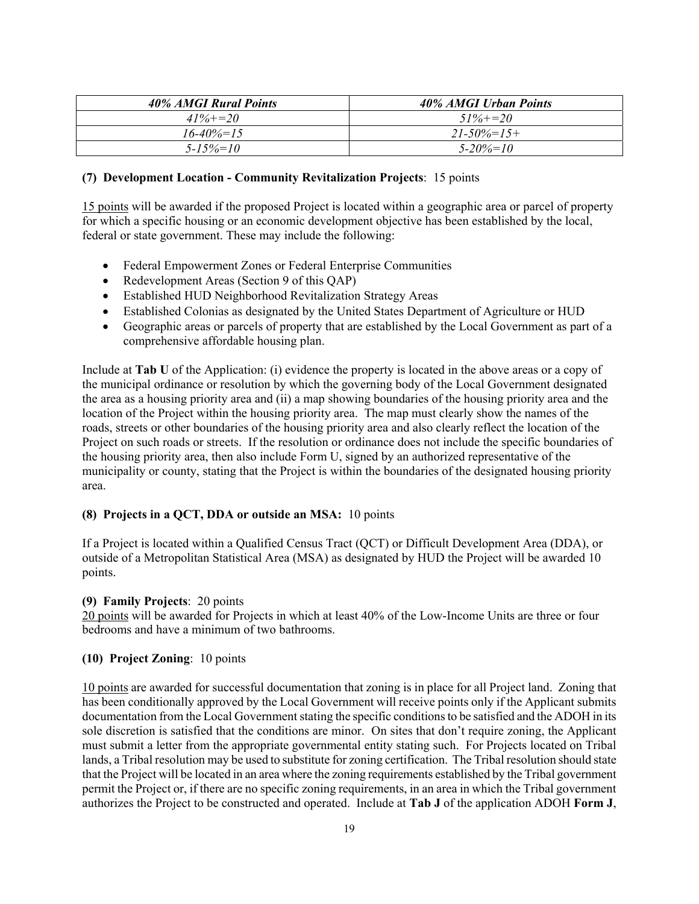| *40% AMGI Rural Points* | *40% AMGI Urban Points* |
| --- | --- |
| *41%+=20* | *51%+=20* |
| *16-40%=15* | *21-50%=15+* |
| *5-15%=10* | *5-20%=10* |

**(7) Development Location - Community Revitalization Projects**: 15 points

15 points will be awarded if the proposed Project is located within a geographic area or parcel of property for which a specific housing or an economic development objective has been established by the local, federal or state government. These may include the following:

- Federal Empowerment Zones or Federal Enterprise Communities
- Redevelopment Areas (Section 9 of this QAP)
- Established HUD Neighborhood Revitalization Strategy Areas
- Established Colonias as designated by the United States Department of Agriculture or HUD
- Geographic areas or parcels of property that are established by the Local Government as part of a comprehensive affordable housing plan.

Include at **Tab U** of the Application: (i) evidence the property is located in the above areas or a copy of the municipal ordinance or resolution by which the governing body of the Local Government designated the area as a housing priority area and (ii) a map showing boundaries of the housing priority area and the location of the Project within the housing priority area. The map must clearly show the names of the roads, streets or other boundaries of the housing priority area and also clearly reflect the location of the Project on such roads or streets. If the resolution or ordinance does not include the specific boundaries of the housing priority area, then also include Form U, signed by an authorized representative of the municipality or county, stating that the Project is within the boundaries of the designated housing priority area.

**(8) Projects in a QCT, DDA or outside an MSA:** 10 points

If a Project is located within a Qualified Census Tract (QCT) or Difficult Development Area (DDA), or outside of a Metropolitan Statistical Area (MSA) as designated by HUD the Project will be awarded 10 points.

**(9) Family Projects**: 20 points

20 points will be awarded for Projects in which at least 40% of the Low-Income Units are three or four bedrooms and have a minimum of two bathrooms.

**(10) Project Zoning**: 10 points

10 points are awarded for successful documentation that zoning is in place for all Project land. Zoning that has been conditionally approved by the Local Government will receive points only if the Applicant submits documentation from the Local Government stating the specific conditions to be satisfied and the ADOH in its sole discretion is satisfied that the conditions are minor. On sites that don't require zoning, the Applicant must submit a letter from the appropriate governmental entity stating such. For Projects located on Tribal lands, a Tribal resolution may be used to substitute for zoning certification. The Tribal resolution should state that the Project will be located in an area where the zoning requirements established by the Tribal government permit the Project or, if there are no specific zoning requirements, in an area in which the Tribal government authorizes the Project to be constructed and operated. Include at **Tab J** of the application ADOH **Form J**,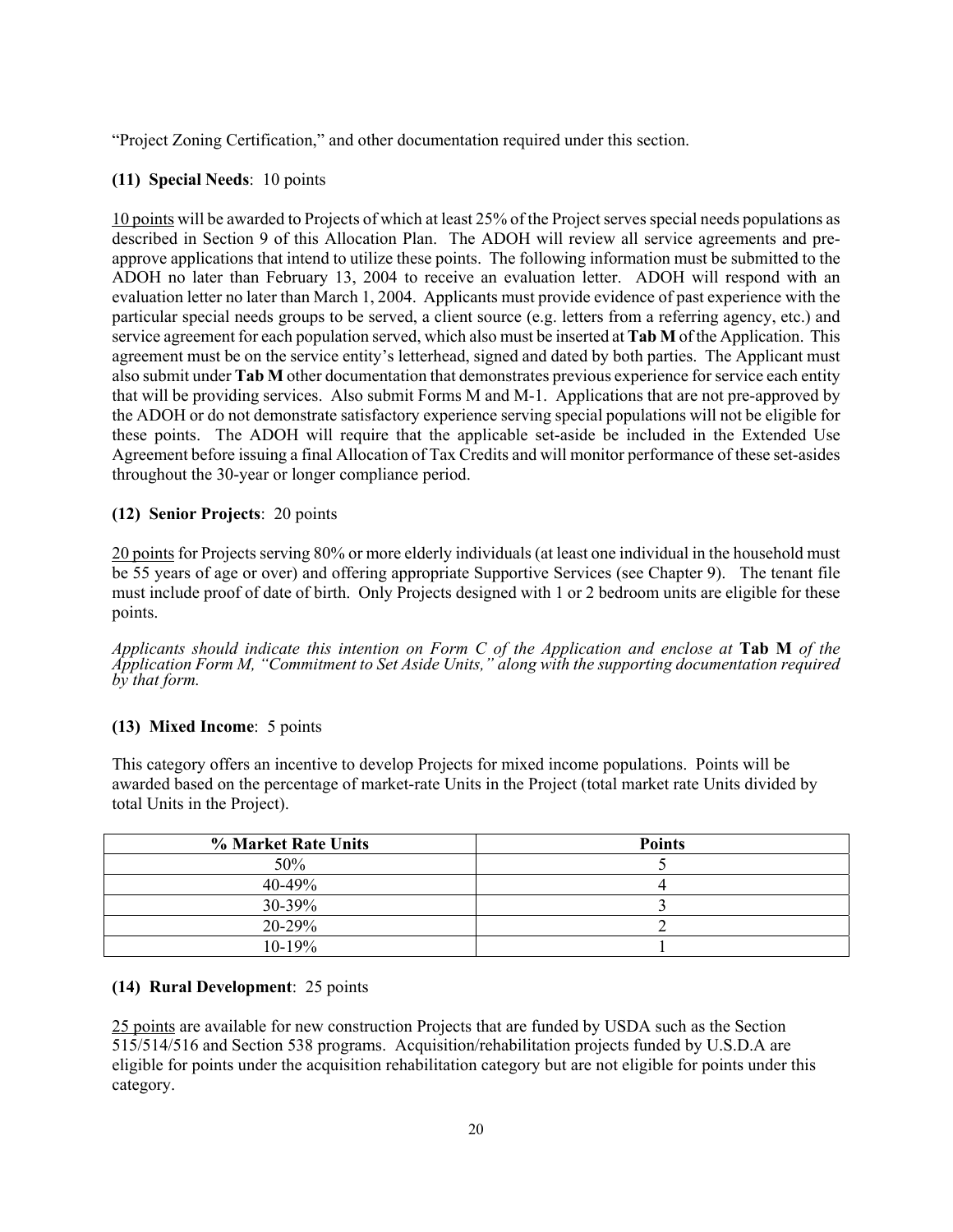"Project Zoning Certification," and other documentation required under this section.

**(11) Special Needs**: 10 points

10 points will be awarded to Projects of which at least 25% of the Project serves special needs populations as described in Section 9 of this Allocation Plan. The ADOH will review all service agreements and pre-approve applications that intend to utilize these points. The following information must be submitted to the ADOH no later than February 13, 2004 to receive an evaluation letter. ADOH will respond with an evaluation letter no later than March 1, 2004. Applicants must provide evidence of past experience with the particular special needs groups to be served, a client source (e.g. letters from a referring agency, etc.) and service agreement for each population served, which also must be inserted at **Tab M** of the Application. This agreement must be on the service entity's letterhead, signed and dated by both parties. The Applicant must also submit under **Tab M** other documentation that demonstrates previous experience for service each entity that will be providing services. Also submit Forms M and M-1. Applications that are not pre-approved by the ADOH or do not demonstrate satisfactory experience serving special populations will not be eligible for these points. The ADOH will require that the applicable set-aside be included in the Extended Use Agreement before issuing a final Allocation of Tax Credits and will monitor performance of these set-asides throughout the 30-year or longer compliance period.

**(12) Senior Projects**: 20 points

20 points for Projects serving 80% or more elderly individuals (at least one individual in the household must be 55 years of age or over) and offering appropriate Supportive Services (see Chapter 9). The tenant file must include proof of date of birth. Only Projects designed with 1 or 2 bedroom units are eligible for these points.

*Applicants should indicate this intention on Form C of the Application and enclose at* **Tab M** *of the Application Form M, "Commitment to Set Aside Units," along with the supporting documentation required by that form.*

**(13) Mixed Income**: 5 points

This category offers an incentive to develop Projects for mixed income populations. Points will be awarded based on the percentage of market-rate Units in the Project (total market rate Units divided by total Units in the Project).

| % Market Rate Units | Points |
|---|---|
| 50% | 5 |
| 40-49% | 4 |
| 30-39% | 3 |
| 20-29% | 2 |
| 10-19% | 1 |

**(14) Rural Development**: 25 points

25 points are available for new construction Projects that are funded by USDA such as the Section 515/514/516 and Section 538 programs. Acquisition/rehabilitation projects funded by U.S.D.A are eligible for points under the acquisition rehabilitation category but are not eligible for points under this category.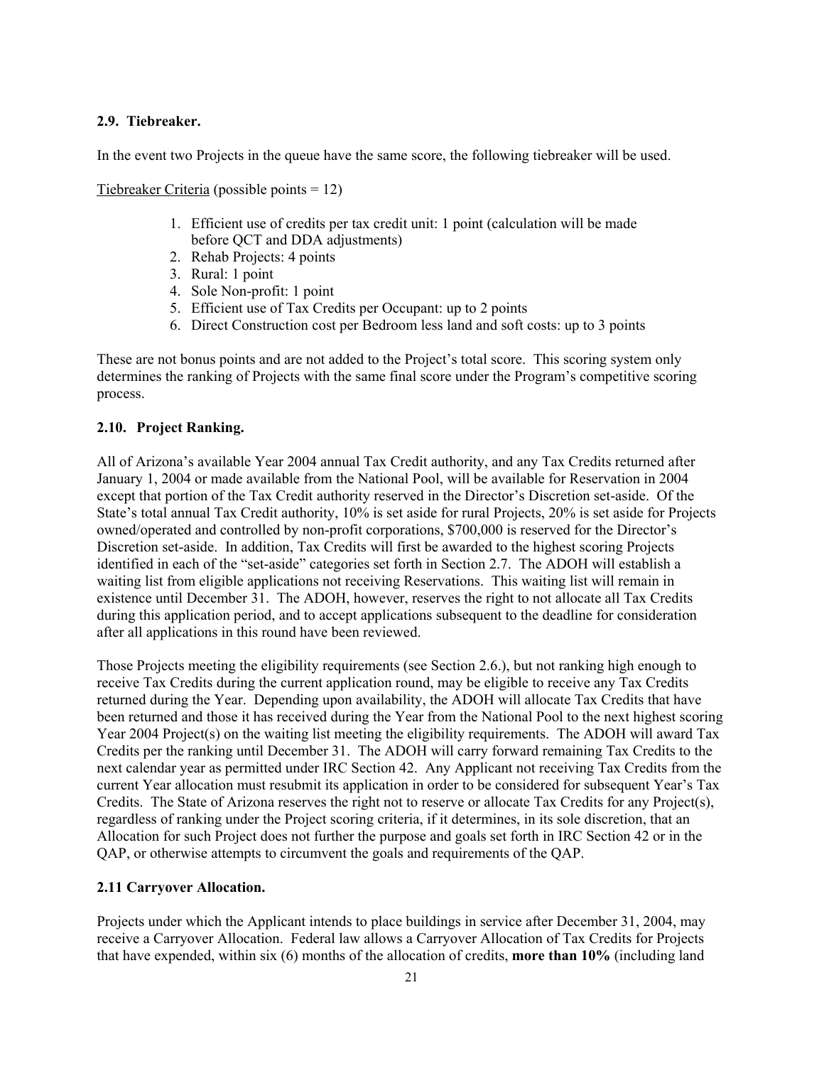### 2.9. Tiebreaker.

In the event two Projects in the queue have the same score, the following tiebreaker will be used.

Tiebreaker Criteria (possible points = 12)

1. Efficient use of credits per tax credit unit: 1 point (calculation will be made before QCT and DDA adjustments)
2. Rehab Projects: 4 points
3. Rural: 1 point
4. Sole Non-profit: 1 point
5. Efficient use of Tax Credits per Occupant: up to 2 points
6. Direct Construction cost per Bedroom less land and soft costs: up to 3 points

These are not bonus points and are not added to the Project's total score. This scoring system only determines the ranking of Projects with the same final score under the Program's competitive scoring process.

### 2.10. Project Ranking.

All of Arizona's available Year 2004 annual Tax Credit authority, and any Tax Credits returned after January 1, 2004 or made available from the National Pool, will be available for Reservation in 2004 except that portion of the Tax Credit authority reserved in the Director's Discretion set-aside. Of the State's total annual Tax Credit authority, 10% is set aside for rural Projects, 20% is set aside for Projects owned/operated and controlled by non-profit corporations, $700,000 is reserved for the Director's Discretion set-aside. In addition, Tax Credits will first be awarded to the highest scoring Projects identified in each of the "set-aside" categories set forth in Section 2.7. The ADOH will establish a waiting list from eligible applications not receiving Reservations. This waiting list will remain in existence until December 31. The ADOH, however, reserves the right to not allocate all Tax Credits during this application period, and to accept applications subsequent to the deadline for consideration after all applications in this round have been reviewed.

Those Projects meeting the eligibility requirements (see Section 2.6.), but not ranking high enough to receive Tax Credits during the current application round, may be eligible to receive any Tax Credits returned during the Year. Depending upon availability, the ADOH will allocate Tax Credits that have been returned and those it has received during the Year from the National Pool to the next highest scoring Year 2004 Project(s) on the waiting list meeting the eligibility requirements. The ADOH will award Tax Credits per the ranking until December 31. The ADOH will carry forward remaining Tax Credits to the next calendar year as permitted under IRC Section 42. Any Applicant not receiving Tax Credits from the current Year allocation must resubmit its application in order to be considered for subsequent Year's Tax Credits. The State of Arizona reserves the right not to reserve or allocate Tax Credits for any Project(s), regardless of ranking under the Project scoring criteria, if it determines, in its sole discretion, that an Allocation for such Project does not further the purpose and goals set forth in IRC Section 42 or in the QAP, or otherwise attempts to circumvent the goals and requirements of the QAP.

### 2.11 Carryover Allocation.

Projects under which the Applicant intends to place buildings in service after December 31, 2004, may receive a Carryover Allocation. Federal law allows a Carryover Allocation of Tax Credits for Projects that have expended, within six (6) months of the allocation of credits, **more than 10%** (including land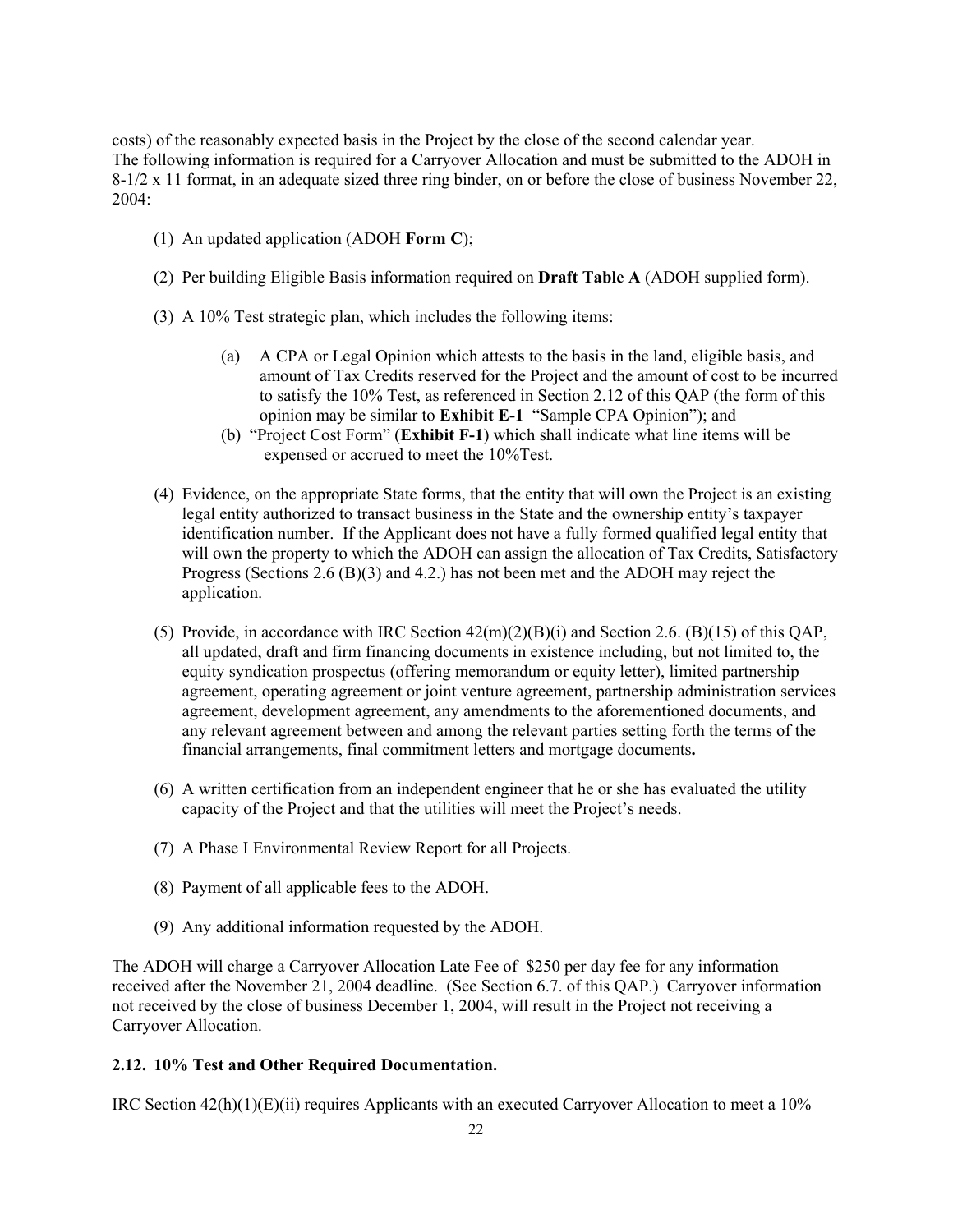costs) of the reasonably expected basis in the Project by the close of the second calendar year.
The following information is required for a Carryover Allocation and must be submitted to the ADOH in 8-1/2 x 11 format, in an adequate sized three ring binder, on or before the close of business November 22, 2004:

(1) An updated application (ADOH **Form C**);

(2) Per building Eligible Basis information required on **Draft Table A** (ADOH supplied form).

(3) A 10% Test strategic plan, which includes the following items:

   (a) A CPA or Legal Opinion which attests to the basis in the land, eligible basis, and amount of Tax Credits reserved for the Project and the amount of cost to be incurred to satisfy the 10% Test, as referenced in Section 2.12 of this QAP (the form of this opinion may be similar to **Exhibit E-1** "Sample CPA Opinion"); and

   (b) "Project Cost Form" (**Exhibit F-1**) which shall indicate what line items will be expensed or accrued to meet the 10%Test.

(4) Evidence, on the appropriate State forms, that the entity that will own the Project is an existing legal entity authorized to transact business in the State and the ownership entity's taxpayer identification number. If the Applicant does not have a fully formed qualified legal entity that will own the property to which the ADOH can assign the allocation of Tax Credits, Satisfactory Progress (Sections 2.6 (B)(3) and 4.2.) has not been met and the ADOH may reject the application.

(5) Provide, in accordance with IRC Section 42(m)(2)(B)(i) and Section 2.6. (B)(15) of this QAP, all updated, draft and firm financing documents in existence including, but not limited to, the equity syndication prospectus (offering memorandum or equity letter), limited partnership agreement, operating agreement or joint venture agreement, partnership administration services agreement, development agreement, any amendments to the aforementioned documents, and any relevant agreement between and among the relevant parties setting forth the terms of the financial arrangements, final commitment letters and mortgage documents**.**

(6) A written certification from an independent engineer that he or she has evaluated the utility capacity of the Project and that the utilities will meet the Project's needs.

(7) A Phase I Environmental Review Report for all Projects.

(8) Payment of all applicable fees to the ADOH.

(9) Any additional information requested by the ADOH.

The ADOH will charge a Carryover Allocation Late Fee of $250 per day fee for any information received after the November 21, 2004 deadline. (See Section 6.7. of this QAP.) Carryover information not received by the close of business December 1, 2004, will result in the Project not receiving a Carryover Allocation.

### 2.12. 10% Test and Other Required Documentation.

IRC Section 42(h)(1)(E)(ii) requires Applicants with an executed Carryover Allocation to meet a 10%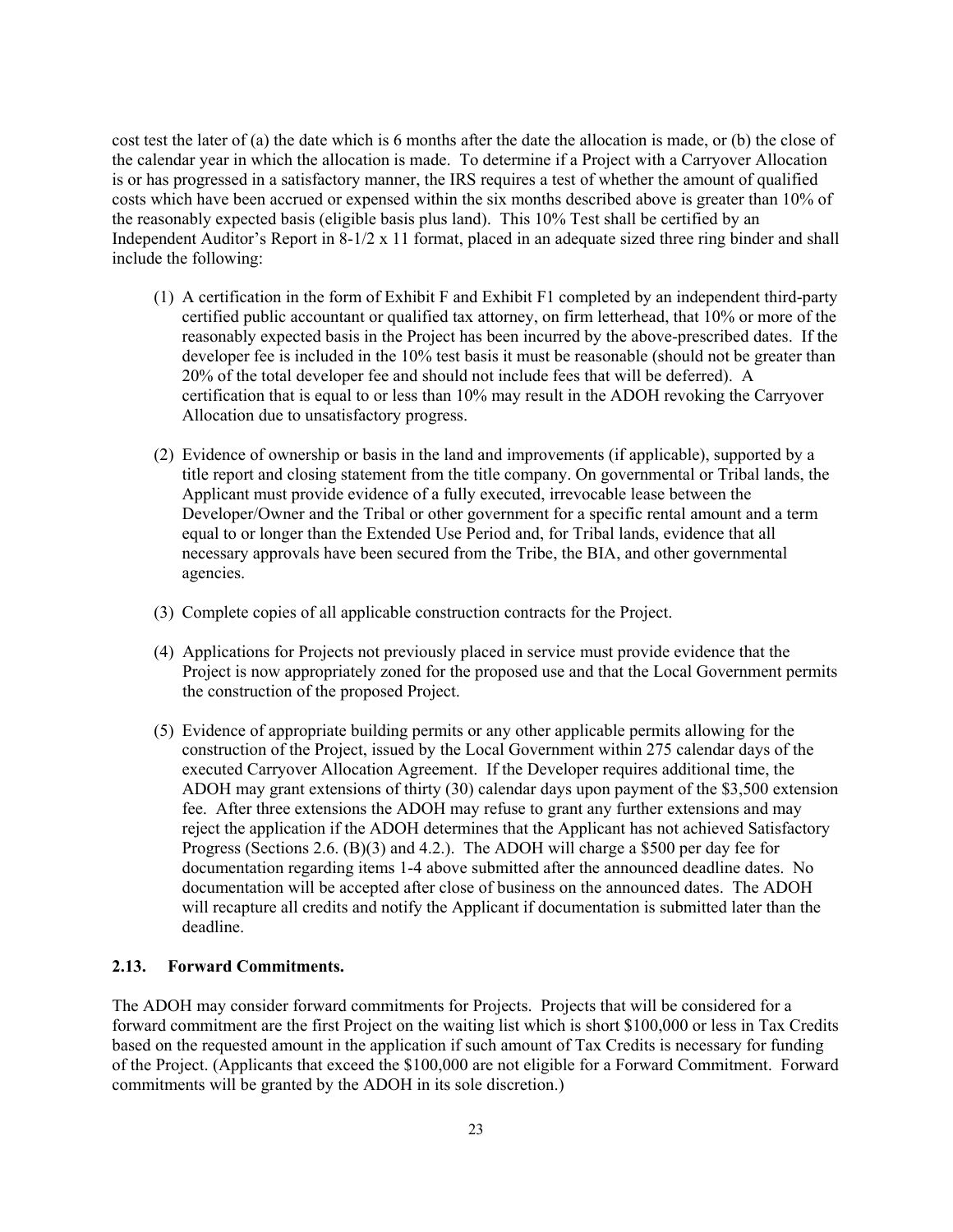cost test the later of (a) the date which is 6 months after the date the allocation is made, or (b) the close of the calendar year in which the allocation is made. To determine if a Project with a Carryover Allocation is or has progressed in a satisfactory manner, the IRS requires a test of whether the amount of qualified costs which have been accrued or expensed within the six months described above is greater than 10% of the reasonably expected basis (eligible basis plus land). This 10% Test shall be certified by an Independent Auditor's Report in 8-1/2 x 11 format, placed in an adequate sized three ring binder and shall include the following:

(1) A certification in the form of Exhibit F and Exhibit F1 completed by an independent third-party certified public accountant or qualified tax attorney, on firm letterhead, that 10% or more of the reasonably expected basis in the Project has been incurred by the above-prescribed dates. If the developer fee is included in the 10% test basis it must be reasonable (should not be greater than 20% of the total developer fee and should not include fees that will be deferred). A certification that is equal to or less than 10% may result in the ADOH revoking the Carryover Allocation due to unsatisfactory progress.

(2) Evidence of ownership or basis in the land and improvements (if applicable), supported by a title report and closing statement from the title company. On governmental or Tribal lands, the Applicant must provide evidence of a fully executed, irrevocable lease between the Developer/Owner and the Tribal or other government for a specific rental amount and a term equal to or longer than the Extended Use Period and, for Tribal lands, evidence that all necessary approvals have been secured from the Tribe, the BIA, and other governmental agencies.

(3) Complete copies of all applicable construction contracts for the Project.

(4) Applications for Projects not previously placed in service must provide evidence that the Project is now appropriately zoned for the proposed use and that the Local Government permits the construction of the proposed Project.

(5) Evidence of appropriate building permits or any other applicable permits allowing for the construction of the Project, issued by the Local Government within 275 calendar days of the executed Carryover Allocation Agreement. If the Developer requires additional time, the ADOH may grant extensions of thirty (30) calendar days upon payment of the $3,500 extension fee. After three extensions the ADOH may refuse to grant any further extensions and may reject the application if the ADOH determines that the Applicant has not achieved Satisfactory Progress (Sections 2.6. (B)(3) and 4.2.). The ADOH will charge a $500 per day fee for documentation regarding items 1-4 above submitted after the announced deadline dates. No documentation will be accepted after close of business on the announced dates. The ADOH will recapture all credits and notify the Applicant if documentation is submitted later than the deadline.

### 2.13. Forward Commitments.

The ADOH may consider forward commitments for Projects. Projects that will be considered for a forward commitment are the first Project on the waiting list which is short $100,000 or less in Tax Credits based on the requested amount in the application if such amount of Tax Credits is necessary for funding of the Project. (Applicants that exceed the $100,000 are not eligible for a Forward Commitment. Forward commitments will be granted by the ADOH in its sole discretion.)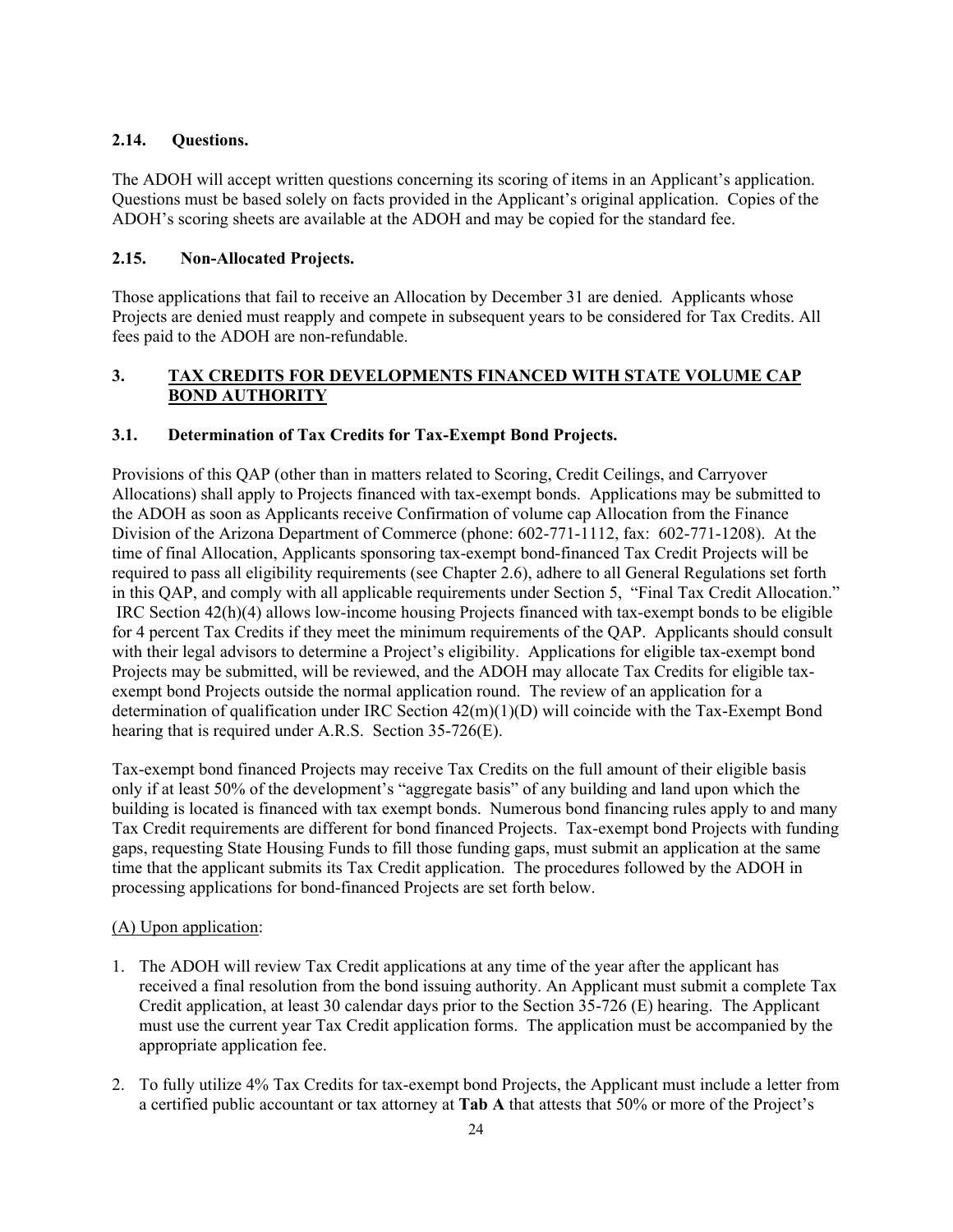### 2.14. Questions.

The ADOH will accept written questions concerning its scoring of items in an Applicant's application. Questions must be based solely on facts provided in the Applicant's original application. Copies of the ADOH's scoring sheets are available at the ADOH and may be copied for the standard fee.

### 2.15. Non-Allocated Projects.

Those applications that fail to receive an Allocation by December 31 are denied. Applicants whose Projects are denied must reapply and compete in subsequent years to be considered for Tax Credits. All fees paid to the ADOH are non-refundable.

## 3. TAX CREDITS FOR DEVELOPMENTS FINANCED WITH STATE VOLUME CAP BOND AUTHORITY

### 3.1. Determination of Tax Credits for Tax-Exempt Bond Projects.

Provisions of this QAP (other than in matters related to Scoring, Credit Ceilings, and Carryover Allocations) shall apply to Projects financed with tax-exempt bonds. Applications may be submitted to the ADOH as soon as Applicants receive Confirmation of volume cap Allocation from the Finance Division of the Arizona Department of Commerce (phone: 602-771-1112, fax: 602-771-1208). At the time of final Allocation, Applicants sponsoring tax-exempt bond-financed Tax Credit Projects will be required to pass all eligibility requirements (see Chapter 2.6), adhere to all General Regulations set forth in this QAP, and comply with all applicable requirements under Section 5, "Final Tax Credit Allocation." IRC Section 42(h)(4) allows low-income housing Projects financed with tax-exempt bonds to be eligible for 4 percent Tax Credits if they meet the minimum requirements of the QAP. Applicants should consult with their legal advisors to determine a Project's eligibility. Applications for eligible tax-exempt bond Projects may be submitted, will be reviewed, and the ADOH may allocate Tax Credits for eligible tax-exempt bond Projects outside the normal application round. The review of an application for a determination of qualification under IRC Section 42(m)(1)(D) will coincide with the Tax-Exempt Bond hearing that is required under A.R.S. Section 35-726(E).

Tax-exempt bond financed Projects may receive Tax Credits on the full amount of their eligible basis only if at least 50% of the development's "aggregate basis" of any building and land upon which the building is located is financed with tax exempt bonds. Numerous bond financing rules apply to and many Tax Credit requirements are different for bond financed Projects. Tax-exempt bond Projects with funding gaps, requesting State Housing Funds to fill those funding gaps, must submit an application at the same time that the applicant submits its Tax Credit application. The procedures followed by the ADOH in processing applications for bond-financed Projects are set forth below.

<u>(A) Upon application</u>:

1. The ADOH will review Tax Credit applications at any time of the year after the applicant has received a final resolution from the bond issuing authority. An Applicant must submit a complete Tax Credit application, at least 30 calendar days prior to the Section 35-726 (E) hearing. The Applicant must use the current year Tax Credit application forms. The application must be accompanied by the appropriate application fee.
2. To fully utilize 4% Tax Credits for tax-exempt bond Projects, the Applicant must include a letter from a certified public accountant or tax attorney at **Tab A** that attests that 50% or more of the Project's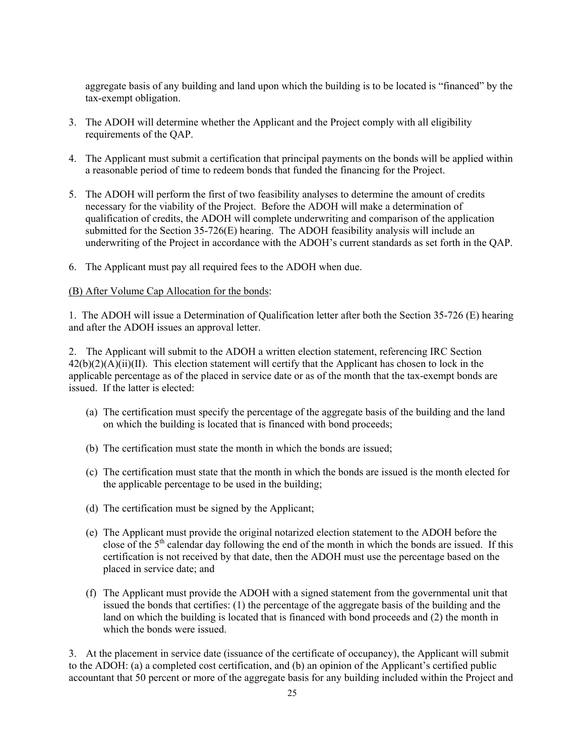aggregate basis of any building and land upon which the building is to be located is "financed" by the tax-exempt obligation.

3. The ADOH will determine whether the Applicant and the Project comply with all eligibility requirements of the QAP.

4. The Applicant must submit a certification that principal payments on the bonds will be applied within a reasonable period of time to redeem bonds that funded the financing for the Project.

5. The ADOH will perform the first of two feasibility analyses to determine the amount of credits necessary for the viability of the Project. Before the ADOH will make a determination of qualification of credits, the ADOH will complete underwriting and comparison of the application submitted for the Section 35-726(E) hearing. The ADOH feasibility analysis will include an underwriting of the Project in accordance with the ADOH's current standards as set forth in the QAP.

6. The Applicant must pay all required fees to the ADOH when due.

<u>(B) After Volume Cap Allocation for the bonds</u>:

1. The ADOH will issue a Determination of Qualification letter after both the Section 35-726 (E) hearing and after the ADOH issues an approval letter.

2. The Applicant will submit to the ADOH a written election statement, referencing IRC Section 42(b)(2)(A)(ii)(II). This election statement will certify that the Applicant has chosen to lock in the applicable percentage as of the placed in service date or as of the month that the tax-exempt bonds are issued. If the latter is elected:

   (a) The certification must specify the percentage of the aggregate basis of the building and the land on which the building is located that is financed with bond proceeds;

   (b) The certification must state the month in which the bonds are issued;

   (c) The certification must state that the month in which the bonds are issued is the month elected for the applicable percentage to be used in the building;

   (d) The certification must be signed by the Applicant;

   (e) The Applicant must provide the original notarized election statement to the ADOH before the close of the 5th calendar day following the end of the month in which the bonds are issued. If this certification is not received by that date, then the ADOH must use the percentage based on the placed in service date; and

   (f) The Applicant must provide the ADOH with a signed statement from the governmental unit that issued the bonds that certifies: (1) the percentage of the aggregate basis of the building and the land on which the building is located that is financed with bond proceeds and (2) the month in which the bonds were issued.

3. At the placement in service date (issuance of the certificate of occupancy), the Applicant will submit to the ADOH: (a) a completed cost certification, and (b) an opinion of the Applicant's certified public accountant that 50 percent or more of the aggregate basis for any building included within the Project and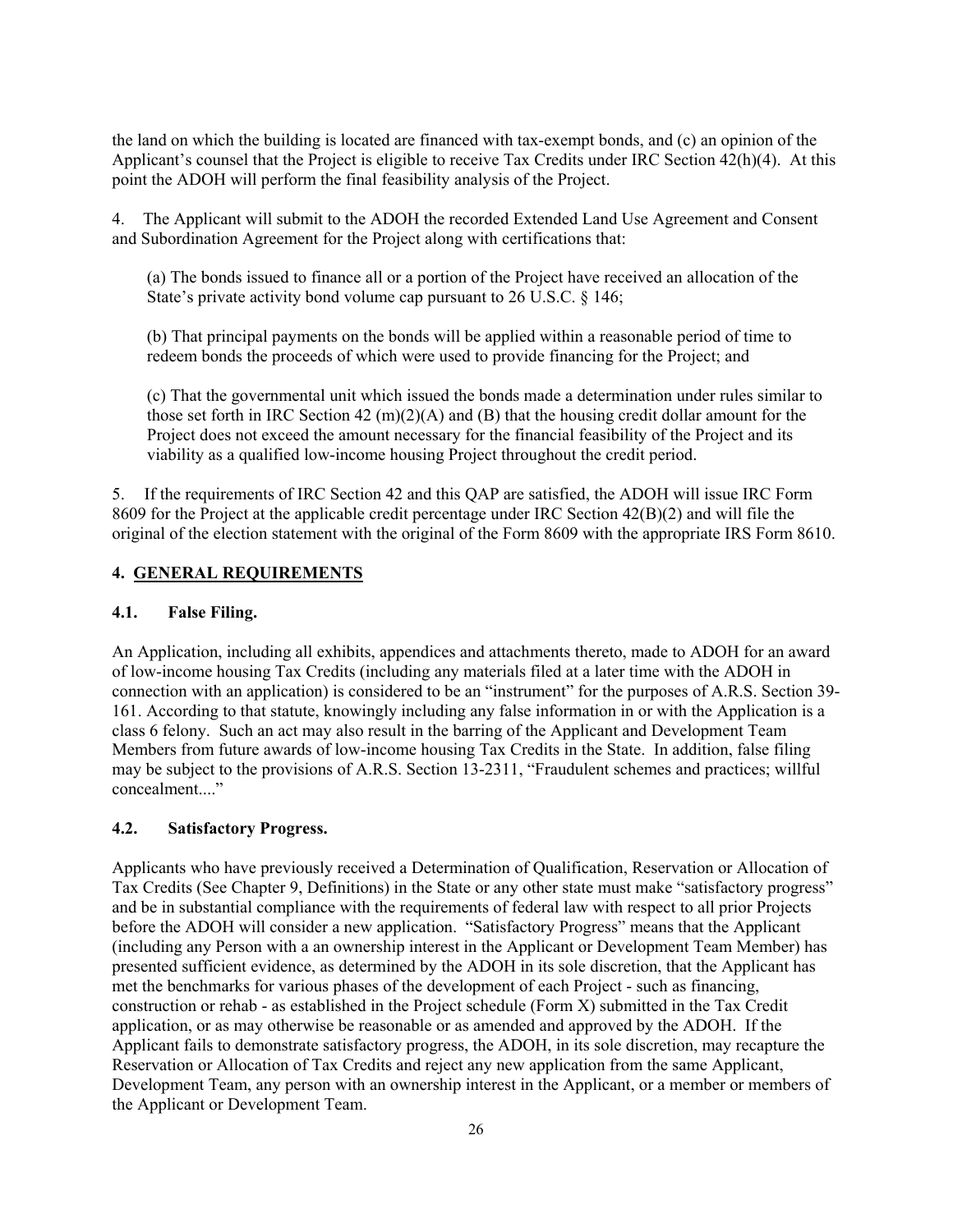the land on which the building is located are financed with tax-exempt bonds, and (c) an opinion of the Applicant's counsel that the Project is eligible to receive Tax Credits under IRC Section 42(h)(4). At this point the ADOH will perform the final feasibility analysis of the Project.

4. The Applicant will submit to the ADOH the recorded Extended Land Use Agreement and Consent and Subordination Agreement for the Project along with certifications that:

(a) The bonds issued to finance all or a portion of the Project have received an allocation of the State's private activity bond volume cap pursuant to 26 U.S.C. § 146;

(b) That principal payments on the bonds will be applied within a reasonable period of time to redeem bonds the proceeds of which were used to provide financing for the Project; and

(c) That the governmental unit which issued the bonds made a determination under rules similar to those set forth in IRC Section 42 (m)(2)(A) and (B) that the housing credit dollar amount for the Project does not exceed the amount necessary for the financial feasibility of the Project and its viability as a qualified low-income housing Project throughout the credit period.

5. If the requirements of IRC Section 42 and this QAP are satisfied, the ADOH will issue IRC Form 8609 for the Project at the applicable credit percentage under IRC Section 42(B)(2) and will file the original of the election statement with the original of the Form 8609 with the appropriate IRS Form 8610.

## 4. GENERAL REQUIREMENTS

### 4.1. False Filing.

An Application, including all exhibits, appendices and attachments thereto, made to ADOH for an award of low-income housing Tax Credits (including any materials filed at a later time with the ADOH in connection with an application) is considered to be an "instrument" for the purposes of A.R.S. Section 39-161. According to that statute, knowingly including any false information in or with the Application is a class 6 felony. Such an act may also result in the barring of the Applicant and Development Team Members from future awards of low-income housing Tax Credits in the State. In addition, false filing may be subject to the provisions of A.R.S. Section 13-2311, "Fraudulent schemes and practices; willful concealment...."

### 4.2. Satisfactory Progress.

Applicants who have previously received a Determination of Qualification, Reservation or Allocation of Tax Credits (See Chapter 9, Definitions) in the State or any other state must make "satisfactory progress" and be in substantial compliance with the requirements of federal law with respect to all prior Projects before the ADOH will consider a new application. "Satisfactory Progress" means that the Applicant (including any Person with a an ownership interest in the Applicant or Development Team Member) has presented sufficient evidence, as determined by the ADOH in its sole discretion, that the Applicant has met the benchmarks for various phases of the development of each Project - such as financing, construction or rehab - as established in the Project schedule (Form X) submitted in the Tax Credit application, or as may otherwise be reasonable or as amended and approved by the ADOH. If the Applicant fails to demonstrate satisfactory progress, the ADOH, in its sole discretion, may recapture the Reservation or Allocation of Tax Credits and reject any new application from the same Applicant, Development Team, any person with an ownership interest in the Applicant, or a member or members of the Applicant or Development Team.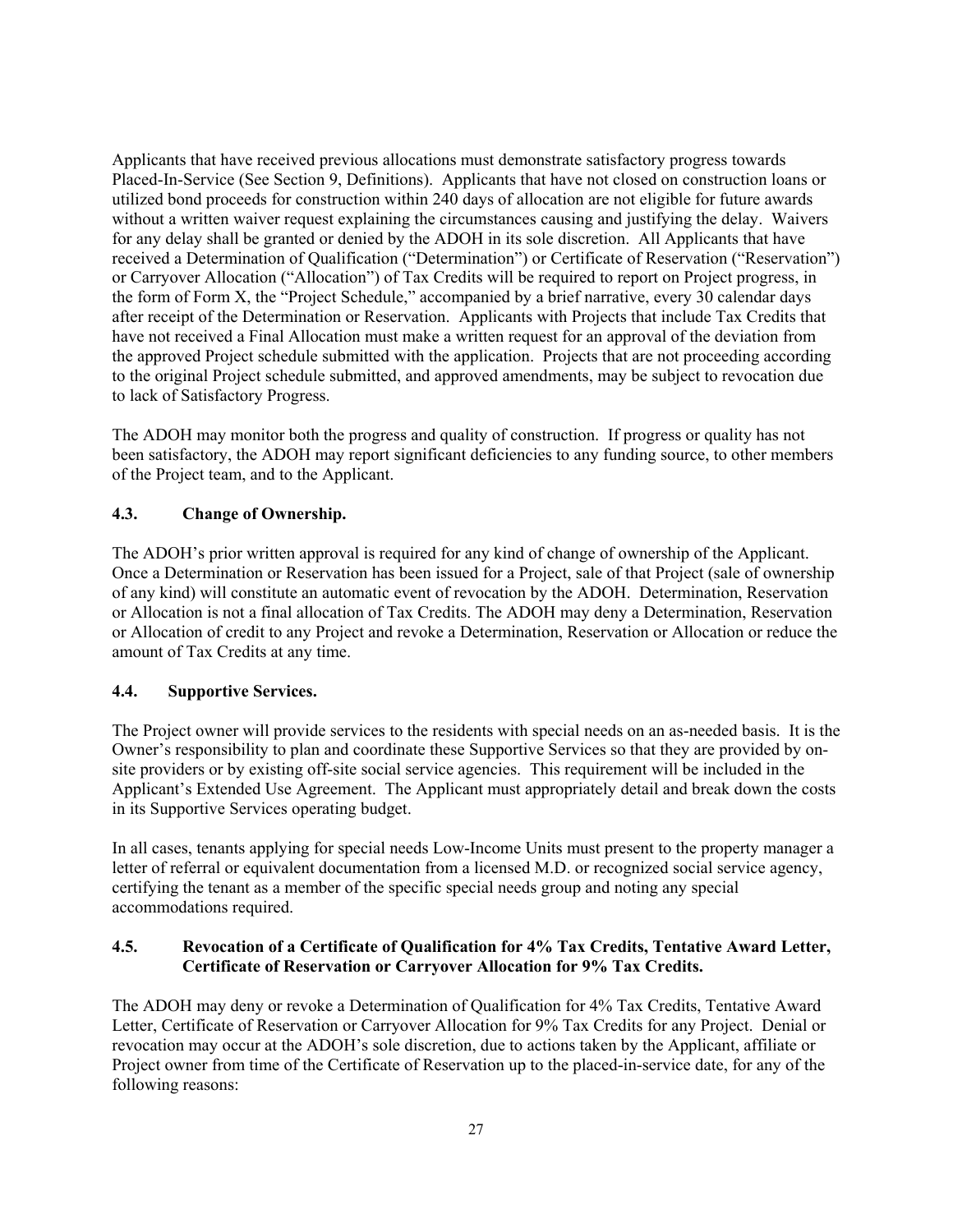Applicants that have received previous allocations must demonstrate satisfactory progress towards Placed-In-Service (See Section 9, Definitions). Applicants that have not closed on construction loans or utilized bond proceeds for construction within 240 days of allocation are not eligible for future awards without a written waiver request explaining the circumstances causing and justifying the delay. Waivers for any delay shall be granted or denied by the ADOH in its sole discretion. All Applicants that have received a Determination of Qualification ("Determination") or Certificate of Reservation ("Reservation") or Carryover Allocation ("Allocation") of Tax Credits will be required to report on Project progress, in the form of Form X, the "Project Schedule," accompanied by a brief narrative, every 30 calendar days after receipt of the Determination or Reservation. Applicants with Projects that include Tax Credits that have not received a Final Allocation must make a written request for an approval of the deviation from the approved Project schedule submitted with the application. Projects that are not proceeding according to the original Project schedule submitted, and approved amendments, may be subject to revocation due to lack of Satisfactory Progress.

The ADOH may monitor both the progress and quality of construction. If progress or quality has not been satisfactory, the ADOH may report significant deficiencies to any funding source, to other members of the Project team, and to the Applicant.

### 4.3. Change of Ownership.

The ADOH's prior written approval is required for any kind of change of ownership of the Applicant. Once a Determination or Reservation has been issued for a Project, sale of that Project (sale of ownership of any kind) will constitute an automatic event of revocation by the ADOH. Determination, Reservation or Allocation is not a final allocation of Tax Credits. The ADOH may deny a Determination, Reservation or Allocation of credit to any Project and revoke a Determination, Reservation or Allocation or reduce the amount of Tax Credits at any time.

### 4.4. Supportive Services.

The Project owner will provide services to the residents with special needs on an as-needed basis. It is the Owner's responsibility to plan and coordinate these Supportive Services so that they are provided by on-site providers or by existing off-site social service agencies. This requirement will be included in the Applicant's Extended Use Agreement. The Applicant must appropriately detail and break down the costs in its Supportive Services operating budget.

In all cases, tenants applying for special needs Low-Income Units must present to the property manager a letter of referral or equivalent documentation from a licensed M.D. or recognized social service agency, certifying the tenant as a member of the specific special needs group and noting any special accommodations required.

### 4.5. Revocation of a Certificate of Qualification for 4% Tax Credits, Tentative Award Letter, Certificate of Reservation or Carryover Allocation for 9% Tax Credits.

The ADOH may deny or revoke a Determination of Qualification for 4% Tax Credits, Tentative Award Letter, Certificate of Reservation or Carryover Allocation for 9% Tax Credits for any Project. Denial or revocation may occur at the ADOH's sole discretion, due to actions taken by the Applicant, affiliate or Project owner from time of the Certificate of Reservation up to the placed-in-service date, for any of the following reasons: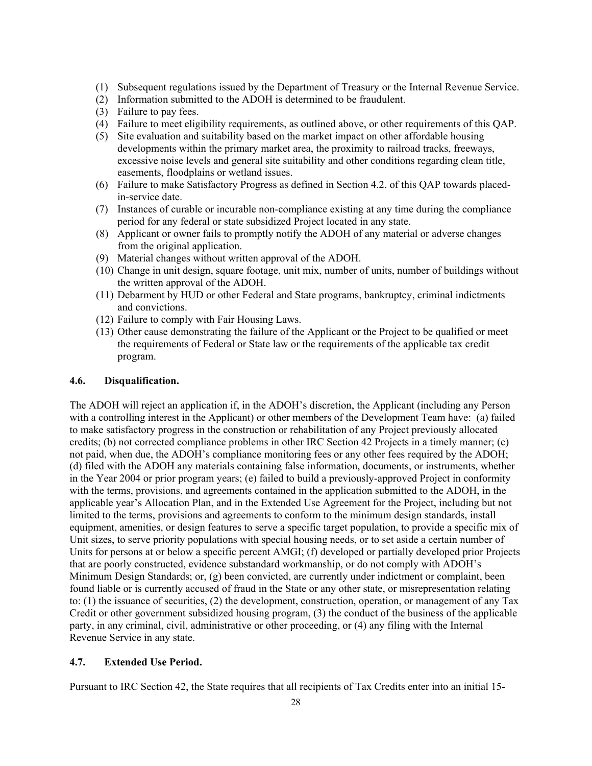(1) Subsequent regulations issued by the Department of Treasury or the Internal Revenue Service.
(2) Information submitted to the ADOH is determined to be fraudulent.
(3) Failure to pay fees.
(4) Failure to meet eligibility requirements, as outlined above, or other requirements of this QAP.
(5) Site evaluation and suitability based on the market impact on other affordable housing developments within the primary market area, the proximity to railroad tracks, freeways, excessive noise levels and general site suitability and other conditions regarding clean title, easements, floodplains or wetland issues.
(6) Failure to make Satisfactory Progress as defined in Section 4.2. of this QAP towards placed-in-service date.
(7) Instances of curable or incurable non-compliance existing at any time during the compliance period for any federal or state subsidized Project located in any state.
(8) Applicant or owner fails to promptly notify the ADOH of any material or adverse changes from the original application.
(9) Material changes without written approval of the ADOH.
(10) Change in unit design, square footage, unit mix, number of units, number of buildings without the written approval of the ADOH.
(11) Debarment by HUD or other Federal and State programs, bankruptcy, criminal indictments and convictions.
(12) Failure to comply with Fair Housing Laws.
(13) Other cause demonstrating the failure of the Applicant or the Project to be qualified or meet the requirements of Federal or State law or the requirements of the applicable tax credit program.

### 4.6. Disqualification.

The ADOH will reject an application if, in the ADOH's discretion, the Applicant (including any Person with a controlling interest in the Applicant) or other members of the Development Team have: (a) failed to make satisfactory progress in the construction or rehabilitation of any Project previously allocated credits; (b) not corrected compliance problems in other IRC Section 42 Projects in a timely manner; (c) not paid, when due, the ADOH's compliance monitoring fees or any other fees required by the ADOH; (d) filed with the ADOH any materials containing false information, documents, or instruments, whether in the Year 2004 or prior program years; (e) failed to build a previously-approved Project in conformity with the terms, provisions, and agreements contained in the application submitted to the ADOH, in the applicable year's Allocation Plan, and in the Extended Use Agreement for the Project, including but not limited to the terms, provisions and agreements to conform to the minimum design standards, install equipment, amenities, or design features to serve a specific target population, to provide a specific mix of Unit sizes, to serve priority populations with special housing needs, or to set aside a certain number of Units for persons at or below a specific percent AMGI; (f) developed or partially developed prior Projects that are poorly constructed, evidence substandard workmanship, or do not comply with ADOH's Minimum Design Standards; or, (g) been convicted, are currently under indictment or complaint, been found liable or is currently accused of fraud in the State or any other state, or misrepresentation relating to: (1) the issuance of securities, (2) the development, construction, operation, or management of any Tax Credit or other government subsidized housing program, (3) the conduct of the business of the applicable party, in any criminal, civil, administrative or other proceeding, or (4) any filing with the Internal Revenue Service in any state.

### 4.7. Extended Use Period.

Pursuant to IRC Section 42, the State requires that all recipients of Tax Credits enter into an initial 15-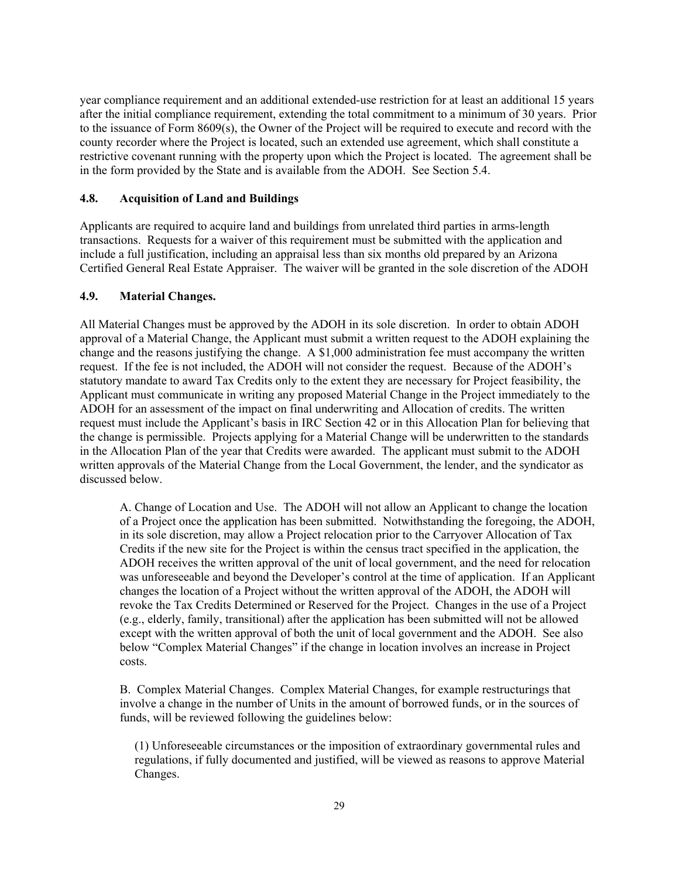year compliance requirement and an additional extended-use restriction for at least an additional 15 years after the initial compliance requirement, extending the total commitment to a minimum of 30 years. Prior to the issuance of Form 8609(s), the Owner of the Project will be required to execute and record with the county recorder where the Project is located, such an extended use agreement, which shall constitute a restrictive covenant running with the property upon which the Project is located. The agreement shall be in the form provided by the State and is available from the ADOH. See Section 5.4.

### 4.8. Acquisition of Land and Buildings

Applicants are required to acquire land and buildings from unrelated third parties in arms-length transactions. Requests for a waiver of this requirement must be submitted with the application and include a full justification, including an appraisal less than six months old prepared by an Arizona Certified General Real Estate Appraiser. The waiver will be granted in the sole discretion of the ADOH

### 4.9. Material Changes.

All Material Changes must be approved by the ADOH in its sole discretion. In order to obtain ADOH approval of a Material Change, the Applicant must submit a written request to the ADOH explaining the change and the reasons justifying the change. A $1,000 administration fee must accompany the written request. If the fee is not included, the ADOH will not consider the request. Because of the ADOH's statutory mandate to award Tax Credits only to the extent they are necessary for Project feasibility, the Applicant must communicate in writing any proposed Material Change in the Project immediately to the ADOH for an assessment of the impact on final underwriting and Allocation of credits. The written request must include the Applicant's basis in IRC Section 42 or in this Allocation Plan for believing that the change is permissible. Projects applying for a Material Change will be underwritten to the standards in the Allocation Plan of the year that Credits were awarded. The applicant must submit to the ADOH written approvals of the Material Change from the Local Government, the lender, and the syndicator as discussed below.

A. Change of Location and Use. The ADOH will not allow an Applicant to change the location of a Project once the application has been submitted. Notwithstanding the foregoing, the ADOH, in its sole discretion, may allow a Project relocation prior to the Carryover Allocation of Tax Credits if the new site for the Project is within the census tract specified in the application, the ADOH receives the written approval of the unit of local government, and the need for relocation was unforeseeable and beyond the Developer's control at the time of application. If an Applicant changes the location of a Project without the written approval of the ADOH, the ADOH will revoke the Tax Credits Determined or Reserved for the Project. Changes in the use of a Project (e.g., elderly, family, transitional) after the application has been submitted will not be allowed except with the written approval of both the unit of local government and the ADOH. See also below "Complex Material Changes" if the change in location involves an increase in Project costs.

B. Complex Material Changes. Complex Material Changes, for example restructurings that involve a change in the number of Units in the amount of borrowed funds, or in the sources of funds, will be reviewed following the guidelines below:

(1) Unforeseeable circumstances or the imposition of extraordinary governmental rules and regulations, if fully documented and justified, will be viewed as reasons to approve Material Changes.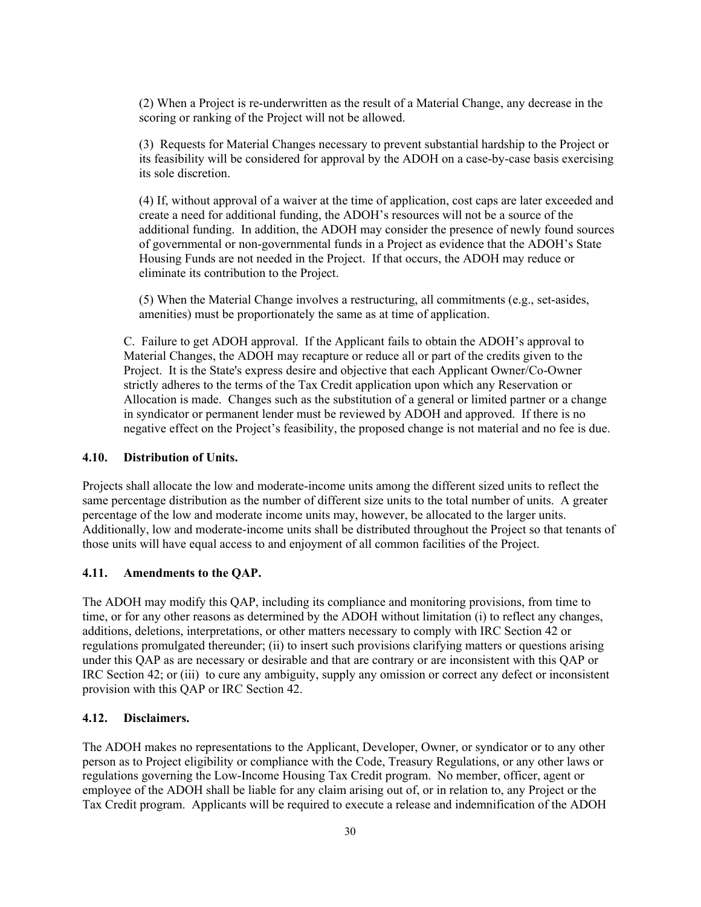(2) When a Project is re-underwritten as the result of a Material Change, any decrease in the scoring or ranking of the Project will not be allowed.

(3) Requests for Material Changes necessary to prevent substantial hardship to the Project or its feasibility will be considered for approval by the ADOH on a case-by-case basis exercising its sole discretion.

(4) If, without approval of a waiver at the time of application, cost caps are later exceeded and create a need for additional funding, the ADOH's resources will not be a source of the additional funding. In addition, the ADOH may consider the presence of newly found sources of governmental or non-governmental funds in a Project as evidence that the ADOH's State Housing Funds are not needed in the Project. If that occurs, the ADOH may reduce or eliminate its contribution to the Project.

(5) When the Material Change involves a restructuring, all commitments (e.g., set-asides, amenities) must be proportionately the same as at time of application.

C. Failure to get ADOH approval. If the Applicant fails to obtain the ADOH's approval to Material Changes, the ADOH may recapture or reduce all or part of the credits given to the Project. It is the State's express desire and objective that each Applicant Owner/Co-Owner strictly adheres to the terms of the Tax Credit application upon which any Reservation or Allocation is made. Changes such as the substitution of a general or limited partner or a change in syndicator or permanent lender must be reviewed by ADOH and approved. If there is no negative effect on the Project's feasibility, the proposed change is not material and no fee is due.

### 4.10. Distribution of Units.

Projects shall allocate the low and moderate-income units among the different sized units to reflect the same percentage distribution as the number of different size units to the total number of units. A greater percentage of the low and moderate income units may, however, be allocated to the larger units. Additionally, low and moderate-income units shall be distributed throughout the Project so that tenants of those units will have equal access to and enjoyment of all common facilities of the Project.

### 4.11. Amendments to the QAP.

The ADOH may modify this QAP, including its compliance and monitoring provisions, from time to time, or for any other reasons as determined by the ADOH without limitation (i) to reflect any changes, additions, deletions, interpretations, or other matters necessary to comply with IRC Section 42 or regulations promulgated thereunder; (ii) to insert such provisions clarifying matters or questions arising under this QAP as are necessary or desirable and that are contrary or are inconsistent with this QAP or IRC Section 42; or (iii) to cure any ambiguity, supply any omission or correct any defect or inconsistent provision with this QAP or IRC Section 42.

### 4.12. Disclaimers.

The ADOH makes no representations to the Applicant, Developer, Owner, or syndicator or to any other person as to Project eligibility or compliance with the Code, Treasury Regulations, or any other laws or regulations governing the Low-Income Housing Tax Credit program. No member, officer, agent or employee of the ADOH shall be liable for any claim arising out of, or in relation to, any Project or the Tax Credit program. Applicants will be required to execute a release and indemnification of the ADOH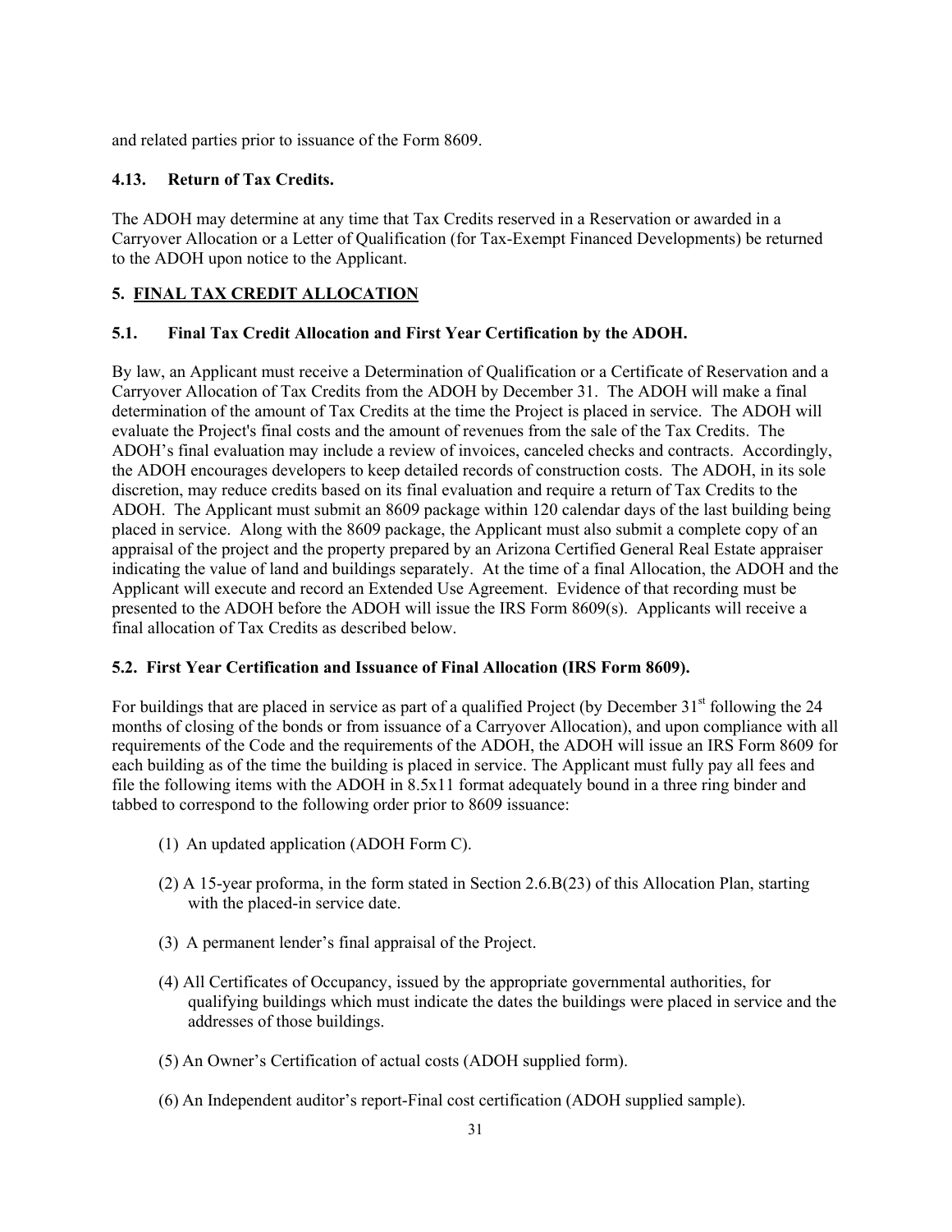and related parties prior to issuance of the Form 8609.

### 4.13. Return of Tax Credits.

The ADOH may determine at any time that Tax Credits reserved in a Reservation or awarded in a Carryover Allocation or a Letter of Qualification (for Tax-Exempt Financed Developments) be returned to the ADOH upon notice to the Applicant.

## 5. FINAL TAX CREDIT ALLOCATION

### 5.1. Final Tax Credit Allocation and First Year Certification by the ADOH.

By law, an Applicant must receive a Determination of Qualification or a Certificate of Reservation and a Carryover Allocation of Tax Credits from the ADOH by December 31. The ADOH will make a final determination of the amount of Tax Credits at the time the Project is placed in service. The ADOH will evaluate the Project's final costs and the amount of revenues from the sale of the Tax Credits. The ADOH's final evaluation may include a review of invoices, canceled checks and contracts. Accordingly, the ADOH encourages developers to keep detailed records of construction costs. The ADOH, in its sole discretion, may reduce credits based on its final evaluation and require a return of Tax Credits to the ADOH. The Applicant must submit an 8609 package within 120 calendar days of the last building being placed in service. Along with the 8609 package, the Applicant must also submit a complete copy of an appraisal of the project and the property prepared by an Arizona Certified General Real Estate appraiser indicating the value of land and buildings separately. At the time of a final Allocation, the ADOH and the Applicant will execute and record an Extended Use Agreement. Evidence of that recording must be presented to the ADOH before the ADOH will issue the IRS Form 8609(s). Applicants will receive a final allocation of Tax Credits as described below.

### 5.2. First Year Certification and Issuance of Final Allocation (IRS Form 8609).

For buildings that are placed in service as part of a qualified Project (by December 31st following the 24 months of closing of the bonds or from issuance of a Carryover Allocation), and upon compliance with all requirements of the Code and the requirements of the ADOH, the ADOH will issue an IRS Form 8609 for each building as of the time the building is placed in service. The Applicant must fully pay all fees and file the following items with the ADOH in 8.5x11 format adequately bound in a three ring binder and tabbed to correspond to the following order prior to 8609 issuance:

(1) An updated application (ADOH Form C).

(2) A 15-year proforma, in the form stated in Section 2.6.B(23) of this Allocation Plan, starting with the placed-in service date.

(3) A permanent lender's final appraisal of the Project.

(4) All Certificates of Occupancy, issued by the appropriate governmental authorities, for qualifying buildings which must indicate the dates the buildings were placed in service and the addresses of those buildings.

(5) An Owner's Certification of actual costs (ADOH supplied form).

(6) An Independent auditor's report-Final cost certification (ADOH supplied sample).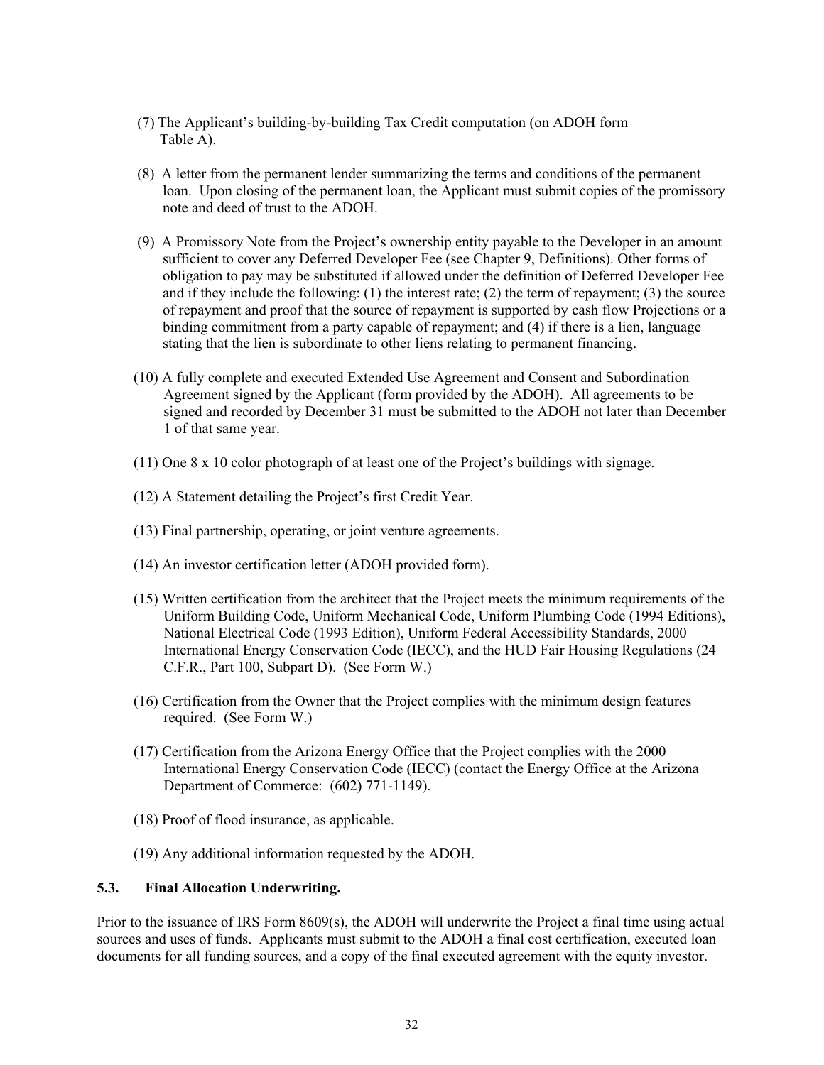(7) The Applicant's building-by-building Tax Credit computation (on ADOH form Table A).

(8) A letter from the permanent lender summarizing the terms and conditions of the permanent loan. Upon closing of the permanent loan, the Applicant must submit copies of the promissory note and deed of trust to the ADOH.

(9) A Promissory Note from the Project's ownership entity payable to the Developer in an amount sufficient to cover any Deferred Developer Fee (see Chapter 9, Definitions). Other forms of obligation to pay may be substituted if allowed under the definition of Deferred Developer Fee and if they include the following: (1) the interest rate; (2) the term of repayment; (3) the source of repayment and proof that the source of repayment is supported by cash flow Projections or a binding commitment from a party capable of repayment; and (4) if there is a lien, language stating that the lien is subordinate to other liens relating to permanent financing.

(10) A fully complete and executed Extended Use Agreement and Consent and Subordination Agreement signed by the Applicant (form provided by the ADOH). All agreements to be signed and recorded by December 31 must be submitted to the ADOH not later than December 1 of that same year.

(11) One 8 x 10 color photograph of at least one of the Project's buildings with signage.

(12) A Statement detailing the Project's first Credit Year.

(13) Final partnership, operating, or joint venture agreements.

(14) An investor certification letter (ADOH provided form).

(15) Written certification from the architect that the Project meets the minimum requirements of the Uniform Building Code, Uniform Mechanical Code, Uniform Plumbing Code (1994 Editions), National Electrical Code (1993 Edition), Uniform Federal Accessibility Standards, 2000 International Energy Conservation Code (IECC), and the HUD Fair Housing Regulations (24 C.F.R., Part 100, Subpart D). (See Form W.)

(16) Certification from the Owner that the Project complies with the minimum design features required. (See Form W.)

(17) Certification from the Arizona Energy Office that the Project complies with the 2000 International Energy Conservation Code (IECC) (contact the Energy Office at the Arizona Department of Commerce: (602) 771-1149).

(18) Proof of flood insurance, as applicable.

(19) Any additional information requested by the ADOH.

### 5.3. Final Allocation Underwriting.

Prior to the issuance of IRS Form 8609(s), the ADOH will underwrite the Project a final time using actual sources and uses of funds. Applicants must submit to the ADOH a final cost certification, executed loan documents for all funding sources, and a copy of the final executed agreement with the equity investor.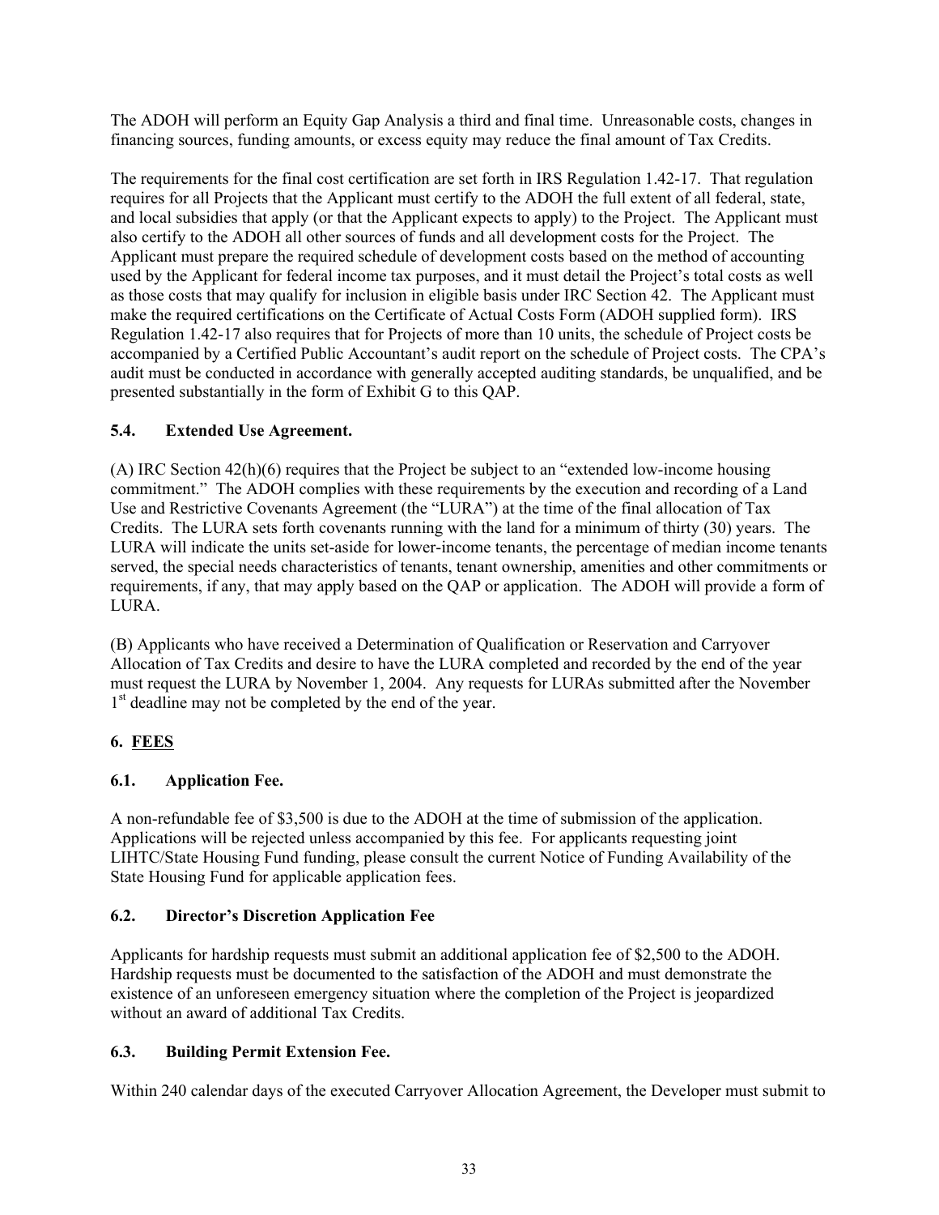The ADOH will perform an Equity Gap Analysis a third and final time. Unreasonable costs, changes in financing sources, funding amounts, or excess equity may reduce the final amount of Tax Credits.

The requirements for the final cost certification are set forth in IRS Regulation 1.42-17. That regulation requires for all Projects that the Applicant must certify to the ADOH the full extent of all federal, state, and local subsidies that apply (or that the Applicant expects to apply) to the Project. The Applicant must also certify to the ADOH all other sources of funds and all development costs for the Project. The Applicant must prepare the required schedule of development costs based on the method of accounting used by the Applicant for federal income tax purposes, and it must detail the Project's total costs as well as those costs that may qualify for inclusion in eligible basis under IRC Section 42. The Applicant must make the required certifications on the Certificate of Actual Costs Form (ADOH supplied form). IRS Regulation 1.42-17 also requires that for Projects of more than 10 units, the schedule of Project costs be accompanied by a Certified Public Accountant's audit report on the schedule of Project costs. The CPA's audit must be conducted in accordance with generally accepted auditing standards, be unqualified, and be presented substantially in the form of Exhibit G to this QAP.

### 5.4. Extended Use Agreement.

(A) IRC Section 42(h)(6) requires that the Project be subject to an "extended low-income housing commitment." The ADOH complies with these requirements by the execution and recording of a Land Use and Restrictive Covenants Agreement (the "LURA") at the time of the final allocation of Tax Credits. The LURA sets forth covenants running with the land for a minimum of thirty (30) years. The LURA will indicate the units set-aside for lower-income tenants, the percentage of median income tenants served, the special needs characteristics of tenants, tenant ownership, amenities and other commitments or requirements, if any, that may apply based on the QAP or application. The ADOH will provide a form of LURA.

(B) Applicants who have received a Determination of Qualification or Reservation and Carryover Allocation of Tax Credits and desire to have the LURA completed and recorded by the end of the year must request the LURA by November 1, 2004. Any requests for LURAs submitted after the November 1st deadline may not be completed by the end of the year.

## 6. FEES

### 6.1. Application Fee.

A non-refundable fee of $3,500 is due to the ADOH at the time of submission of the application. Applications will be rejected unless accompanied by this fee. For applicants requesting joint LIHTC/State Housing Fund funding, please consult the current Notice of Funding Availability of the State Housing Fund for applicable application fees.

### 6.2. Director's Discretion Application Fee

Applicants for hardship requests must submit an additional application fee of $2,500 to the ADOH. Hardship requests must be documented to the satisfaction of the ADOH and must demonstrate the existence of an unforeseen emergency situation where the completion of the Project is jeopardized without an award of additional Tax Credits.

### 6.3. Building Permit Extension Fee.

Within 240 calendar days of the executed Carryover Allocation Agreement, the Developer must submit to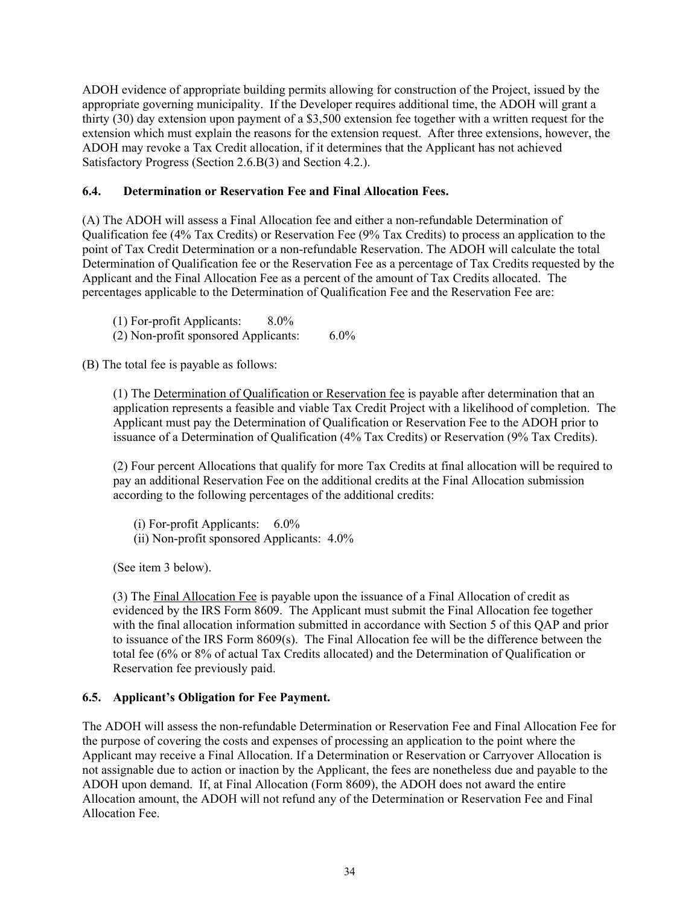ADOH evidence of appropriate building permits allowing for construction of the Project, issued by the appropriate governing municipality. If the Developer requires additional time, the ADOH will grant a thirty (30) day extension upon payment of a $3,500 extension fee together with a written request for the extension which must explain the reasons for the extension request. After three extensions, however, the ADOH may revoke a Tax Credit allocation, if it determines that the Applicant has not achieved Satisfactory Progress (Section 2.6.B(3) and Section 4.2.).

### 6.4. Determination or Reservation Fee and Final Allocation Fees.

(A) The ADOH will assess a Final Allocation fee and either a non-refundable Determination of Qualification fee (4% Tax Credits) or Reservation Fee (9% Tax Credits) to process an application to the point of Tax Credit Determination or a non-refundable Reservation. The ADOH will calculate the total Determination of Qualification fee or the Reservation Fee as a percentage of Tax Credits requested by the Applicant and the Final Allocation Fee as a percent of the amount of Tax Credits allocated. The percentages applicable to the Determination of Qualification Fee and the Reservation Fee are:

(1) For-profit Applicants: 8.0%
(2) Non-profit sponsored Applicants: 6.0%

(B) The total fee is payable as follows:

(1) The Determination of Qualification or Reservation fee is payable after determination that an application represents a feasible and viable Tax Credit Project with a likelihood of completion. The Applicant must pay the Determination of Qualification or Reservation Fee to the ADOH prior to issuance of a Determination of Qualification (4% Tax Credits) or Reservation (9% Tax Credits).

(2) Four percent Allocations that qualify for more Tax Credits at final allocation will be required to pay an additional Reservation Fee on the additional credits at the Final Allocation submission according to the following percentages of the additional credits:

(i) For-profit Applicants: 6.0%
(ii) Non-profit sponsored Applicants: 4.0%

(See item 3 below).

(3) The Final Allocation Fee is payable upon the issuance of a Final Allocation of credit as evidenced by the IRS Form 8609. The Applicant must submit the Final Allocation fee together with the final allocation information submitted in accordance with Section 5 of this QAP and prior to issuance of the IRS Form 8609(s). The Final Allocation fee will be the difference between the total fee (6% or 8% of actual Tax Credits allocated) and the Determination of Qualification or Reservation fee previously paid.

### 6.5. Applicant's Obligation for Fee Payment.

The ADOH will assess the non-refundable Determination or Reservation Fee and Final Allocation Fee for the purpose of covering the costs and expenses of processing an application to the point where the Applicant may receive a Final Allocation. If a Determination or Reservation or Carryover Allocation is not assignable due to action or inaction by the Applicant, the fees are nonetheless due and payable to the ADOH upon demand. If, at Final Allocation (Form 8609), the ADOH does not award the entire Allocation amount, the ADOH will not refund any of the Determination or Reservation Fee and Final Allocation Fee.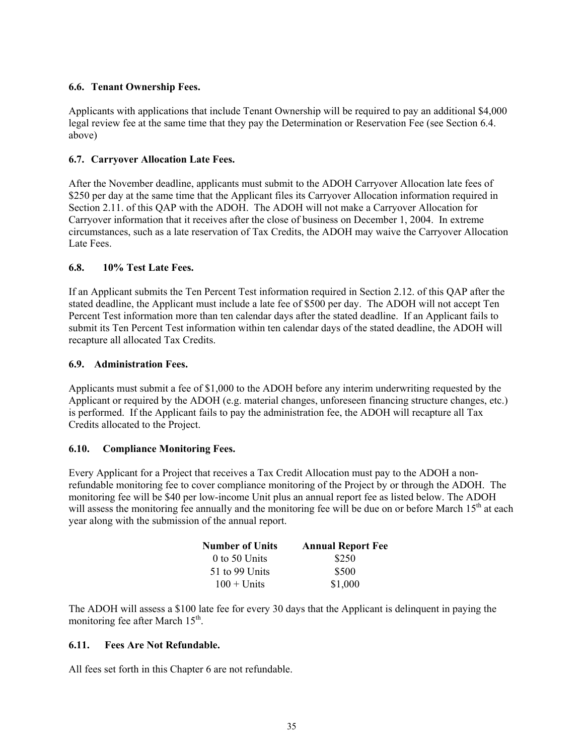### 6.6. Tenant Ownership Fees.

Applicants with applications that include Tenant Ownership will be required to pay an additional $4,000 legal review fee at the same time that they pay the Determination or Reservation Fee (see Section 6.4. above)

### 6.7. Carryover Allocation Late Fees.

After the November deadline, applicants must submit to the ADOH Carryover Allocation late fees of $250 per day at the same time that the Applicant files its Carryover Allocation information required in Section 2.11. of this QAP with the ADOH. The ADOH will not make a Carryover Allocation for Carryover information that it receives after the close of business on December 1, 2004. In extreme circumstances, such as a late reservation of Tax Credits, the ADOH may waive the Carryover Allocation Late Fees.

### 6.8. 10% Test Late Fees.

If an Applicant submits the Ten Percent Test information required in Section 2.12. of this QAP after the stated deadline, the Applicant must include a late fee of $500 per day. The ADOH will not accept Ten Percent Test information more than ten calendar days after the stated deadline. If an Applicant fails to submit its Ten Percent Test information within ten calendar days of the stated deadline, the ADOH will recapture all allocated Tax Credits.

### 6.9. Administration Fees.

Applicants must submit a fee of $1,000 to the ADOH before any interim underwriting requested by the Applicant or required by the ADOH (e.g. material changes, unforeseen financing structure changes, etc.) is performed. If the Applicant fails to pay the administration fee, the ADOH will recapture all Tax Credits allocated to the Project.

### 6.10. Compliance Monitoring Fees.

Every Applicant for a Project that receives a Tax Credit Allocation must pay to the ADOH a non-refundable monitoring fee to cover compliance monitoring of the Project by or through the ADOH. The monitoring fee will be $40 per low-income Unit plus an annual report fee as listed below. The ADOH will assess the monitoring fee annually and the monitoring fee will be due on or before March 15th at each year along with the submission of the annual report.

| Number of Units | Annual Report Fee |
|---|---|
| 0 to 50 Units | $250 |
| 51 to 99 Units | $500 |
| 100 + Units | $1,000 |

The ADOH will assess a $100 late fee for every 30 days that the Applicant is delinquent in paying the monitoring fee after March 15th.

### 6.11. Fees Are Not Refundable.

All fees set forth in this Chapter 6 are not refundable.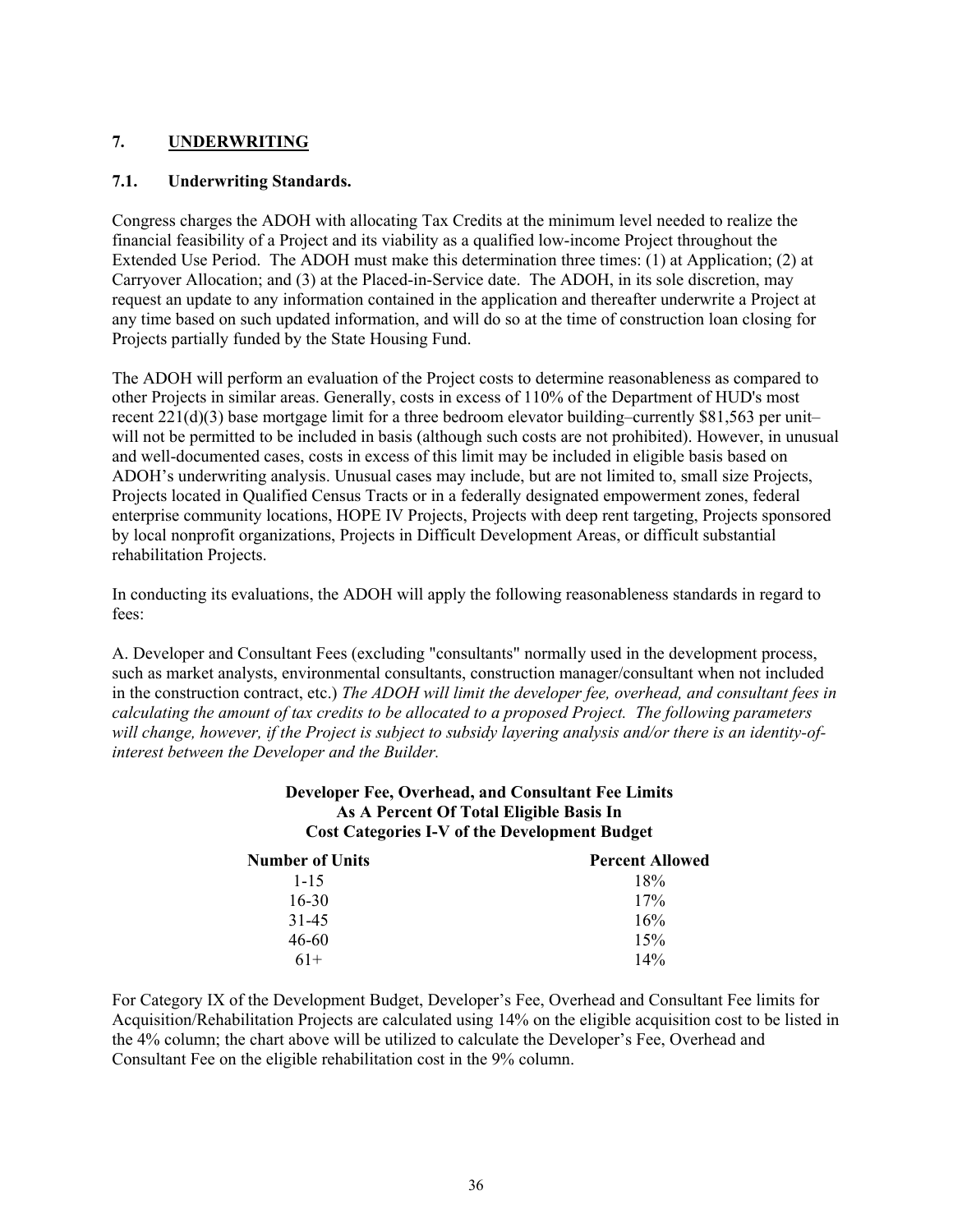## 7. UNDERWRITING

### 7.1. Underwriting Standards.

Congress charges the ADOH with allocating Tax Credits at the minimum level needed to realize the financial feasibility of a Project and its viability as a qualified low-income Project throughout the Extended Use Period. The ADOH must make this determination three times: (1) at Application; (2) at Carryover Allocation; and (3) at the Placed-in-Service date. The ADOH, in its sole discretion, may request an update to any information contained in the application and thereafter underwrite a Project at any time based on such updated information, and will do so at the time of construction loan closing for Projects partially funded by the State Housing Fund.

The ADOH will perform an evaluation of the Project costs to determine reasonableness as compared to other Projects in similar areas. Generally, costs in excess of 110% of the Department of HUD's most recent 221(d)(3) base mortgage limit for a three bedroom elevator building–currently $81,563 per unit–will not be permitted to be included in basis (although such costs are not prohibited). However, in unusual and well-documented cases, costs in excess of this limit may be included in eligible basis based on ADOH's underwriting analysis. Unusual cases may include, but are not limited to, small size Projects, Projects located in Qualified Census Tracts or in a federally designated empowerment zones, federal enterprise community locations, HOPE IV Projects, Projects with deep rent targeting, Projects sponsored by local nonprofit organizations, Projects in Difficult Development Areas, or difficult substantial rehabilitation Projects.

In conducting its evaluations, the ADOH will apply the following reasonableness standards in regard to fees:

A. Developer and Consultant Fees (excluding "consultants" normally used in the development process, such as market analysts, environmental consultants, construction manager/consultant when not included in the construction contract, etc.) *The ADOH will limit the developer fee, overhead, and consultant fees in calculating the amount of tax credits to be allocated to a proposed Project. The following parameters will change, however, if the Project is subject to subsidy layering analysis and/or there is an identity-of-interest between the Developer and the Builder.*

**Developer Fee, Overhead, and Consultant Fee Limits As A Percent Of Total Eligible Basis In Cost Categories I-V of the Development Budget**

| Number of Units | Percent Allowed |
|---|---|
| 1-15 | 18% |
| 16-30 | 17% |
| 31-45 | 16% |
| 46-60 | 15% |
| 61+ | 14% |

For Category IX of the Development Budget, Developer's Fee, Overhead and Consultant Fee limits for Acquisition/Rehabilitation Projects are calculated using 14% on the eligible acquisition cost to be listed in the 4% column; the chart above will be utilized to calculate the Developer's Fee, Overhead and Consultant Fee on the eligible rehabilitation cost in the 9% column.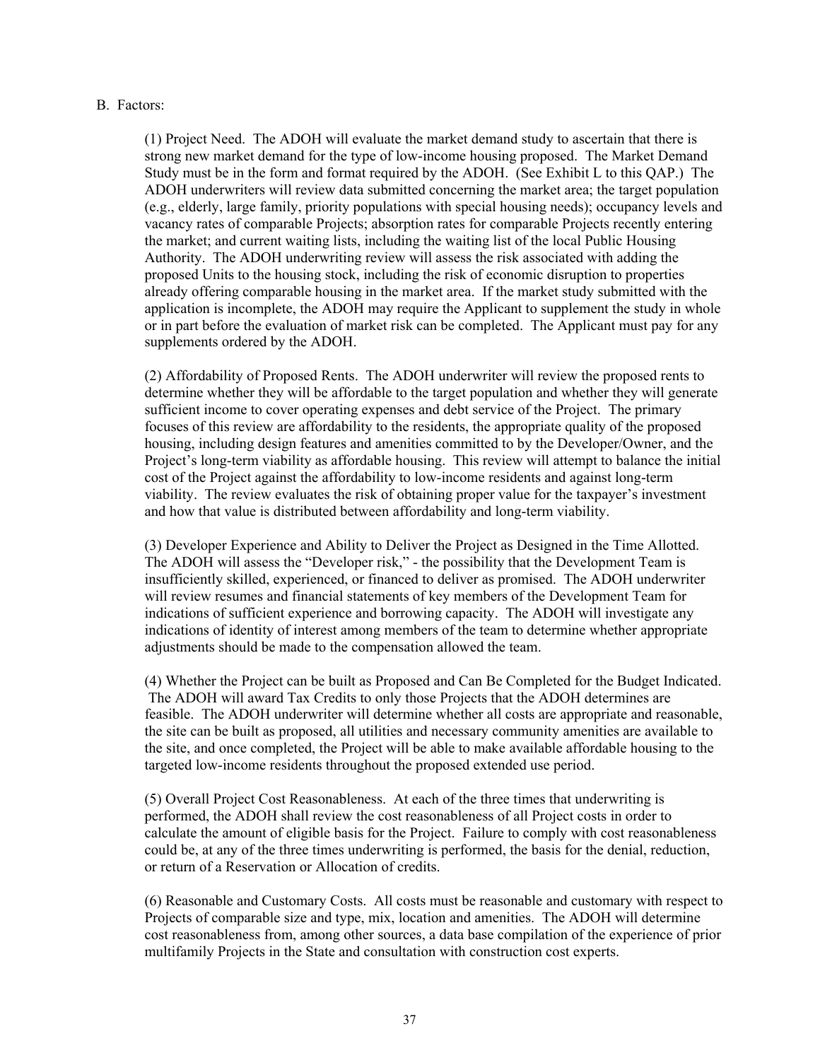B. Factors:

(1) Project Need. The ADOH will evaluate the market demand study to ascertain that there is strong new market demand for the type of low-income housing proposed. The Market Demand Study must be in the form and format required by the ADOH. (See Exhibit L to this QAP.) The ADOH underwriters will review data submitted concerning the market area; the target population (e.g., elderly, large family, priority populations with special housing needs); occupancy levels and vacancy rates of comparable Projects; absorption rates for comparable Projects recently entering the market; and current waiting lists, including the waiting list of the local Public Housing Authority. The ADOH underwriting review will assess the risk associated with adding the proposed Units to the housing stock, including the risk of economic disruption to properties already offering comparable housing in the market area. If the market study submitted with the application is incomplete, the ADOH may require the Applicant to supplement the study in whole or in part before the evaluation of market risk can be completed. The Applicant must pay for any supplements ordered by the ADOH.

(2) Affordability of Proposed Rents. The ADOH underwriter will review the proposed rents to determine whether they will be affordable to the target population and whether they will generate sufficient income to cover operating expenses and debt service of the Project. The primary focuses of this review are affordability to the residents, the appropriate quality of the proposed housing, including design features and amenities committed to by the Developer/Owner, and the Project's long-term viability as affordable housing. This review will attempt to balance the initial cost of the Project against the affordability to low-income residents and against long-term viability. The review evaluates the risk of obtaining proper value for the taxpayer's investment and how that value is distributed between affordability and long-term viability.

(3) Developer Experience and Ability to Deliver the Project as Designed in the Time Allotted. The ADOH will assess the "Developer risk," - the possibility that the Development Team is insufficiently skilled, experienced, or financed to deliver as promised. The ADOH underwriter will review resumes and financial statements of key members of the Development Team for indications of sufficient experience and borrowing capacity. The ADOH will investigate any indications of identity of interest among members of the team to determine whether appropriate adjustments should be made to the compensation allowed the team.

(4) Whether the Project can be built as Proposed and Can Be Completed for the Budget Indicated. The ADOH will award Tax Credits to only those Projects that the ADOH determines are feasible. The ADOH underwriter will determine whether all costs are appropriate and reasonable, the site can be built as proposed, all utilities and necessary community amenities are available to the site, and once completed, the Project will be able to make available affordable housing to the targeted low-income residents throughout the proposed extended use period.

(5) Overall Project Cost Reasonableness. At each of the three times that underwriting is performed, the ADOH shall review the cost reasonableness of all Project costs in order to calculate the amount of eligible basis for the Project. Failure to comply with cost reasonableness could be, at any of the three times underwriting is performed, the basis for the denial, reduction, or return of a Reservation or Allocation of credits.

(6) Reasonable and Customary Costs. All costs must be reasonable and customary with respect to Projects of comparable size and type, mix, location and amenities. The ADOH will determine cost reasonableness from, among other sources, a data base compilation of the experience of prior multifamily Projects in the State and consultation with construction cost experts.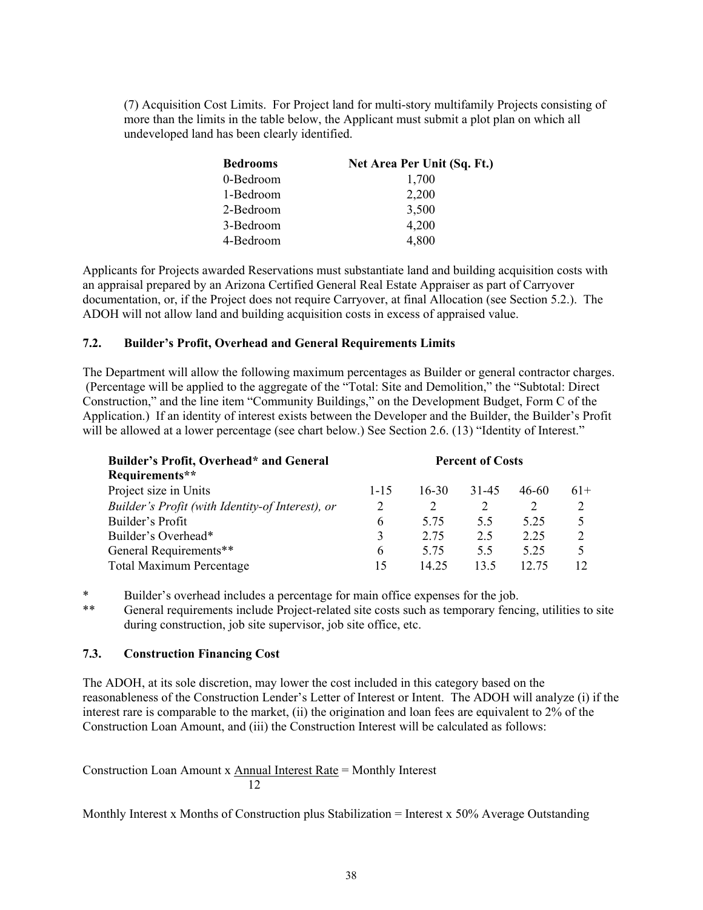(7) Acquisition Cost Limits. For Project land for multi-story multifamily Projects consisting of more than the limits in the table below, the Applicant must submit a plot plan on which all undeveloped land has been clearly identified.

| Bedrooms | Net Area Per Unit (Sq. Ft.) |
|---|---|
| 0-Bedroom | 1,700 |
| 1-Bedroom | 2,200 |
| 2-Bedroom | 3,500 |
| 3-Bedroom | 4,200 |
| 4-Bedroom | 4,800 |

Applicants for Projects awarded Reservations must substantiate land and building acquisition costs with an appraisal prepared by an Arizona Certified General Real Estate Appraiser as part of Carryover documentation, or, if the Project does not require Carryover, at final Allocation (see Section 5.2.). The ADOH will not allow land and building acquisition costs in excess of appraised value.

### 7.2. Builder's Profit, Overhead and General Requirements Limits

The Department will allow the following maximum percentages as Builder or general contractor charges. (Percentage will be applied to the aggregate of the "Total: Site and Demolition," the "Subtotal: Direct Construction," and the line item "Community Buildings," on the Development Budget, Form C of the Application.) If an identity of interest exists between the Developer and the Builder, the Builder's Profit will be allowed at a lower percentage (see chart below.) See Section 2.6. (13) "Identity of Interest."

| **Builder's Profit, Overhead* and General Requirements**** | **Percent of Costs** | | | | |
|---|---|---|---|---|---|
| Project size in Units | 1-15 | 16-30 | 31-45 | 46-60 | 61+ |
| *Builder's Profit (with Identity-of Interest), or* | 2 | 2 | 2 | 2 | 2 |
| Builder's Profit | 6 | 5.75 | 5.5 | 5.25 | 5 |
| Builder's Overhead* | 3 | 2.75 | 2.5 | 2.25 | 2 |
| General Requirements** | 6 | 5.75 | 5.5 | 5.25 | 5 |
| Total Maximum Percentage | 15 | 14.25 | 13.5 | 12.75 | 12 |

\* Builder's overhead includes a percentage for main office expenses for the job.

** General requirements include Project-related site costs such as temporary fencing, utilities to site during construction, job site supervisor, job site office, etc.

### 7.3. Construction Financing Cost

The ADOH, at its sole discretion, may lower the cost included in this category based on the reasonableness of the Construction Lender's Letter of Interest or Intent. The ADOH will analyze (i) if the interest rare is comparable to the market, (ii) the origination and loan fees are equivalent to 2% of the Construction Loan Amount, and (iii) the Construction Interest will be calculated as follows:

$$\text{Construction Loan Amount} \times \frac{\text{Annual Interest Rate}}{12} = \text{Monthly Interest}$$

Monthly Interest x Months of Construction plus Stabilization = Interest x 50% Average Outstanding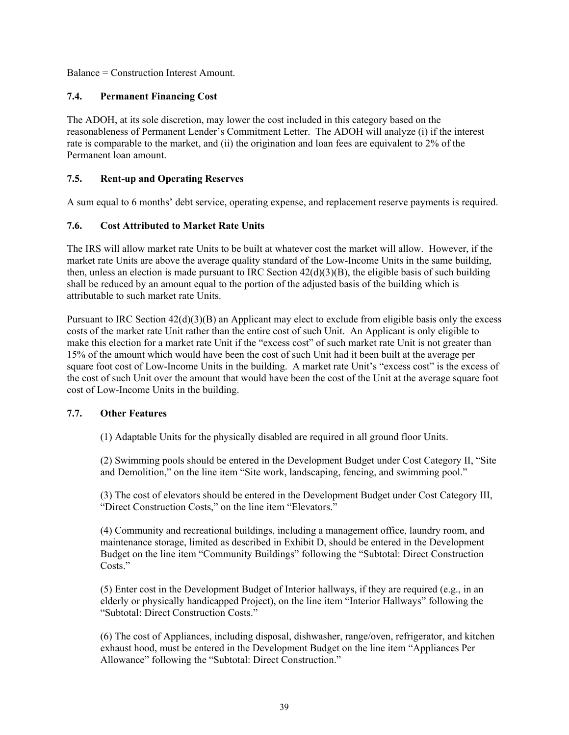Balance = Construction Interest Amount.

### 7.4. Permanent Financing Cost

The ADOH, at its sole discretion, may lower the cost included in this category based on the reasonableness of Permanent Lender's Commitment Letter. The ADOH will analyze (i) if the interest rate is comparable to the market, and (ii) the origination and loan fees are equivalent to 2% of the Permanent loan amount.

### 7.5. Rent-up and Operating Reserves

A sum equal to 6 months' debt service, operating expense, and replacement reserve payments is required.

### 7.6. Cost Attributed to Market Rate Units

The IRS will allow market rate Units to be built at whatever cost the market will allow. However, if the market rate Units are above the average quality standard of the Low-Income Units in the same building, then, unless an election is made pursuant to IRC Section 42(d)(3)(B), the eligible basis of such building shall be reduced by an amount equal to the portion of the adjusted basis of the building which is attributable to such market rate Units.

Pursuant to IRC Section 42(d)(3)(B) an Applicant may elect to exclude from eligible basis only the excess costs of the market rate Unit rather than the entire cost of such Unit. An Applicant is only eligible to make this election for a market rate Unit if the "excess cost" of such market rate Unit is not greater than 15% of the amount which would have been the cost of such Unit had it been built at the average per square foot cost of Low-Income Units in the building. A market rate Unit's "excess cost" is the excess of the cost of such Unit over the amount that would have been the cost of the Unit at the average square foot cost of Low-Income Units in the building.

### 7.7. Other Features

(1) Adaptable Units for the physically disabled are required in all ground floor Units.

(2) Swimming pools should be entered in the Development Budget under Cost Category II, "Site and Demolition," on the line item "Site work, landscaping, fencing, and swimming pool."

(3) The cost of elevators should be entered in the Development Budget under Cost Category III, "Direct Construction Costs," on the line item "Elevators."

(4) Community and recreational buildings, including a management office, laundry room, and maintenance storage, limited as described in Exhibit D, should be entered in the Development Budget on the line item "Community Buildings" following the "Subtotal: Direct Construction Costs."

(5) Enter cost in the Development Budget of Interior hallways, if they are required (e.g., in an elderly or physically handicapped Project), on the line item "Interior Hallways" following the "Subtotal: Direct Construction Costs."

(6) The cost of Appliances, including disposal, dishwasher, range/oven, refrigerator, and kitchen exhaust hood, must be entered in the Development Budget on the line item "Appliances Per Allowance" following the "Subtotal: Direct Construction."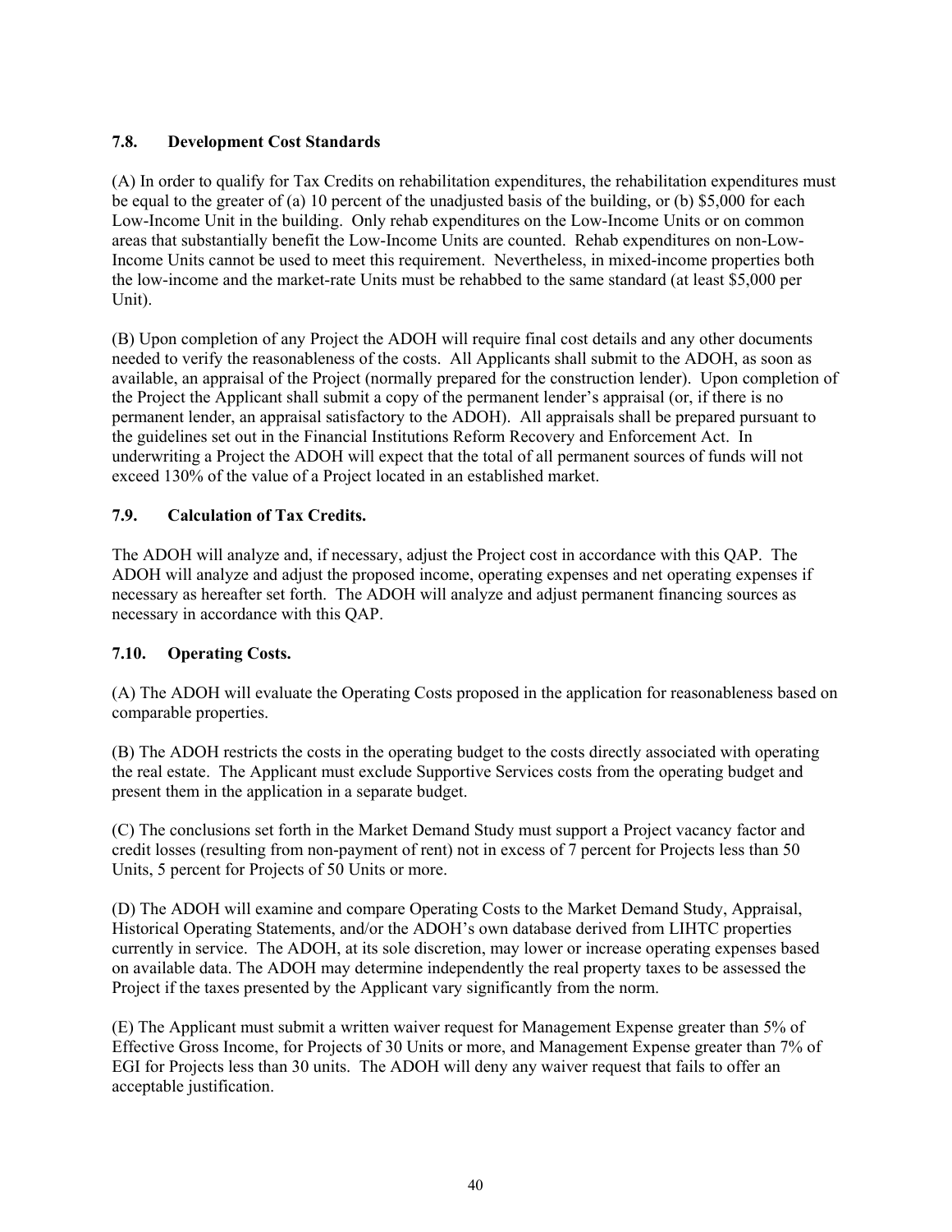### 7.8. Development Cost Standards

(A) In order to qualify for Tax Credits on rehabilitation expenditures, the rehabilitation expenditures must be equal to the greater of (a) 10 percent of the unadjusted basis of the building, or (b) $5,000 for each Low-Income Unit in the building. Only rehab expenditures on the Low-Income Units or on common areas that substantially benefit the Low-Income Units are counted. Rehab expenditures on non-Low-Income Units cannot be used to meet this requirement. Nevertheless, in mixed-income properties both the low-income and the market-rate Units must be rehabbed to the same standard (at least $5,000 per Unit).

(B) Upon completion of any Project the ADOH will require final cost details and any other documents needed to verify the reasonableness of the costs. All Applicants shall submit to the ADOH, as soon as available, an appraisal of the Project (normally prepared for the construction lender). Upon completion of the Project the Applicant shall submit a copy of the permanent lender's appraisal (or, if there is no permanent lender, an appraisal satisfactory to the ADOH). All appraisals shall be prepared pursuant to the guidelines set out in the Financial Institutions Reform Recovery and Enforcement Act. In underwriting a Project the ADOH will expect that the total of all permanent sources of funds will not exceed 130% of the value of a Project located in an established market.

### 7.9. Calculation of Tax Credits.

The ADOH will analyze and, if necessary, adjust the Project cost in accordance with this QAP. The ADOH will analyze and adjust the proposed income, operating expenses and net operating expenses if necessary as hereafter set forth. The ADOH will analyze and adjust permanent financing sources as necessary in accordance with this QAP.

### 7.10. Operating Costs.

(A) The ADOH will evaluate the Operating Costs proposed in the application for reasonableness based on comparable properties.

(B) The ADOH restricts the costs in the operating budget to the costs directly associated with operating the real estate. The Applicant must exclude Supportive Services costs from the operating budget and present them in the application in a separate budget.

(C) The conclusions set forth in the Market Demand Study must support a Project vacancy factor and credit losses (resulting from non-payment of rent) not in excess of 7 percent for Projects less than 50 Units, 5 percent for Projects of 50 Units or more.

(D) The ADOH will examine and compare Operating Costs to the Market Demand Study, Appraisal, Historical Operating Statements, and/or the ADOH's own database derived from LIHTC properties currently in service. The ADOH, at its sole discretion, may lower or increase operating expenses based on available data. The ADOH may determine independently the real property taxes to be assessed the Project if the taxes presented by the Applicant vary significantly from the norm.

(E) The Applicant must submit a written waiver request for Management Expense greater than 5% of Effective Gross Income, for Projects of 30 Units or more, and Management Expense greater than 7% of EGI for Projects less than 30 units. The ADOH will deny any waiver request that fails to offer an acceptable justification.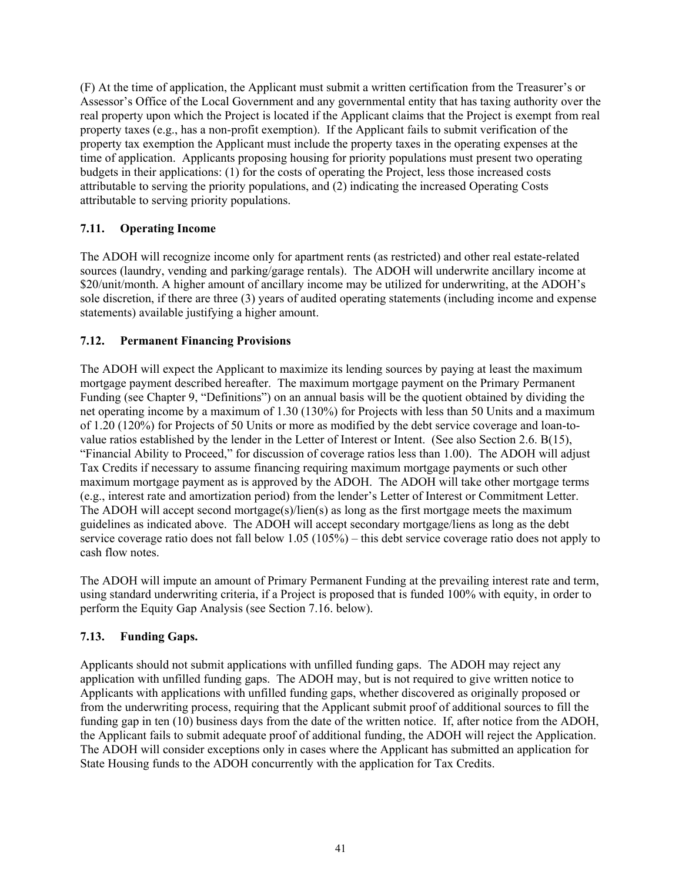(F) At the time of application, the Applicant must submit a written certification from the Treasurer's or Assessor's Office of the Local Government and any governmental entity that has taxing authority over the real property upon which the Project is located if the Applicant claims that the Project is exempt from real property taxes (e.g., has a non-profit exemption). If the Applicant fails to submit verification of the property tax exemption the Applicant must include the property taxes in the operating expenses at the time of application. Applicants proposing housing for priority populations must present two operating budgets in their applications: (1) for the costs of operating the Project, less those increased costs attributable to serving the priority populations, and (2) indicating the increased Operating Costs attributable to serving priority populations.

### 7.11. Operating Income

The ADOH will recognize income only for apartment rents (as restricted) and other real estate-related sources (laundry, vending and parking/garage rentals). The ADOH will underwrite ancillary income at \$20/unit/month. A higher amount of ancillary income may be utilized for underwriting, at the ADOH's sole discretion, if there are three (3) years of audited operating statements (including income and expense statements) available justifying a higher amount.

### 7.12. Permanent Financing Provisions

The ADOH will expect the Applicant to maximize its lending sources by paying at least the maximum mortgage payment described hereafter. The maximum mortgage payment on the Primary Permanent Funding (see Chapter 9, "Definitions") on an annual basis will be the quotient obtained by dividing the net operating income by a maximum of 1.30 (130%) for Projects with less than 50 Units and a maximum of 1.20 (120%) for Projects of 50 Units or more as modified by the debt service coverage and loan-to-value ratios established by the lender in the Letter of Interest or Intent. (See also Section 2.6. B(15), "Financial Ability to Proceed," for discussion of coverage ratios less than 1.00). The ADOH will adjust Tax Credits if necessary to assume financing requiring maximum mortgage payments or such other maximum mortgage payment as is approved by the ADOH. The ADOH will take other mortgage terms (e.g., interest rate and amortization period) from the lender's Letter of Interest or Commitment Letter. The ADOH will accept second mortgage(s)/lien(s) as long as the first mortgage meets the maximum guidelines as indicated above. The ADOH will accept secondary mortgage/liens as long as the debt service coverage ratio does not fall below 1.05 (105%) – this debt service coverage ratio does not apply to cash flow notes.

The ADOH will impute an amount of Primary Permanent Funding at the prevailing interest rate and term, using standard underwriting criteria, if a Project is proposed that is funded 100% with equity, in order to perform the Equity Gap Analysis (see Section 7.16. below).

### 7.13. Funding Gaps.

Applicants should not submit applications with unfilled funding gaps. The ADOH may reject any application with unfilled funding gaps. The ADOH may, but is not required to give written notice to Applicants with applications with unfilled funding gaps, whether discovered as originally proposed or from the underwriting process, requiring that the Applicant submit proof of additional sources to fill the funding gap in ten (10) business days from the date of the written notice. If, after notice from the ADOH, the Applicant fails to submit adequate proof of additional funding, the ADOH will reject the Application. The ADOH will consider exceptions only in cases where the Applicant has submitted an application for State Housing funds to the ADOH concurrently with the application for Tax Credits.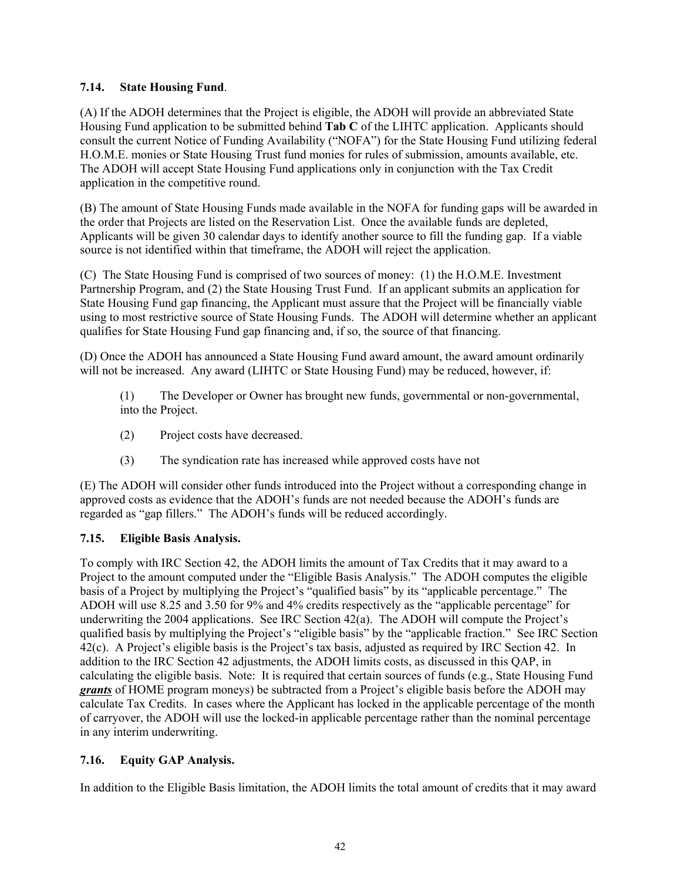### 7.14. **State Housing Fund**.

(A) If the ADOH determines that the Project is eligible, the ADOH will provide an abbreviated State Housing Fund application to be submitted behind **Tab C** of the LIHTC application. Applicants should consult the current Notice of Funding Availability ("NOFA") for the State Housing Fund utilizing federal H.O.M.E. monies or State Housing Trust fund monies for rules of submission, amounts available, etc. The ADOH will accept State Housing Fund applications only in conjunction with the Tax Credit application in the competitive round.

(B) The amount of State Housing Funds made available in the NOFA for funding gaps will be awarded in the order that Projects are listed on the Reservation List. Once the available funds are depleted, Applicants will be given 30 calendar days to identify another source to fill the funding gap. If a viable source is not identified within that timeframe, the ADOH will reject the application.

(C) The State Housing Fund is comprised of two sources of money: (1) the H.O.M.E. Investment Partnership Program, and (2) the State Housing Trust Fund. If an applicant submits an application for State Housing Fund gap financing, the Applicant must assure that the Project will be financially viable using to most restrictive source of State Housing Funds. The ADOH will determine whether an applicant qualifies for State Housing Fund gap financing and, if so, the source of that financing.

(D) Once the ADOH has announced a State Housing Fund award amount, the award amount ordinarily will not be increased. Any award (LIHTC or State Housing Fund) may be reduced, however, if:

> (1) The Developer or Owner has brought new funds, governmental or non-governmental, into the Project.
>
> (2) Project costs have decreased.
>
> (3) The syndication rate has increased while approved costs have not

(E) The ADOH will consider other funds introduced into the Project without a corresponding change in approved costs as evidence that the ADOH's funds are not needed because the ADOH's funds are regarded as "gap fillers." The ADOH's funds will be reduced accordingly.

### 7.15. **Eligible Basis Analysis.**

To comply with IRC Section 42, the ADOH limits the amount of Tax Credits that it may award to a Project to the amount computed under the "Eligible Basis Analysis." The ADOH computes the eligible basis of a Project by multiplying the Project's "qualified basis" by its "applicable percentage." The ADOH will use 8.25 and 3.50 for 9% and 4% credits respectively as the "applicable percentage" for underwriting the 2004 applications. See IRC Section 42(a). The ADOH will compute the Project's qualified basis by multiplying the Project's "eligible basis" by the "applicable fraction." See IRC Section 42(c). A Project's eligible basis is the Project's tax basis, adjusted as required by IRC Section 42. In addition to the IRC Section 42 adjustments, the ADOH limits costs, as discussed in this QAP, in calculating the eligible basis. Note: It is required that certain sources of funds (e.g., State Housing Fund ***grants*** of HOME program moneys) be subtracted from a Project's eligible basis before the ADOH may calculate Tax Credits. In cases where the Applicant has locked in the applicable percentage of the month of carryover, the ADOH will use the locked-in applicable percentage rather than the nominal percentage in any interim underwriting.

### 7.16. **Equity GAP Analysis.**

In addition to the Eligible Basis limitation, the ADOH limits the total amount of credits that it may award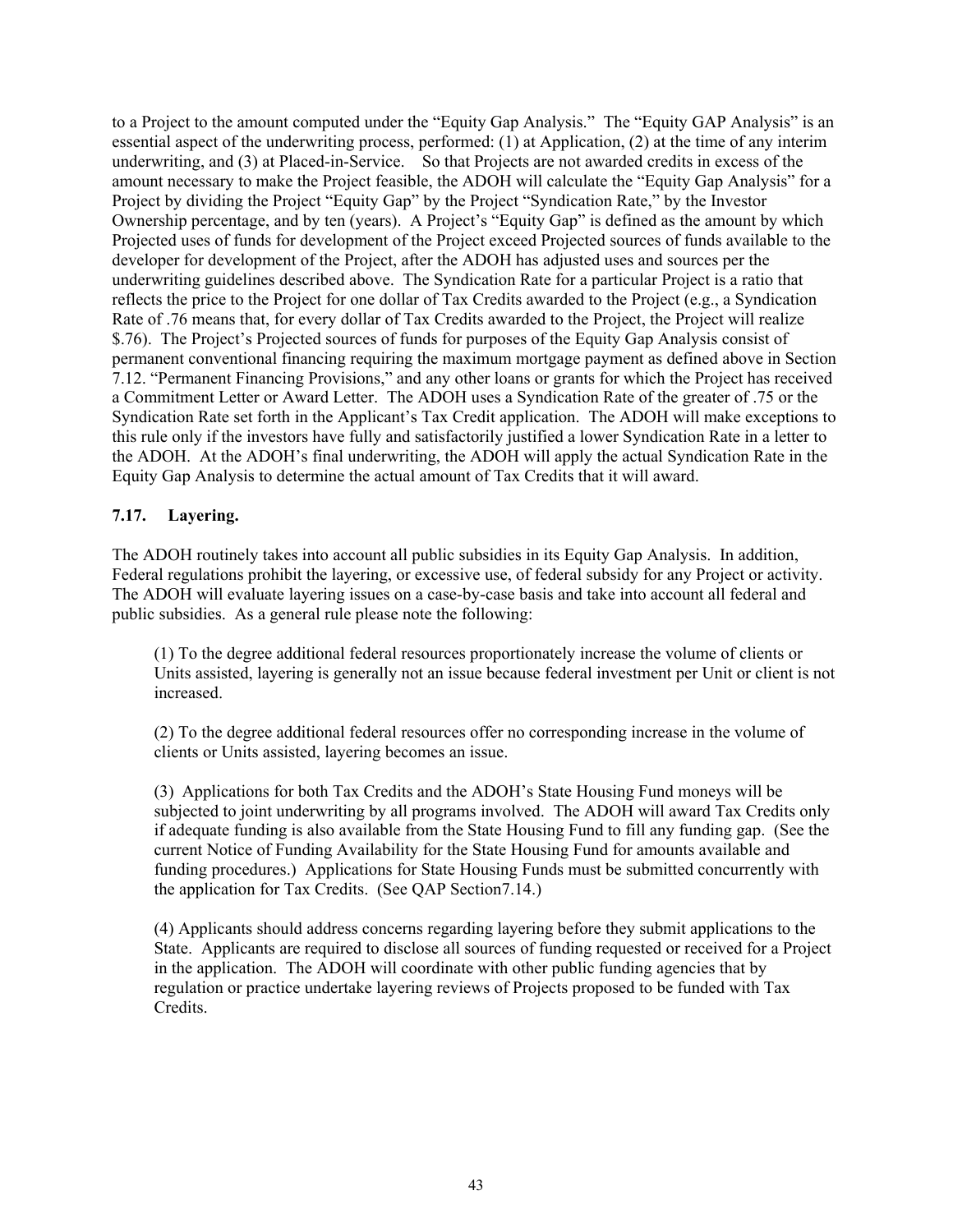to a Project to the amount computed under the "Equity Gap Analysis." The "Equity GAP Analysis" is an essential aspect of the underwriting process, performed: (1) at Application, (2) at the time of any interim underwriting, and (3) at Placed-in-Service. So that Projects are not awarded credits in excess of the amount necessary to make the Project feasible, the ADOH will calculate the "Equity Gap Analysis" for a Project by dividing the Project "Equity Gap" by the Project "Syndication Rate," by the Investor Ownership percentage, and by ten (years). A Project's "Equity Gap" is defined as the amount by which Projected uses of funds for development of the Project exceed Projected sources of funds available to the developer for development of the Project, after the ADOH has adjusted uses and sources per the underwriting guidelines described above. The Syndication Rate for a particular Project is a ratio that reflects the price to the Project for one dollar of Tax Credits awarded to the Project (e.g., a Syndication Rate of .76 means that, for every dollar of Tax Credits awarded to the Project, the Project will realize $.76). The Project's Projected sources of funds for purposes of the Equity Gap Analysis consist of permanent conventional financing requiring the maximum mortgage payment as defined above in Section 7.12. "Permanent Financing Provisions," and any other loans or grants for which the Project has received a Commitment Letter or Award Letter. The ADOH uses a Syndication Rate of the greater of .75 or the Syndication Rate set forth in the Applicant's Tax Credit application. The ADOH will make exceptions to this rule only if the investors have fully and satisfactorily justified a lower Syndication Rate in a letter to the ADOH. At the ADOH's final underwriting, the ADOH will apply the actual Syndication Rate in the Equity Gap Analysis to determine the actual amount of Tax Credits that it will award.

### 7.17. Layering.

The ADOH routinely takes into account all public subsidies in its Equity Gap Analysis. In addition, Federal regulations prohibit the layering, or excessive use, of federal subsidy for any Project or activity. The ADOH will evaluate layering issues on a case-by-case basis and take into account all federal and public subsidies. As a general rule please note the following:

(1) To the degree additional federal resources proportionately increase the volume of clients or Units assisted, layering is generally not an issue because federal investment per Unit or client is not increased.

(2) To the degree additional federal resources offer no corresponding increase in the volume of clients or Units assisted, layering becomes an issue.

(3) Applications for both Tax Credits and the ADOH's State Housing Fund moneys will be subjected to joint underwriting by all programs involved. The ADOH will award Tax Credits only if adequate funding is also available from the State Housing Fund to fill any funding gap. (See the current Notice of Funding Availability for the State Housing Fund for amounts available and funding procedures.) Applications for State Housing Funds must be submitted concurrently with the application for Tax Credits. (See QAP Section7.14.)

(4) Applicants should address concerns regarding layering before they submit applications to the State. Applicants are required to disclose all sources of funding requested or received for a Project in the application. The ADOH will coordinate with other public funding agencies that by regulation or practice undertake layering reviews of Projects proposed to be funded with Tax Credits.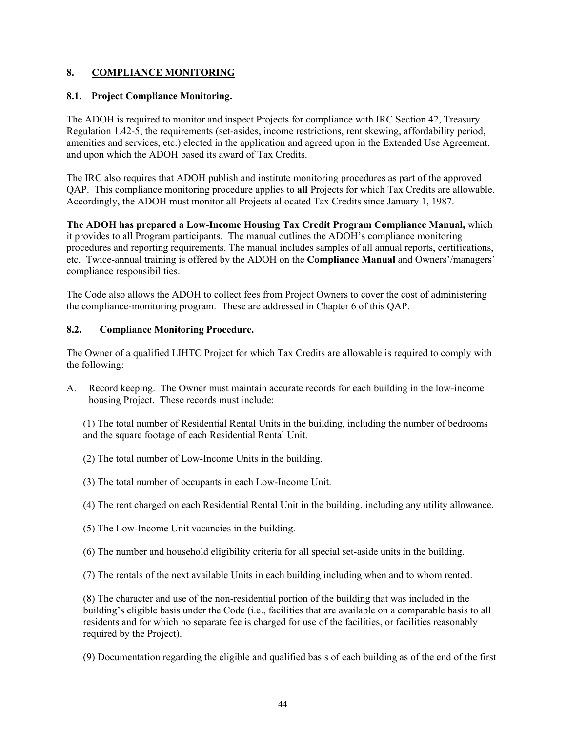## 8. COMPLIANCE MONITORING

### 8.1. Project Compliance Monitoring.

The ADOH is required to monitor and inspect Projects for compliance with IRC Section 42, Treasury Regulation 1.42-5, the requirements (set-asides, income restrictions, rent skewing, affordability period, amenities and services, etc.) elected in the application and agreed upon in the Extended Use Agreement, and upon which the ADOH based its award of Tax Credits.

The IRC also requires that ADOH publish and institute monitoring procedures as part of the approved QAP. This compliance monitoring procedure applies to **all** Projects for which Tax Credits are allowable. Accordingly, the ADOH must monitor all Projects allocated Tax Credits since January 1, 1987.

**The ADOH has prepared a Low-Income Housing Tax Credit Program Compliance Manual,** which it provides to all Program participants. The manual outlines the ADOH's compliance monitoring procedures and reporting requirements. The manual includes samples of all annual reports, certifications, etc. Twice-annual training is offered by the ADOH on the **Compliance Manual** and Owners'/managers' compliance responsibilities.

The Code also allows the ADOH to collect fees from Project Owners to cover the cost of administering the compliance-monitoring program. These are addressed in Chapter 6 of this QAP.

### 8.2. Compliance Monitoring Procedure.

The Owner of a qualified LIHTC Project for which Tax Credits are allowable is required to comply with the following:

A. Record keeping. The Owner must maintain accurate records for each building in the low-income housing Project. These records must include:

(1) The total number of Residential Rental Units in the building, including the number of bedrooms and the square footage of each Residential Rental Unit.

(2) The total number of Low-Income Units in the building.

(3) The total number of occupants in each Low-Income Unit.

(4) The rent charged on each Residential Rental Unit in the building, including any utility allowance.

(5) The Low-Income Unit vacancies in the building.

(6) The number and household eligibility criteria for all special set-aside units in the building.

(7) The rentals of the next available Units in each building including when and to whom rented.

(8) The character and use of the non-residential portion of the building that was included in the building's eligible basis under the Code (i.e., facilities that are available on a comparable basis to all residents and for which no separate fee is charged for use of the facilities, or facilities reasonably required by the Project).

(9) Documentation regarding the eligible and qualified basis of each building as of the end of the first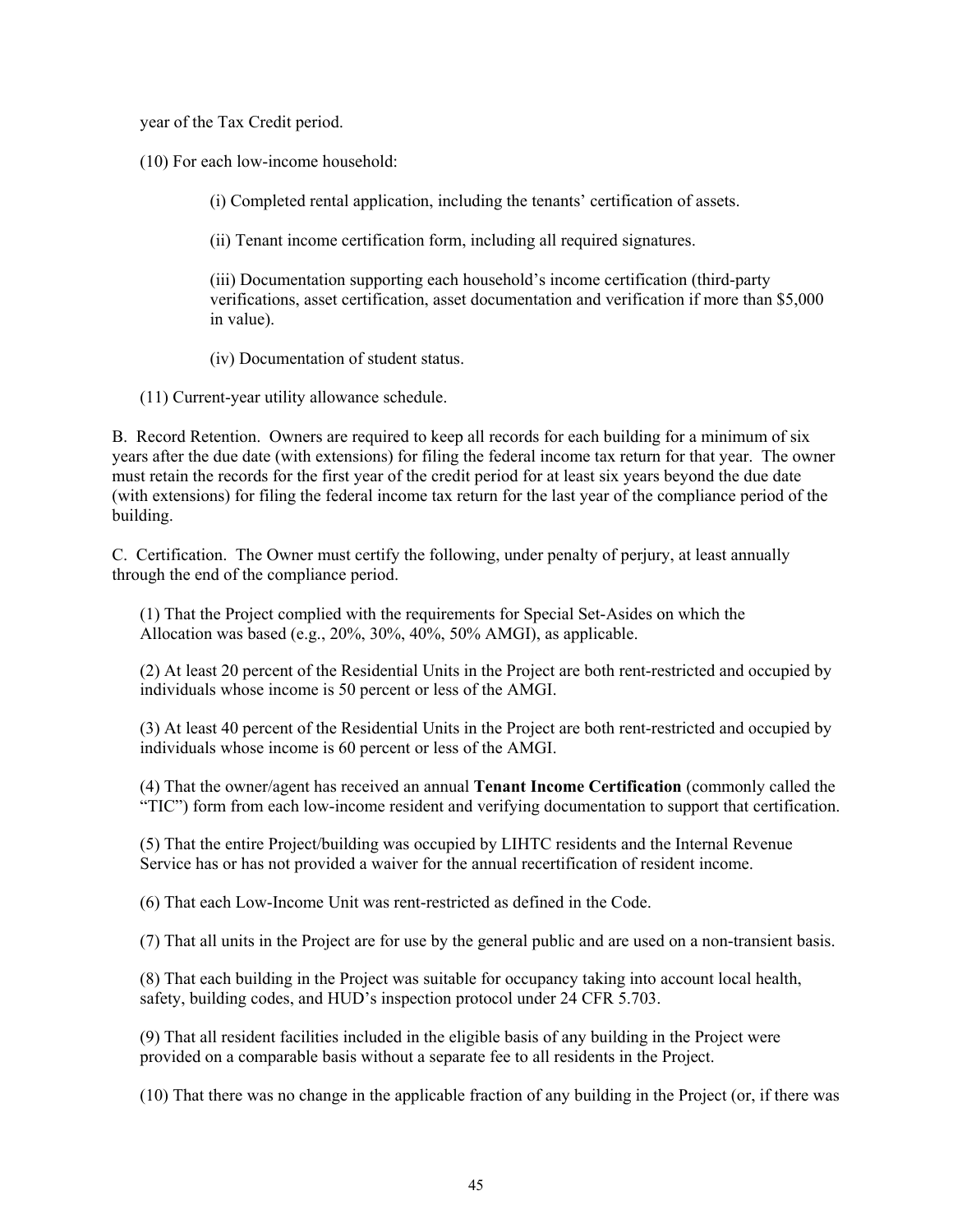year of the Tax Credit period.

(10) For each low-income household:

(i) Completed rental application, including the tenants' certification of assets.

(ii) Tenant income certification form, including all required signatures.

(iii) Documentation supporting each household's income certification (third-party verifications, asset certification, asset documentation and verification if more than $5,000 in value).

(iv) Documentation of student status.

(11) Current-year utility allowance schedule.

B. Record Retention. Owners are required to keep all records for each building for a minimum of six years after the due date (with extensions) for filing the federal income tax return for that year. The owner must retain the records for the first year of the credit period for at least six years beyond the due date (with extensions) for filing the federal income tax return for the last year of the compliance period of the building.

C. Certification. The Owner must certify the following, under penalty of perjury, at least annually through the end of the compliance period.

(1) That the Project complied with the requirements for Special Set-Asides on which the Allocation was based (e.g., 20%, 30%, 40%, 50% AMGI), as applicable.

(2) At least 20 percent of the Residential Units in the Project are both rent-restricted and occupied by individuals whose income is 50 percent or less of the AMGI.

(3) At least 40 percent of the Residential Units in the Project are both rent-restricted and occupied by individuals whose income is 60 percent or less of the AMGI.

(4) That the owner/agent has received an annual **Tenant Income Certification** (commonly called the "TIC") form from each low-income resident and verifying documentation to support that certification.

(5) That the entire Project/building was occupied by LIHTC residents and the Internal Revenue Service has or has not provided a waiver for the annual recertification of resident income.

(6) That each Low-Income Unit was rent-restricted as defined in the Code.

(7) That all units in the Project are for use by the general public and are used on a non-transient basis.

(8) That each building in the Project was suitable for occupancy taking into account local health, safety, building codes, and HUD's inspection protocol under 24 CFR 5.703.

(9) That all resident facilities included in the eligible basis of any building in the Project were provided on a comparable basis without a separate fee to all residents in the Project.

(10) That there was no change in the applicable fraction of any building in the Project (or, if there was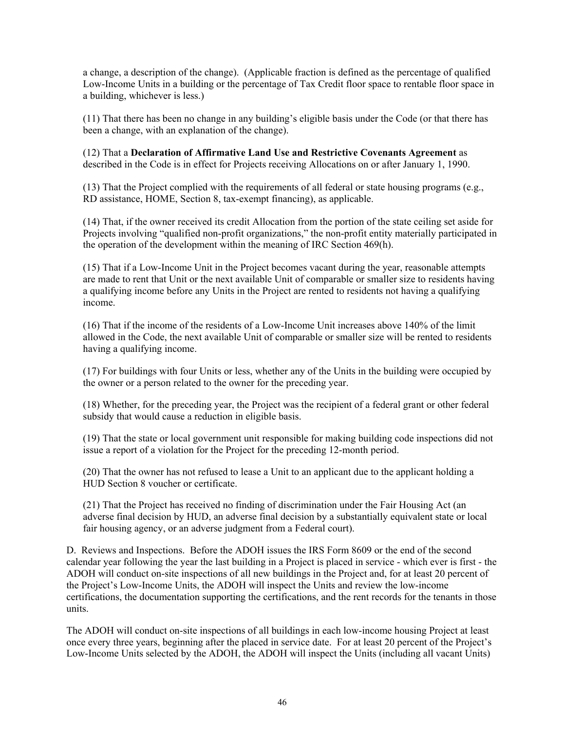a change, a description of the change). (Applicable fraction is defined as the percentage of qualified Low-Income Units in a building or the percentage of Tax Credit floor space to rentable floor space in a building, whichever is less.)

(11) That there has been no change in any building's eligible basis under the Code (or that there has been a change, with an explanation of the change).

(12) That a **Declaration of Affirmative Land Use and Restrictive Covenants Agreement** as described in the Code is in effect for Projects receiving Allocations on or after January 1, 1990.

(13) That the Project complied with the requirements of all federal or state housing programs (e.g., RD assistance, HOME, Section 8, tax-exempt financing), as applicable.

(14) That, if the owner received its credit Allocation from the portion of the state ceiling set aside for Projects involving "qualified non-profit organizations," the non-profit entity materially participated in the operation of the development within the meaning of IRC Section 469(h).

(15) That if a Low-Income Unit in the Project becomes vacant during the year, reasonable attempts are made to rent that Unit or the next available Unit of comparable or smaller size to residents having a qualifying income before any Units in the Project are rented to residents not having a qualifying income.

(16) That if the income of the residents of a Low-Income Unit increases above 140% of the limit allowed in the Code, the next available Unit of comparable or smaller size will be rented to residents having a qualifying income.

(17) For buildings with four Units or less, whether any of the Units in the building were occupied by the owner or a person related to the owner for the preceding year.

(18) Whether, for the preceding year, the Project was the recipient of a federal grant or other federal subsidy that would cause a reduction in eligible basis.

(19) That the state or local government unit responsible for making building code inspections did not issue a report of a violation for the Project for the preceding 12-month period.

(20) That the owner has not refused to lease a Unit to an applicant due to the applicant holding a HUD Section 8 voucher or certificate.

(21) That the Project has received no finding of discrimination under the Fair Housing Act (an adverse final decision by HUD, an adverse final decision by a substantially equivalent state or local fair housing agency, or an adverse judgment from a Federal court).

D. Reviews and Inspections. Before the ADOH issues the IRS Form 8609 or the end of the second calendar year following the year the last building in a Project is placed in service - which ever is first - the ADOH will conduct on-site inspections of all new buildings in the Project and, for at least 20 percent of the Project's Low-Income Units, the ADOH will inspect the Units and review the low-income certifications, the documentation supporting the certifications, and the rent records for the tenants in those units.

The ADOH will conduct on-site inspections of all buildings in each low-income housing Project at least once every three years, beginning after the placed in service date. For at least 20 percent of the Project's Low-Income Units selected by the ADOH, the ADOH will inspect the Units (including all vacant Units)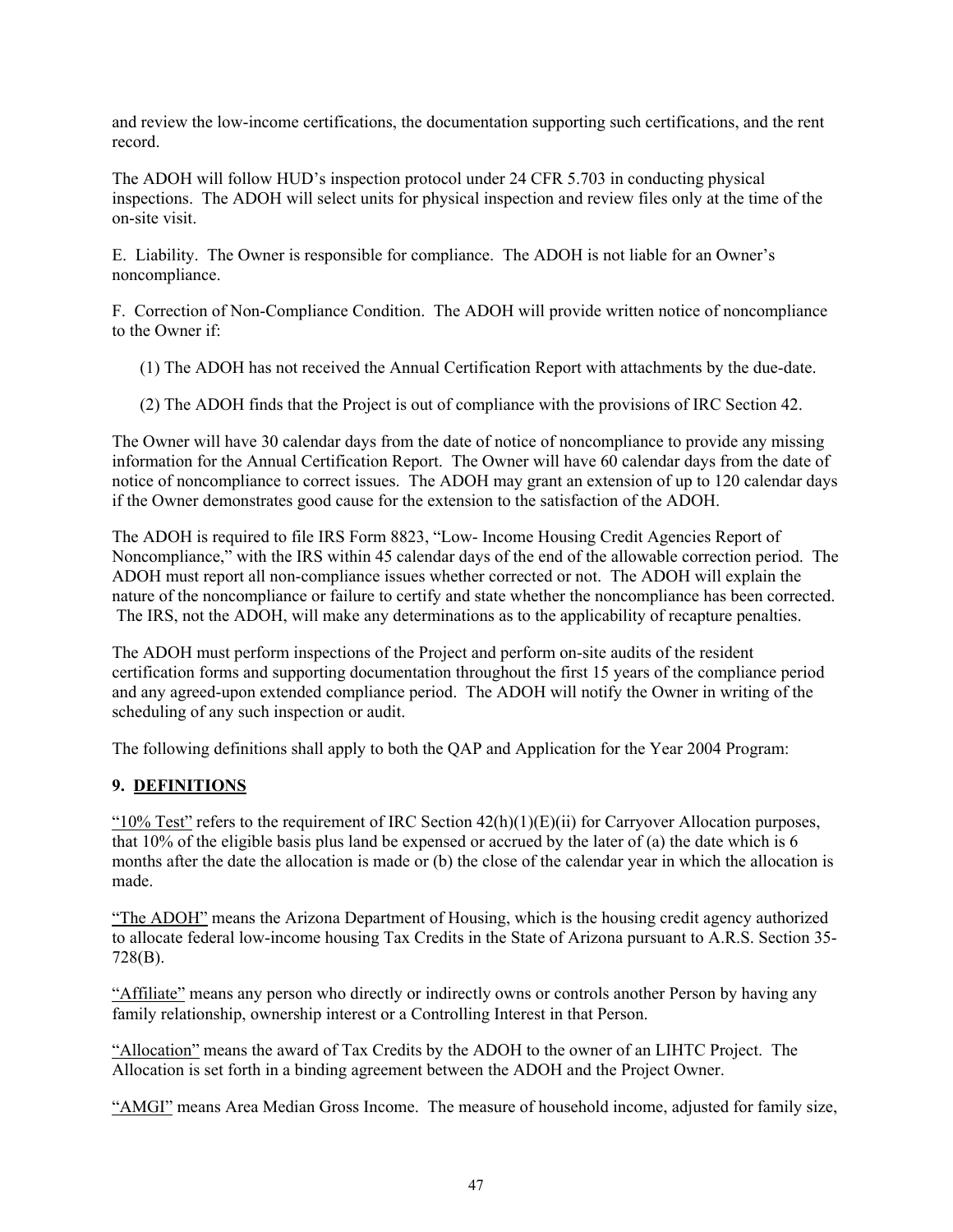and review the low-income certifications, the documentation supporting such certifications, and the rent record.

The ADOH will follow HUD's inspection protocol under 24 CFR 5.703 in conducting physical inspections. The ADOH will select units for physical inspection and review files only at the time of the on-site visit.

E. Liability. The Owner is responsible for compliance. The ADOH is not liable for an Owner's noncompliance.

F. Correction of Non-Compliance Condition. The ADOH will provide written notice of noncompliance to the Owner if:

(1) The ADOH has not received the Annual Certification Report with attachments by the due-date.

(2) The ADOH finds that the Project is out of compliance with the provisions of IRC Section 42.

The Owner will have 30 calendar days from the date of notice of noncompliance to provide any missing information for the Annual Certification Report. The Owner will have 60 calendar days from the date of notice of noncompliance to correct issues. The ADOH may grant an extension of up to 120 calendar days if the Owner demonstrates good cause for the extension to the satisfaction of the ADOH.

The ADOH is required to file IRS Form 8823, "Low- Income Housing Credit Agencies Report of Noncompliance," with the IRS within 45 calendar days of the end of the allowable correction period. The ADOH must report all non-compliance issues whether corrected or not. The ADOH will explain the nature of the noncompliance or failure to certify and state whether the noncompliance has been corrected. The IRS, not the ADOH, will make any determinations as to the applicability of recapture penalties.

The ADOH must perform inspections of the Project and perform on-site audits of the resident certification forms and supporting documentation throughout the first 15 years of the compliance period and any agreed-upon extended compliance period. The ADOH will notify the Owner in writing of the scheduling of any such inspection or audit.

The following definitions shall apply to both the QAP and Application for the Year 2004 Program:

## 9. DEFINITIONS

"10% Test" refers to the requirement of IRC Section 42(h)(1)(E)(ii) for Carryover Allocation purposes, that 10% of the eligible basis plus land be expensed or accrued by the later of (a) the date which is 6 months after the date the allocation is made or (b) the close of the calendar year in which the allocation is made.

"The ADOH" means the Arizona Department of Housing, which is the housing credit agency authorized to allocate federal low-income housing Tax Credits in the State of Arizona pursuant to A.R.S. Section 35-728(B).

"Affiliate" means any person who directly or indirectly owns or controls another Person by having any family relationship, ownership interest or a Controlling Interest in that Person.

"Allocation" means the award of Tax Credits by the ADOH to the owner of an LIHTC Project. The Allocation is set forth in a binding agreement between the ADOH and the Project Owner.

"AMGI" means Area Median Gross Income. The measure of household income, adjusted for family size,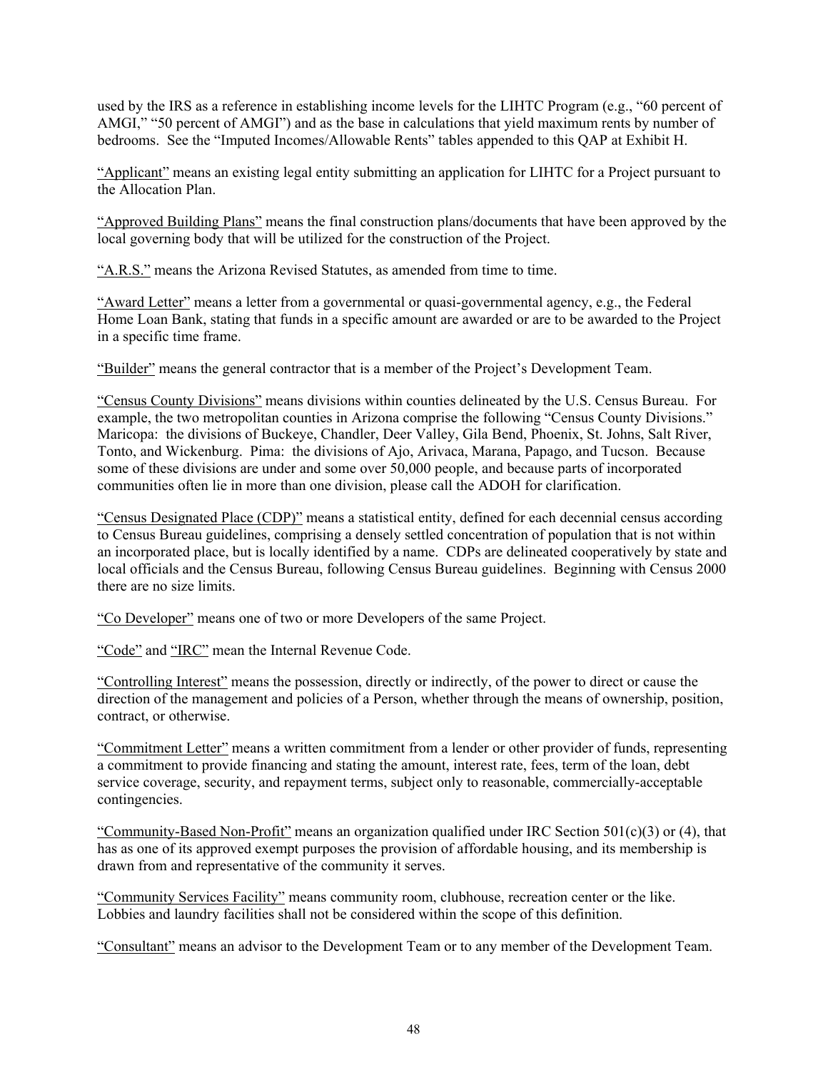used by the IRS as a reference in establishing income levels for the LIHTC Program (e.g., "60 percent of AMGI," "50 percent of AMGI") and as the base in calculations that yield maximum rents by number of bedrooms. See the "Imputed Incomes/Allowable Rents" tables appended to this QAP at Exhibit H.

"Applicant" means an existing legal entity submitting an application for LIHTC for a Project pursuant to the Allocation Plan.

"Approved Building Plans" means the final construction plans/documents that have been approved by the local governing body that will be utilized for the construction of the Project.

"A.R.S." means the Arizona Revised Statutes, as amended from time to time.

"Award Letter" means a letter from a governmental or quasi-governmental agency, e.g., the Federal Home Loan Bank, stating that funds in a specific amount are awarded or are to be awarded to the Project in a specific time frame.

"Builder" means the general contractor that is a member of the Project's Development Team.

"Census County Divisions" means divisions within counties delineated by the U.S. Census Bureau. For example, the two metropolitan counties in Arizona comprise the following "Census County Divisions." Maricopa: the divisions of Buckeye, Chandler, Deer Valley, Gila Bend, Phoenix, St. Johns, Salt River, Tonto, and Wickenburg. Pima: the divisions of Ajo, Arivaca, Marana, Papago, and Tucson. Because some of these divisions are under and some over 50,000 people, and because parts of incorporated communities often lie in more than one division, please call the ADOH for clarification.

"Census Designated Place (CDP)" means a statistical entity, defined for each decennial census according to Census Bureau guidelines, comprising a densely settled concentration of population that is not within an incorporated place, but is locally identified by a name. CDPs are delineated cooperatively by state and local officials and the Census Bureau, following Census Bureau guidelines. Beginning with Census 2000 there are no size limits.

"Co Developer" means one of two or more Developers of the same Project.

"Code" and "IRC" mean the Internal Revenue Code.

"Controlling Interest" means the possession, directly or indirectly, of the power to direct or cause the direction of the management and policies of a Person, whether through the means of ownership, position, contract, or otherwise.

"Commitment Letter" means a written commitment from a lender or other provider of funds, representing a commitment to provide financing and stating the amount, interest rate, fees, term of the loan, debt service coverage, security, and repayment terms, subject only to reasonable, commercially-acceptable contingencies.

"Community-Based Non-Profit" means an organization qualified under IRC Section 501(c)(3) or (4), that has as one of its approved exempt purposes the provision of affordable housing, and its membership is drawn from and representative of the community it serves.

"Community Services Facility" means community room, clubhouse, recreation center or the like. Lobbies and laundry facilities shall not be considered within the scope of this definition.

"Consultant" means an advisor to the Development Team or to any member of the Development Team.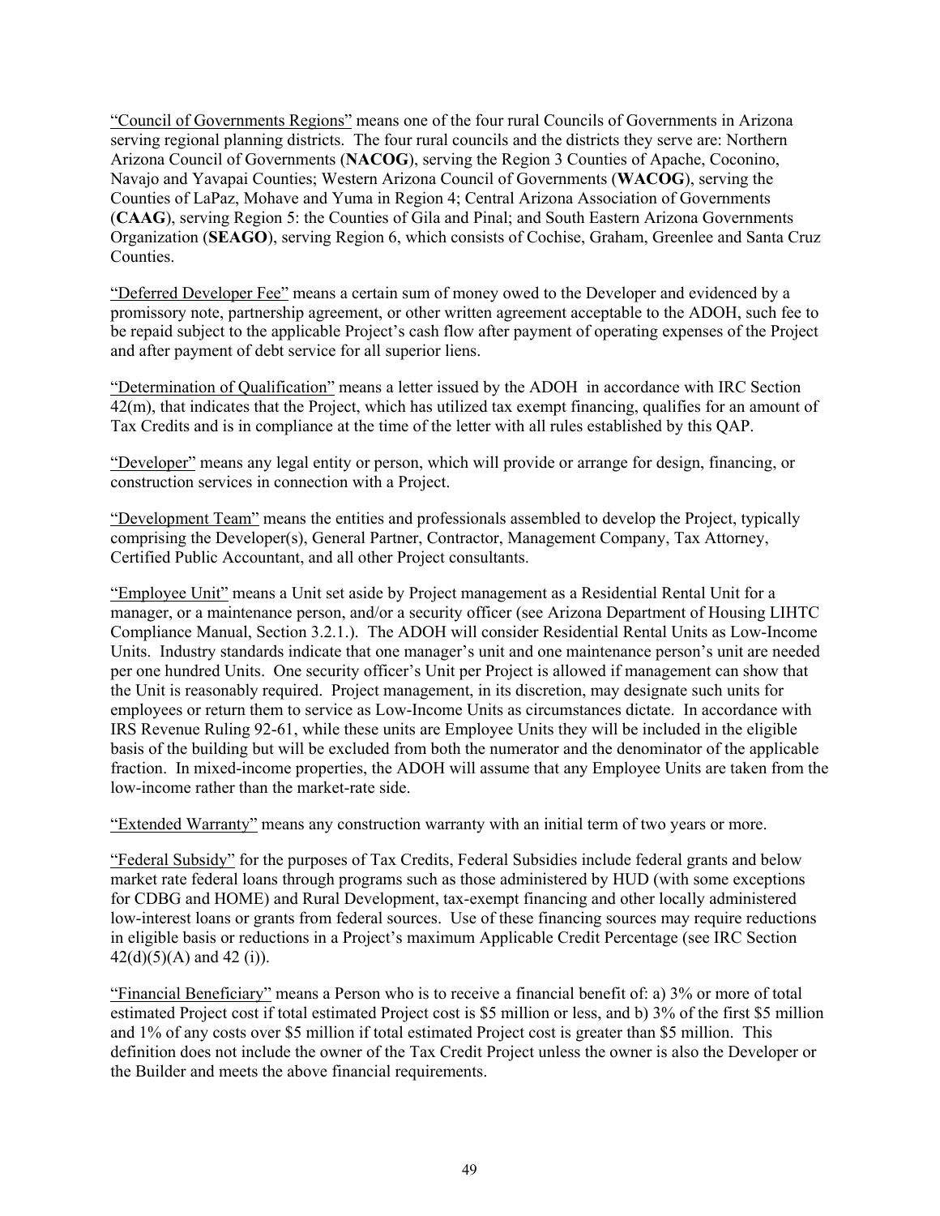"Council of Governments Regions" means one of the four rural Councils of Governments in Arizona serving regional planning districts. The four rural councils and the districts they serve are: Northern Arizona Council of Governments (**NACOG**), serving the Region 3 Counties of Apache, Coconino, Navajo and Yavapai Counties; Western Arizona Council of Governments (**WACOG**), serving the Counties of LaPaz, Mohave and Yuma in Region 4; Central Arizona Association of Governments (**CAAG**), serving Region 5: the Counties of Gila and Pinal; and South Eastern Arizona Governments Organization (**SEAGO**), serving Region 6, which consists of Cochise, Graham, Greenlee and Santa Cruz Counties.

"Deferred Developer Fee" means a certain sum of money owed to the Developer and evidenced by a promissory note, partnership agreement, or other written agreement acceptable to the ADOH, such fee to be repaid subject to the applicable Project's cash flow after payment of operating expenses of the Project and after payment of debt service for all superior liens.

"Determination of Qualification" means a letter issued by the ADOH in accordance with IRC Section 42(m), that indicates that the Project, which has utilized tax exempt financing, qualifies for an amount of Tax Credits and is in compliance at the time of the letter with all rules established by this QAP.

"Developer" means any legal entity or person, which will provide or arrange for design, financing, or construction services in connection with a Project.

"Development Team" means the entities and professionals assembled to develop the Project, typically comprising the Developer(s), General Partner, Contractor, Management Company, Tax Attorney, Certified Public Accountant, and all other Project consultants.

"Employee Unit" means a Unit set aside by Project management as a Residential Rental Unit for a manager, or a maintenance person, and/or a security officer (see Arizona Department of Housing LIHTC Compliance Manual, Section 3.2.1.). The ADOH will consider Residential Rental Units as Low-Income Units. Industry standards indicate that one manager's unit and one maintenance person's unit are needed per one hundred Units. One security officer's Unit per Project is allowed if management can show that the Unit is reasonably required. Project management, in its discretion, may designate such units for employees or return them to service as Low-Income Units as circumstances dictate. In accordance with IRS Revenue Ruling 92-61, while these units are Employee Units they will be included in the eligible basis of the building but will be excluded from both the numerator and the denominator of the applicable fraction. In mixed-income properties, the ADOH will assume that any Employee Units are taken from the low-income rather than the market-rate side.

"Extended Warranty" means any construction warranty with an initial term of two years or more.

"Federal Subsidy" for the purposes of Tax Credits, Federal Subsidies include federal grants and below market rate federal loans through programs such as those administered by HUD (with some exceptions for CDBG and HOME) and Rural Development, tax-exempt financing and other locally administered low-interest loans or grants from federal sources. Use of these financing sources may require reductions in eligible basis or reductions in a Project's maximum Applicable Credit Percentage (see IRC Section 42(d)(5)(A) and 42 (i)).

"Financial Beneficiary" means a Person who is to receive a financial benefit of: a) 3% or more of total estimated Project cost if total estimated Project cost is \$5 million or less, and b) 3% of the first \$5 million and 1% of any costs over \$5 million if total estimated Project cost is greater than \$5 million. This definition does not include the owner of the Tax Credit Project unless the owner is also the Developer or the Builder and meets the above financial requirements.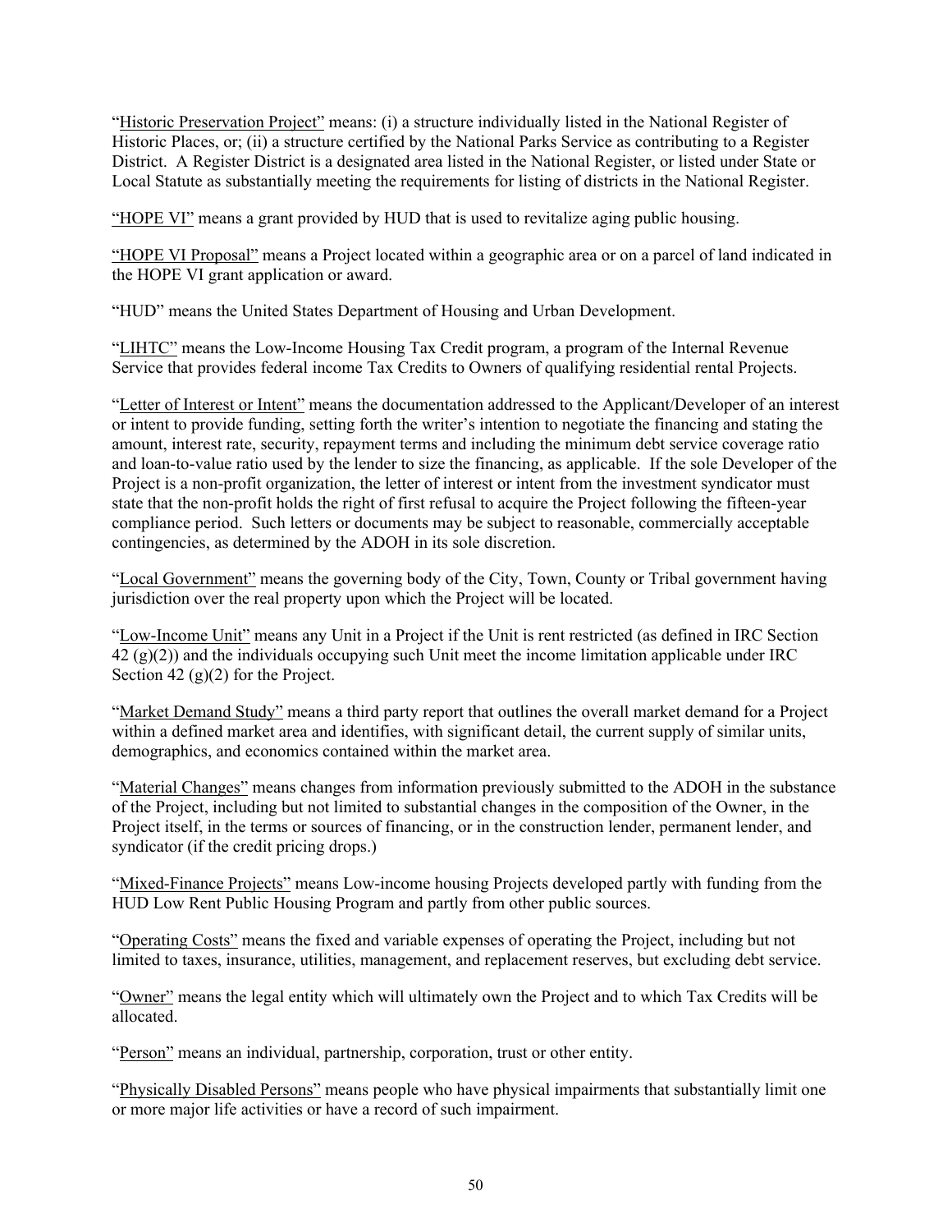"Historic Preservation Project" means: (i) a structure individually listed in the National Register of Historic Places, or; (ii) a structure certified by the National Parks Service as contributing to a Register District. A Register District is a designated area listed in the National Register, or listed under State or Local Statute as substantially meeting the requirements for listing of districts in the National Register.

"HOPE VI" means a grant provided by HUD that is used to revitalize aging public housing.

"HOPE VI Proposal" means a Project located within a geographic area or on a parcel of land indicated in the HOPE VI grant application or award.

"HUD" means the United States Department of Housing and Urban Development.

"LIHTC" means the Low-Income Housing Tax Credit program, a program of the Internal Revenue Service that provides federal income Tax Credits to Owners of qualifying residential rental Projects.

"Letter of Interest or Intent" means the documentation addressed to the Applicant/Developer of an interest or intent to provide funding, setting forth the writer's intention to negotiate the financing and stating the amount, interest rate, security, repayment terms and including the minimum debt service coverage ratio and loan-to-value ratio used by the lender to size the financing, as applicable. If the sole Developer of the Project is a non-profit organization, the letter of interest or intent from the investment syndicator must state that the non-profit holds the right of first refusal to acquire the Project following the fifteen-year compliance period. Such letters or documents may be subject to reasonable, commercially acceptable contingencies, as determined by the ADOH in its sole discretion.

"Local Government" means the governing body of the City, Town, County or Tribal government having jurisdiction over the real property upon which the Project will be located.

"Low-Income Unit" means any Unit in a Project if the Unit is rent restricted (as defined in IRC Section 42 (g)(2)) and the individuals occupying such Unit meet the income limitation applicable under IRC Section 42 (g)(2) for the Project.

"Market Demand Study" means a third party report that outlines the overall market demand for a Project within a defined market area and identifies, with significant detail, the current supply of similar units, demographics, and economics contained within the market area.

"Material Changes" means changes from information previously submitted to the ADOH in the substance of the Project, including but not limited to substantial changes in the composition of the Owner, in the Project itself, in the terms or sources of financing, or in the construction lender, permanent lender, and syndicator (if the credit pricing drops.)

"Mixed-Finance Projects" means Low-income housing Projects developed partly with funding from the HUD Low Rent Public Housing Program and partly from other public sources.

"Operating Costs" means the fixed and variable expenses of operating the Project, including but not limited to taxes, insurance, utilities, management, and replacement reserves, but excluding debt service.

"Owner" means the legal entity which will ultimately own the Project and to which Tax Credits will be allocated.

"Person" means an individual, partnership, corporation, trust or other entity.

"Physically Disabled Persons" means people who have physical impairments that substantially limit one or more major life activities or have a record of such impairment.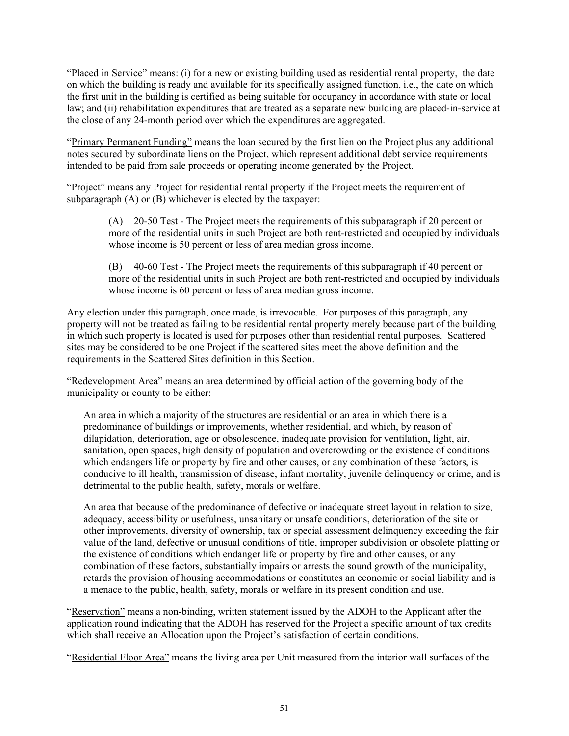"Placed in Service" means: (i) for a new or existing building used as residential rental property, the date on which the building is ready and available for its specifically assigned function, i.e., the date on which the first unit in the building is certified as being suitable for occupancy in accordance with state or local law; and (ii) rehabilitation expenditures that are treated as a separate new building are placed-in-service at the close of any 24-month period over which the expenditures are aggregated.

"Primary Permanent Funding" means the loan secured by the first lien on the Project plus any additional notes secured by subordinate liens on the Project, which represent additional debt service requirements intended to be paid from sale proceeds or operating income generated by the Project.

"Project" means any Project for residential rental property if the Project meets the requirement of subparagraph (A) or (B) whichever is elected by the taxpayer:

> (A) 20-50 Test - The Project meets the requirements of this subparagraph if 20 percent or more of the residential units in such Project are both rent-restricted and occupied by individuals whose income is 50 percent or less of area median gross income.
>
> (B) 40-60 Test - The Project meets the requirements of this subparagraph if 40 percent or more of the residential units in such Project are both rent-restricted and occupied by individuals whose income is 60 percent or less of area median gross income.

Any election under this paragraph, once made, is irrevocable. For purposes of this paragraph, any property will not be treated as failing to be residential rental property merely because part of the building in which such property is located is used for purposes other than residential rental purposes. Scattered sites may be considered to be one Project if the scattered sites meet the above definition and the requirements in the Scattered Sites definition in this Section.

"Redevelopment Area" means an area determined by official action of the governing body of the municipality or county to be either:

> An area in which a majority of the structures are residential or an area in which there is a predominance of buildings or improvements, whether residential, and which, by reason of dilapidation, deterioration, age or obsolescence, inadequate provision for ventilation, light, air, sanitation, open spaces, high density of population and overcrowding or the existence of conditions which endangers life or property by fire and other causes, or any combination of these factors, is conducive to ill health, transmission of disease, infant mortality, juvenile delinquency or crime, and is detrimental to the public health, safety, morals or welfare.
>
> An area that because of the predominance of defective or inadequate street layout in relation to size, adequacy, accessibility or usefulness, unsanitary or unsafe conditions, deterioration of the site or other improvements, diversity of ownership, tax or special assessment delinquency exceeding the fair value of the land, defective or unusual conditions of title, improper subdivision or obsolete platting or the existence of conditions which endanger life or property by fire and other causes, or any combination of these factors, substantially impairs or arrests the sound growth of the municipality, retards the provision of housing accommodations or constitutes an economic or social liability and is a menace to the public, health, safety, morals or welfare in its present condition and use.

"Reservation" means a non-binding, written statement issued by the ADOH to the Applicant after the application round indicating that the ADOH has reserved for the Project a specific amount of tax credits which shall receive an Allocation upon the Project's satisfaction of certain conditions.

"Residential Floor Area" means the living area per Unit measured from the interior wall surfaces of the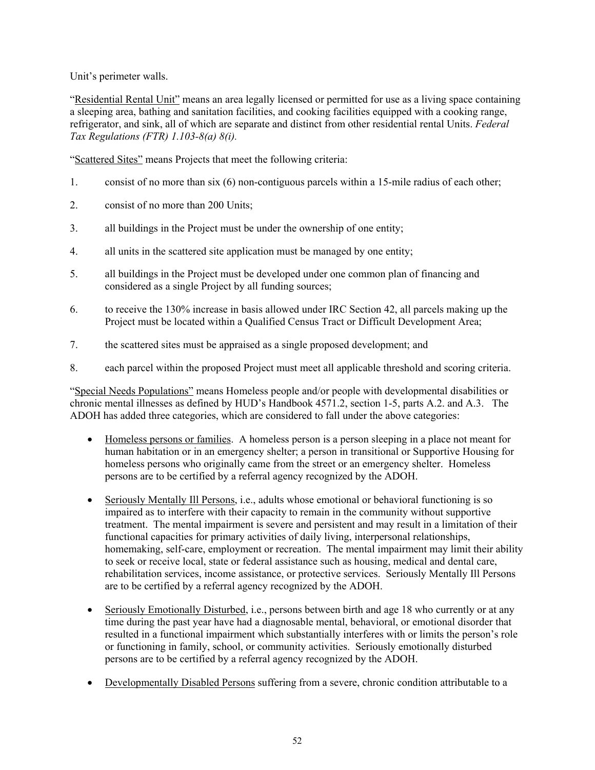Unit's perimeter walls.

"Residential Rental Unit" means an area legally licensed or permitted for use as a living space containing a sleeping area, bathing and sanitation facilities, and cooking facilities equipped with a cooking range, refrigerator, and sink, all of which are separate and distinct from other residential rental Units. *Federal Tax Regulations (FTR) 1.103-8(a) 8(i).*

"Scattered Sites" means Projects that meet the following criteria:

1. consist of no more than six (6) non-contiguous parcels within a 15-mile radius of each other;
2. consist of no more than 200 Units;
3. all buildings in the Project must be under the ownership of one entity;
4. all units in the scattered site application must be managed by one entity;
5. all buildings in the Project must be developed under one common plan of financing and considered as a single Project by all funding sources;
6. to receive the 130% increase in basis allowed under IRC Section 42, all parcels making up the Project must be located within a Qualified Census Tract or Difficult Development Area;
7. the scattered sites must be appraised as a single proposed development; and
8. each parcel within the proposed Project must meet all applicable threshold and scoring criteria.

"Special Needs Populations" means Homeless people and/or people with developmental disabilities or chronic mental illnesses as defined by HUD's Handbook 4571.2, section 1-5, parts A.2. and A.3. The ADOH has added three categories, which are considered to fall under the above categories:

- Homeless persons or families. A homeless person is a person sleeping in a place not meant for human habitation or in an emergency shelter; a person in transitional or Supportive Housing for homeless persons who originally came from the street or an emergency shelter. Homeless persons are to be certified by a referral agency recognized by the ADOH.

- Seriously Mentally Ill Persons, i.e., adults whose emotional or behavioral functioning is so impaired as to interfere with their capacity to remain in the community without supportive treatment. The mental impairment is severe and persistent and may result in a limitation of their functional capacities for primary activities of daily living, interpersonal relationships, homemaking, self-care, employment or recreation. The mental impairment may limit their ability to seek or receive local, state or federal assistance such as housing, medical and dental care, rehabilitation services, income assistance, or protective services. Seriously Mentally Ill Persons are to be certified by a referral agency recognized by the ADOH.

- Seriously Emotionally Disturbed, i.e., persons between birth and age 18 who currently or at any time during the past year have had a diagnosable mental, behavioral, or emotional disorder that resulted in a functional impairment which substantially interferes with or limits the person's role or functioning in family, school, or community activities. Seriously emotionally disturbed persons are to be certified by a referral agency recognized by the ADOH.

- Developmentally Disabled Persons suffering from a severe, chronic condition attributable to a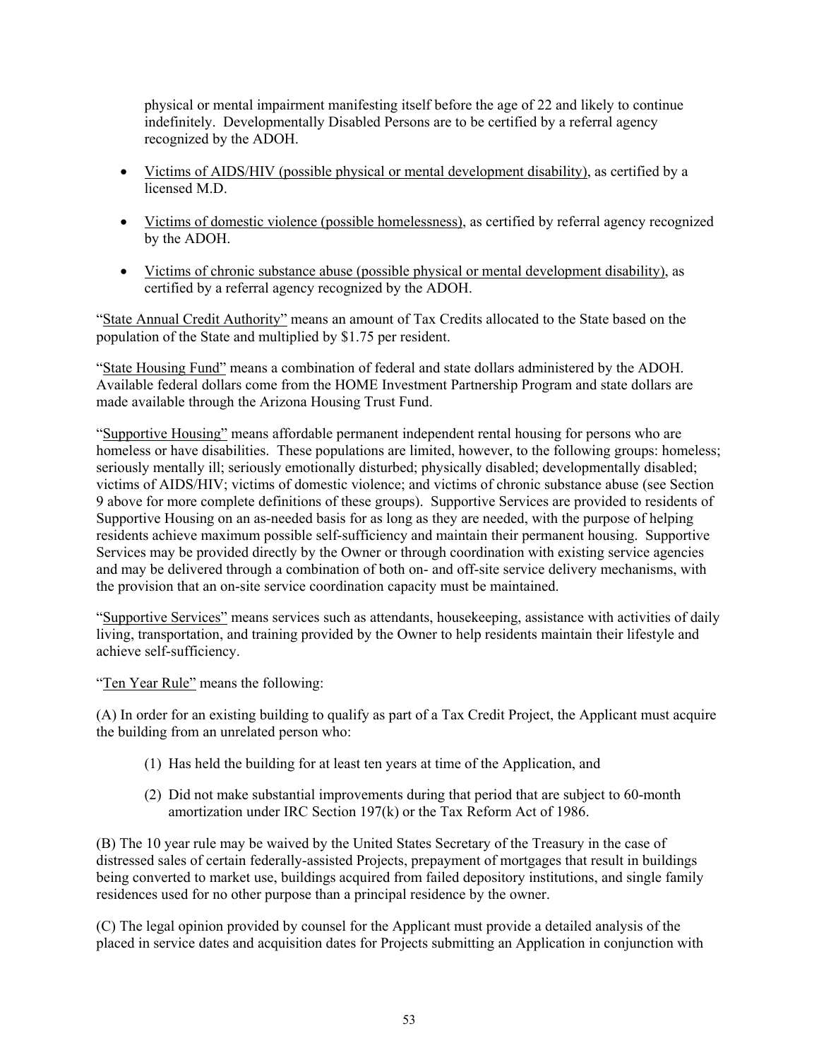physical or mental impairment manifesting itself before the age of 22 and likely to continue indefinitely. Developmentally Disabled Persons are to be certified by a referral agency recognized by the ADOH.

- Victims of AIDS/HIV (possible physical or mental development disability), as certified by a licensed M.D.
- Victims of domestic violence (possible homelessness), as certified by referral agency recognized by the ADOH.
- Victims of chronic substance abuse (possible physical or mental development disability), as certified by a referral agency recognized by the ADOH.

"State Annual Credit Authority" means an amount of Tax Credits allocated to the State based on the population of the State and multiplied by $1.75 per resident.

"State Housing Fund" means a combination of federal and state dollars administered by the ADOH. Available federal dollars come from the HOME Investment Partnership Program and state dollars are made available through the Arizona Housing Trust Fund.

"Supportive Housing" means affordable permanent independent rental housing for persons who are homeless or have disabilities. These populations are limited, however, to the following groups: homeless; seriously mentally ill; seriously emotionally disturbed; physically disabled; developmentally disabled; victims of AIDS/HIV; victims of domestic violence; and victims of chronic substance abuse (see Section 9 above for more complete definitions of these groups). Supportive Services are provided to residents of Supportive Housing on an as-needed basis for as long as they are needed, with the purpose of helping residents achieve maximum possible self-sufficiency and maintain their permanent housing. Supportive Services may be provided directly by the Owner or through coordination with existing service agencies and may be delivered through a combination of both on- and off-site service delivery mechanisms, with the provision that an on-site service coordination capacity must be maintained.

"Supportive Services" means services such as attendants, housekeeping, assistance with activities of daily living, transportation, and training provided by the Owner to help residents maintain their lifestyle and achieve self-sufficiency.

"Ten Year Rule" means the following:

(A) In order for an existing building to qualify as part of a Tax Credit Project, the Applicant must acquire the building from an unrelated person who:

1. Has held the building for at least ten years at time of the Application, and
2. Did not make substantial improvements during that period that are subject to 60-month amortization under IRC Section 197(k) or the Tax Reform Act of 1986.

(B) The 10 year rule may be waived by the United States Secretary of the Treasury in the case of distressed sales of certain federally-assisted Projects, prepayment of mortgages that result in buildings being converted to market use, buildings acquired from failed depository institutions, and single family residences used for no other purpose than a principal residence by the owner.

(C) The legal opinion provided by counsel for the Applicant must provide a detailed analysis of the placed in service dates and acquisition dates for Projects submitting an Application in conjunction with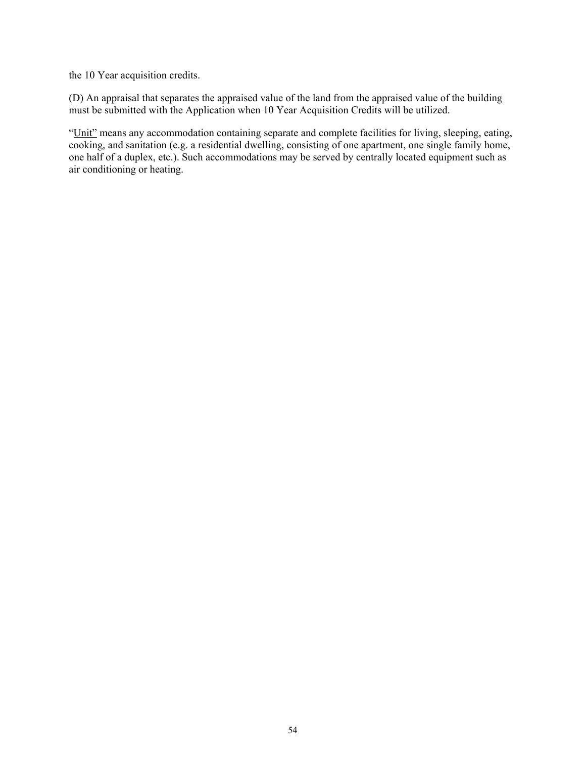the 10 Year acquisition credits.

(D) An appraisal that separates the appraised value of the land from the appraised value of the building must be submitted with the Application when 10 Year Acquisition Credits will be utilized.

"Unit" means any accommodation containing separate and complete facilities for living, sleeping, eating, cooking, and sanitation (e.g. a residential dwelling, consisting of one apartment, one single family home, one half of a duplex, etc.). Such accommodations may be served by centrally located equipment such as air conditioning or heating.